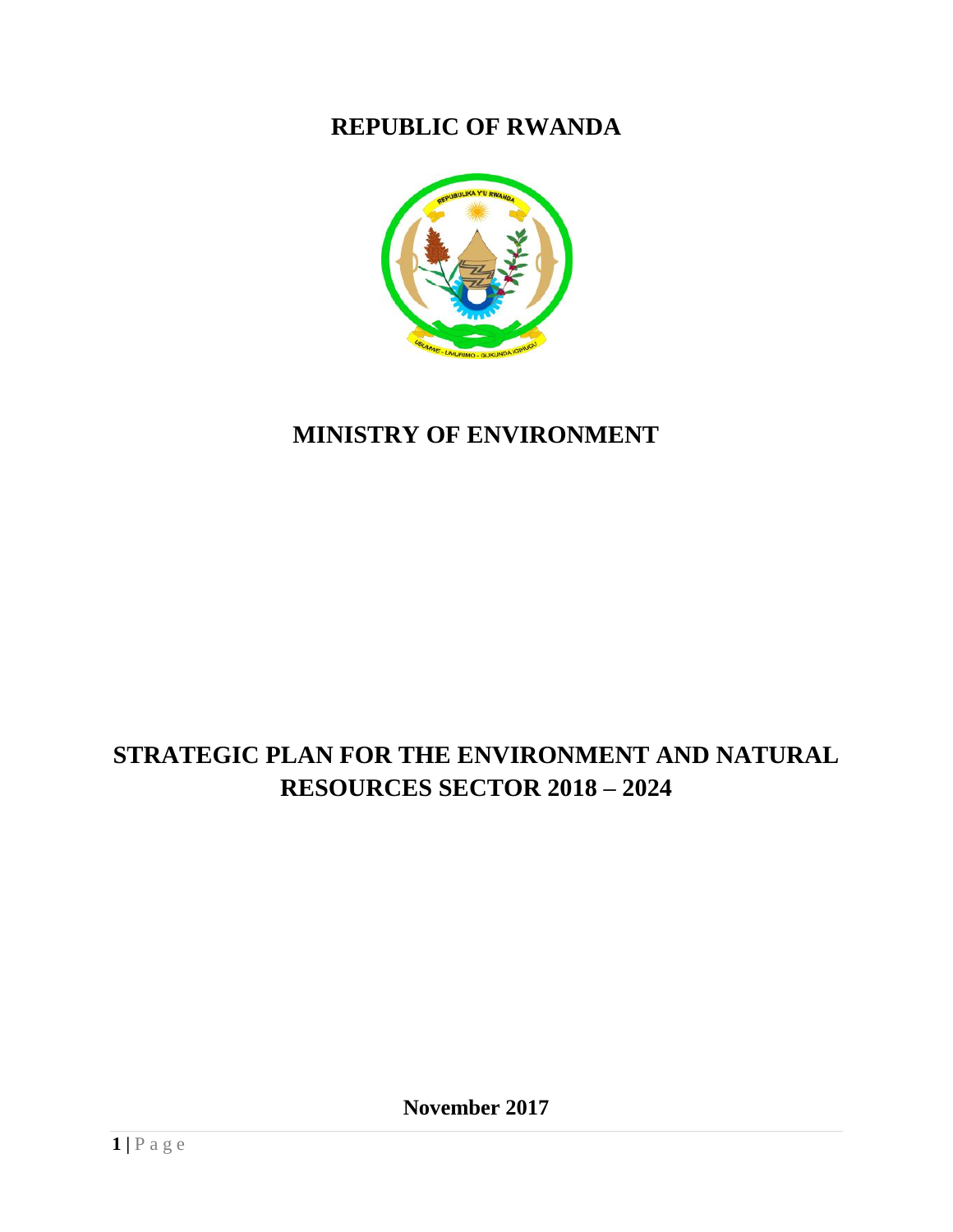# REPUBLIC OF RWANDA

# MINISTRY OF ENVIRONMENT

# STRATEGIC PLAN FOR THE ENVIRONMENT AND NATURAL RESOURCES SECTOR 2018 – 2024

**November 2017**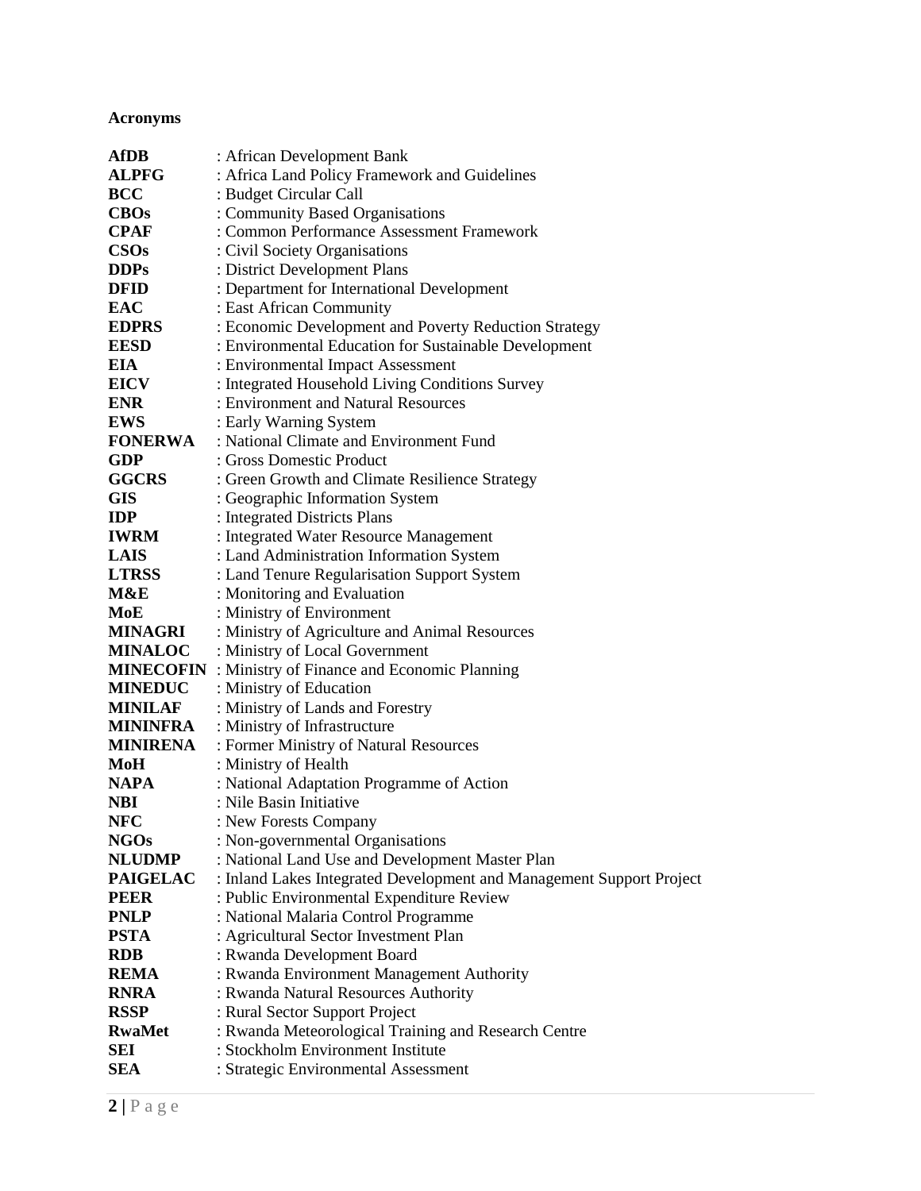**Acronyms**

**AfDB** : African Development Bank
**ALPFG** : Africa Land Policy Framework and Guidelines
**BCC** : Budget Circular Call
**CBOs** : Community Based Organisations
**CPAF** : Common Performance Assessment Framework
**CSOs** : Civil Society Organisations
**DDPs** : District Development Plans
**DFID** : Department for International Development
**EAC** : East African Community
**EDPRS** : Economic Development and Poverty Reduction Strategy
**EESD** : Environmental Education for Sustainable Development
**EIA** : Environmental Impact Assessment
**EICV** : Integrated Household Living Conditions Survey
**ENR** : Environment and Natural Resources
**EWS** : Early Warning System
**FONERWA** : National Climate and Environment Fund
**GDP** : Gross Domestic Product
**GGCRS** : Green Growth and Climate Resilience Strategy
**GIS** : Geographic Information System
**IDP** : Integrated Districts Plans
**IWRM** : Integrated Water Resource Management
**LAIS** : Land Administration Information System
**LTRSS** : Land Tenure Regularisation Support System
**M&E** : Monitoring and Evaluation
**MoE** : Ministry of Environment
**MINAGRI** : Ministry of Agriculture and Animal Resources
**MINALOC** : Ministry of Local Government
**MINECOFIN** : Ministry of Finance and Economic Planning
**MINEDUC** : Ministry of Education
**MINILAF** : Ministry of Lands and Forestry
**MININFRA** : Ministry of Infrastructure
**MINIRENA** : Former Ministry of Natural Resources
**MoH** : Ministry of Health
**NAPA** : National Adaptation Programme of Action
**NBI** : Nile Basin Initiative
**NFC** : New Forests Company
**NGOs** : Non-governmental Organisations
**NLUDMP** : National Land Use and Development Master Plan
**PAIGELAC** : Inland Lakes Integrated Development and Management Support Project
**PEER** : Public Environmental Expenditure Review
**PNLP** : National Malaria Control Programme
**PSTA** : Agricultural Sector Investment Plan
**RDB** : Rwanda Development Board
**REMA** : Rwanda Environment Management Authority
**RNRA** : Rwanda Natural Resources Authority
**RSSP** : Rural Sector Support Project
**RwaMet** : Rwanda Meteorological Training and Research Centre
**SEI** : Stockholm Environment Institute
**SEA** : Strategic Environmental Assessment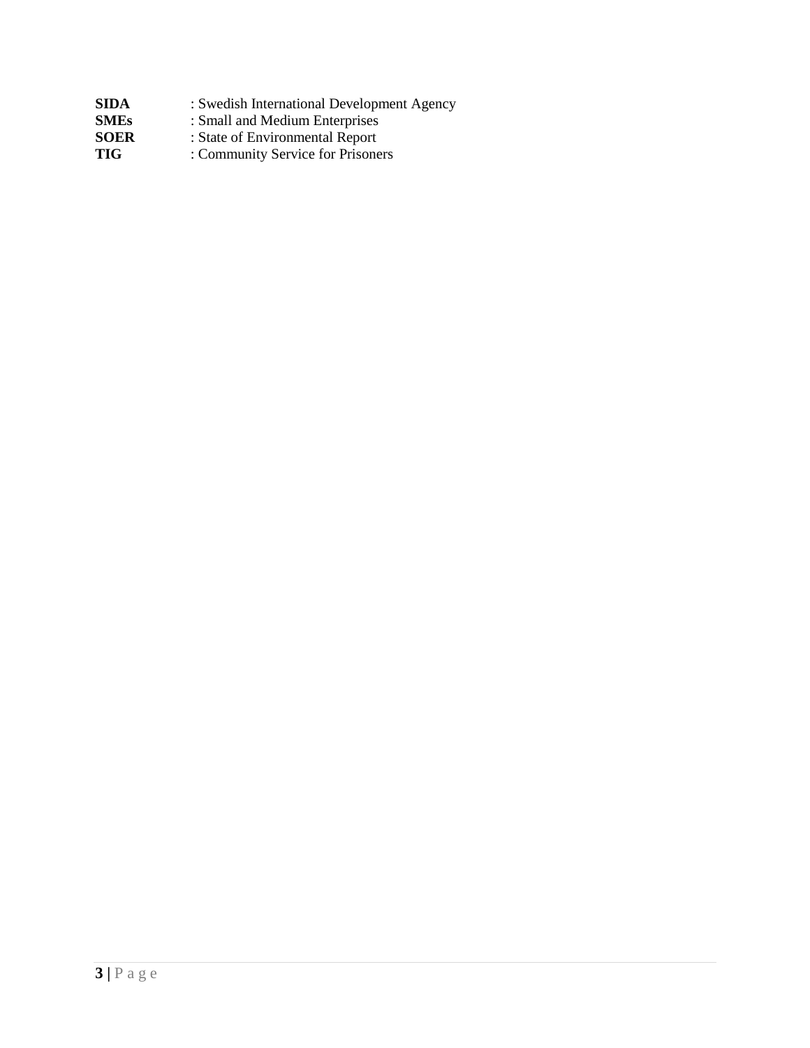**SIDA** : Swedish International Development Agency
**SMEs** : Small and Medium Enterprises
**SOER** : State of Environmental Report
**TIG** : Community Service for Prisoners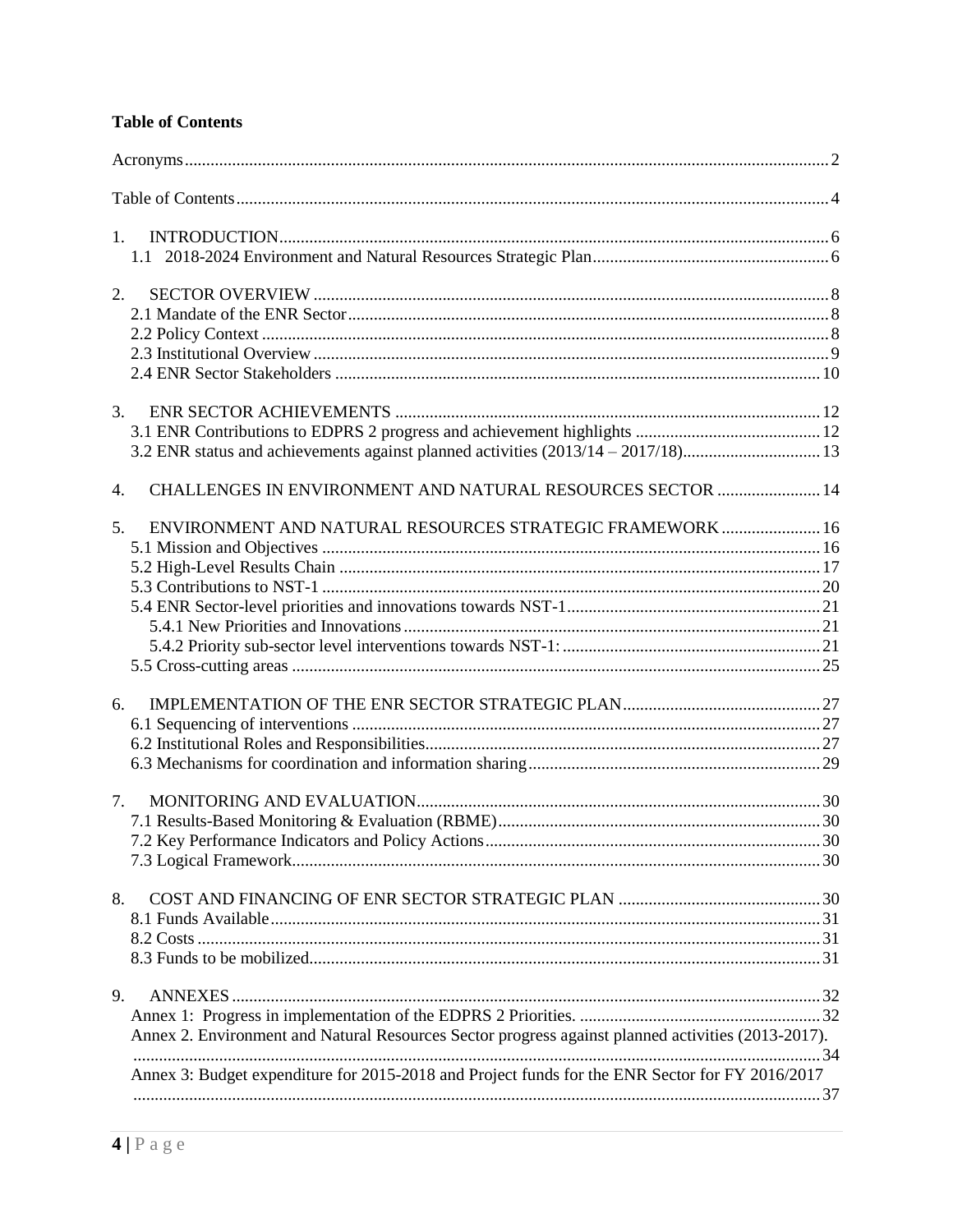**Table of Contents**

Acronyms .......... 2

Table of Contents .......... 4

1. INTRODUCTION .......... 6
   - 1.1 2018-2024 Environment and Natural Resources Strategic Plan .......... 6

2. SECTOR OVERVIEW .......... 8
   - 2.1 Mandate of the ENR Sector .......... 8
   - 2.2 Policy Context .......... 8
   - 2.3 Institutional Overview .......... 9
   - 2.4 ENR Sector Stakeholders .......... 10

3. ENR SECTOR ACHIEVEMENTS .......... 12
   - 3.1 ENR Contributions to EDPRS 2 progress and achievement highlights .......... 12
   - 3.2 ENR status and achievements against planned activities (2013/14 – 2017/18) .......... 13

4. CHALLENGES IN ENVIRONMENT AND NATURAL RESOURCES SECTOR .......... 14

5. ENVIRONMENT AND NATURAL RESOURCES STRATEGIC FRAMEWORK .......... 16
   - 5.1 Mission and Objectives .......... 16
   - 5.2 High-Level Results Chain .......... 17
   - 5.3 Contributions to NST-1 .......... 20
   - 5.4 ENR Sector-level priorities and innovations towards NST-1 .......... 21
     - 5.4.1 New Priorities and Innovations .......... 21
     - 5.4.2 Priority sub-sector level interventions towards NST-1: .......... 21
   - 5.5 Cross-cutting areas .......... 25

6. IMPLEMENTATION OF THE ENR SECTOR STRATEGIC PLAN .......... 27
   - 6.1 Sequencing of interventions .......... 27
   - 6.2 Institutional Roles and Responsibilities .......... 27
   - 6.3 Mechanisms for coordination and information sharing .......... 29

7. MONITORING AND EVALUATION .......... 30
   - 7.1 Results-Based Monitoring & Evaluation (RBME) .......... 30
   - 7.2 Key Performance Indicators and Policy Actions .......... 30
   - 7.3 Logical Framework .......... 30

8. COST AND FINANCING OF ENR SECTOR STRATEGIC PLAN .......... 30
   - 8.1 Funds Available .......... 31
   - 8.2 Costs .......... 31
   - 8.3 Funds to be mobilized .......... 31

9. ANNEXES .......... 32
   - Annex 1: Progress in implementation of the EDPRS 2 Priorities. .......... 32
   - Annex 2. Environment and Natural Resources Sector progress against planned activities (2013-2017). .......... 34
   - Annex 3: Budget expenditure for 2015-2018 and Project funds for the ENR Sector for FY 2016/2017 .......... 37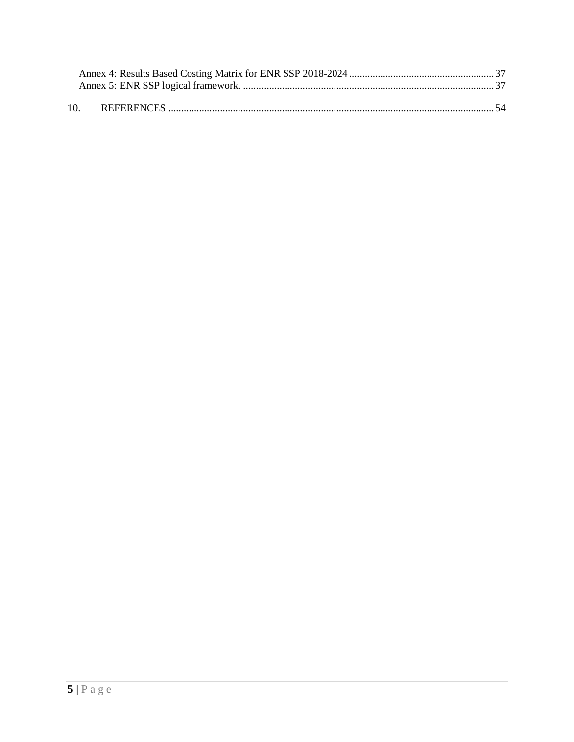Annex 4: Results Based Costing Matrix for ENR SSP 2018-2024 ........................................................ 37
Annex 5: ENR SSP logical framework. ................................................................................................. 37

10. REFERENCES ............................................................................................................................. 54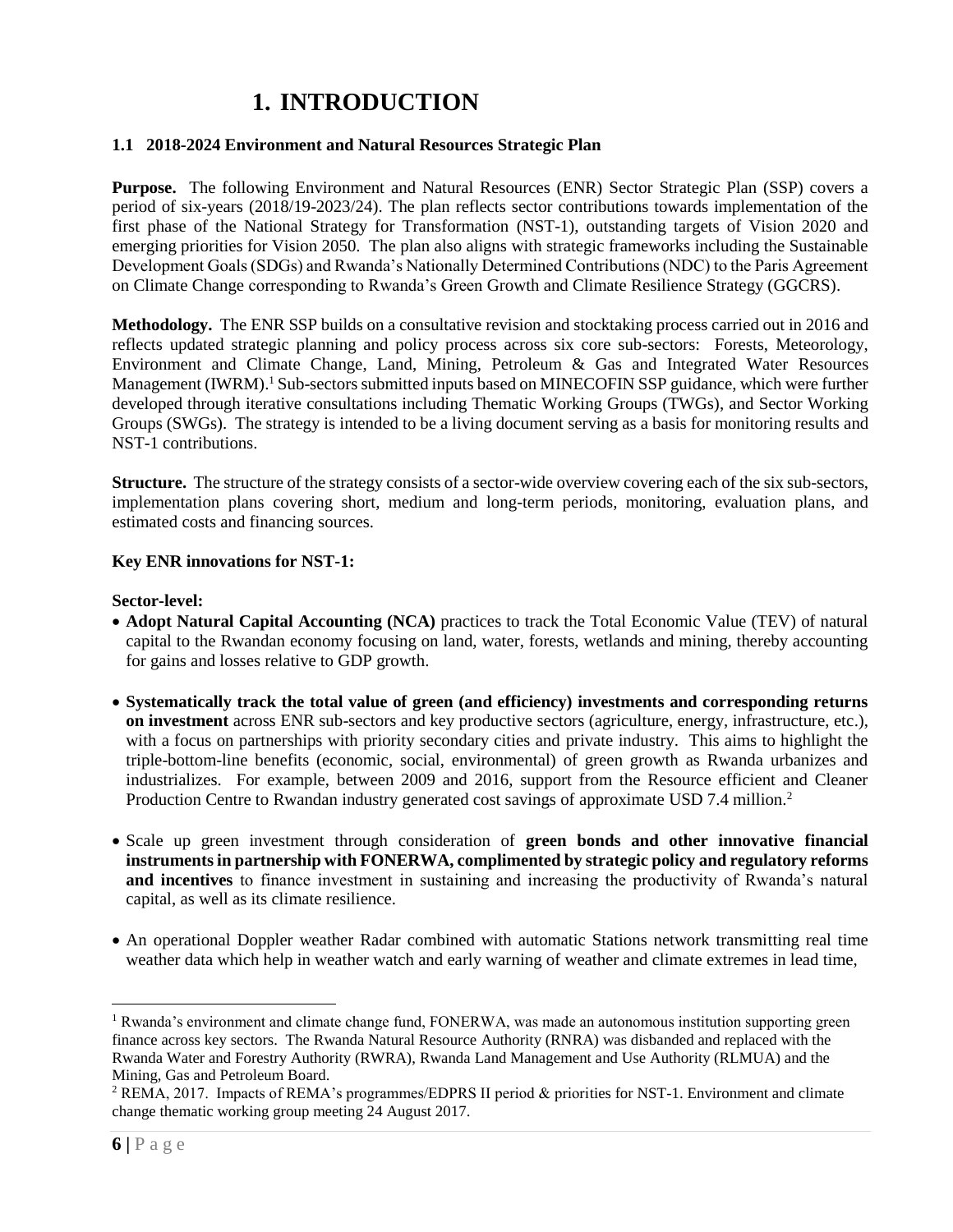# 1. INTRODUCTION

### 1.1 2018-2024 Environment and Natural Resources Strategic Plan

**Purpose.** The following Environment and Natural Resources (ENR) Sector Strategic Plan (SSP) covers a period of six-years (2018/19-2023/24). The plan reflects sector contributions towards implementation of the first phase of the National Strategy for Transformation (NST-1), outstanding targets of Vision 2020 and emerging priorities for Vision 2050. The plan also aligns with strategic frameworks including the Sustainable Development Goals (SDGs) and Rwanda's Nationally Determined Contributions (NDC) to the Paris Agreement on Climate Change corresponding to Rwanda's Green Growth and Climate Resilience Strategy (GGCRS).

**Methodology.** The ENR SSP builds on a consultative revision and stocktaking process carried out in 2016 and reflects updated strategic planning and policy process across six core sub-sectors: Forests, Meteorology, Environment and Climate Change, Land, Mining, Petroleum & Gas and Integrated Water Resources Management (IWRM).[1] Sub-sectors submitted inputs based on MINECOFIN SSP guidance, which were further developed through iterative consultations including Thematic Working Groups (TWGs), and Sector Working Groups (SWGs). The strategy is intended to be a living document serving as a basis for monitoring results and NST-1 contributions.

**Structure.** The structure of the strategy consists of a sector-wide overview covering each of the six sub-sectors, implementation plans covering short, medium and long-term periods, monitoring, evaluation plans, and estimated costs and financing sources.

**Key ENR innovations for NST-1:**

**Sector-level:**

- **Adopt Natural Capital Accounting (NCA)** practices to track the Total Economic Value (TEV) of natural capital to the Rwandan economy focusing on land, water, forests, wetlands and mining, thereby accounting for gains and losses relative to GDP growth.

- **Systematically track the total value of green (and efficiency) investments and corresponding returns on investment** across ENR sub-sectors and key productive sectors (agriculture, energy, infrastructure, etc.), with a focus on partnerships with priority secondary cities and private industry. This aims to highlight the triple-bottom-line benefits (economic, social, environmental) of green growth as Rwanda urbanizes and industrializes. For example, between 2009 and 2016, support from the Resource efficient and Cleaner Production Centre to Rwandan industry generated cost savings of approximate USD 7.4 million.[2]

- Scale up green investment through consideration of **green bonds and other innovative financial instruments in partnership with FONERWA, complimented by strategic policy and regulatory reforms and incentives** to finance investment in sustaining and increasing the productivity of Rwanda's natural capital, as well as its climate resilience.

- An operational Doppler weather Radar combined with automatic Stations network transmitting real time weather data which help in weather watch and early warning of weather and climate extremes in lead time,

---

[1] Rwanda's environment and climate change fund, FONERWA, was made an autonomous institution supporting green finance across key sectors. The Rwanda Natural Resource Authority (RNRA) was disbanded and replaced with the Rwanda Water and Forestry Authority (RWRA), Rwanda Land Management and Use Authority (RLMUA) and the Mining, Gas and Petroleum Board.

[2] REMA, 2017. Impacts of REMA's programmes/EDPRS II period & priorities for NST-1. Environment and climate change thematic working group meeting 24 August 2017.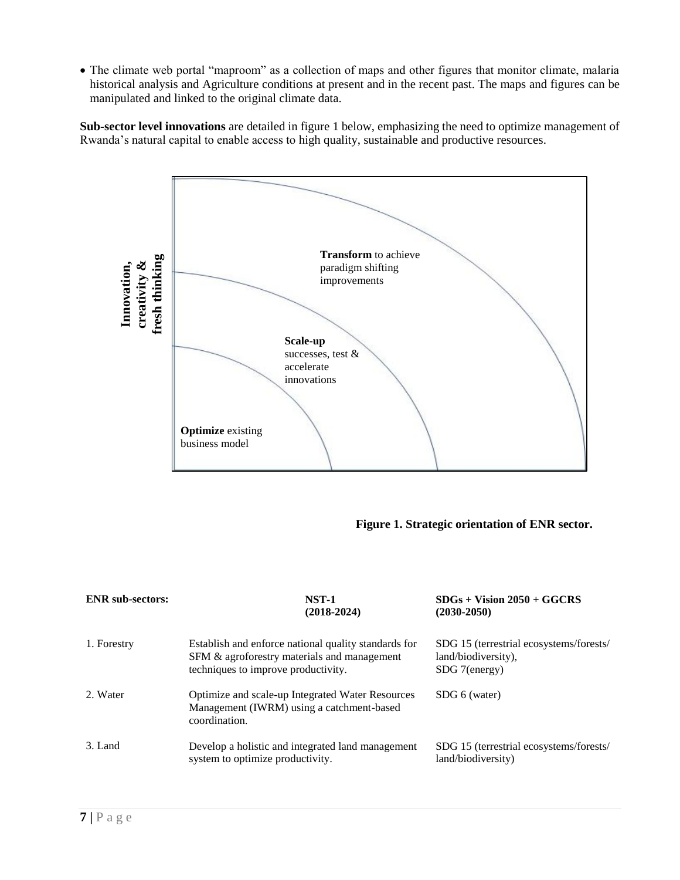- The climate web portal "maproom" as a collection of maps and other figures that monitor climate, malaria historical analysis and Agriculture conditions at present and in the recent past. The maps and figures can be manipulated and linked to the original climate data.

**Sub-sector level innovations** are detailed in figure 1 below, emphasizing the need to optimize management of Rwanda's natural capital to enable access to high quality, sustainable and productive resources.

**Innovation, creativity & fresh thinking**

**Transform** to achieve paradigm shifting improvements

**Scale-up** successes, test & accelerate innovations

**Optimize** existing business model

**Figure 1. Strategic orientation of ENR sector.**

| ENR sub-sectors: | NST-1 (2018-2024) | SDGs + Vision 2050 + GGCRS (2030-2050) |
|---|---|---|
| 1. Forestry | Establish and enforce national quality standards for SFM & agroforestry materials and management techniques to improve productivity. | SDG 15 (terrestrial ecosystems/forests/ land/biodiversity), SDG 7(energy) |
| 2. Water | Optimize and scale-up Integrated Water Resources Management (IWRM) using a catchment-based coordination. | SDG 6 (water) |
| 3. Land | Develop a holistic and integrated land management system to optimize productivity. | SDG 15 (terrestrial ecosystems/forests/ land/biodiversity) |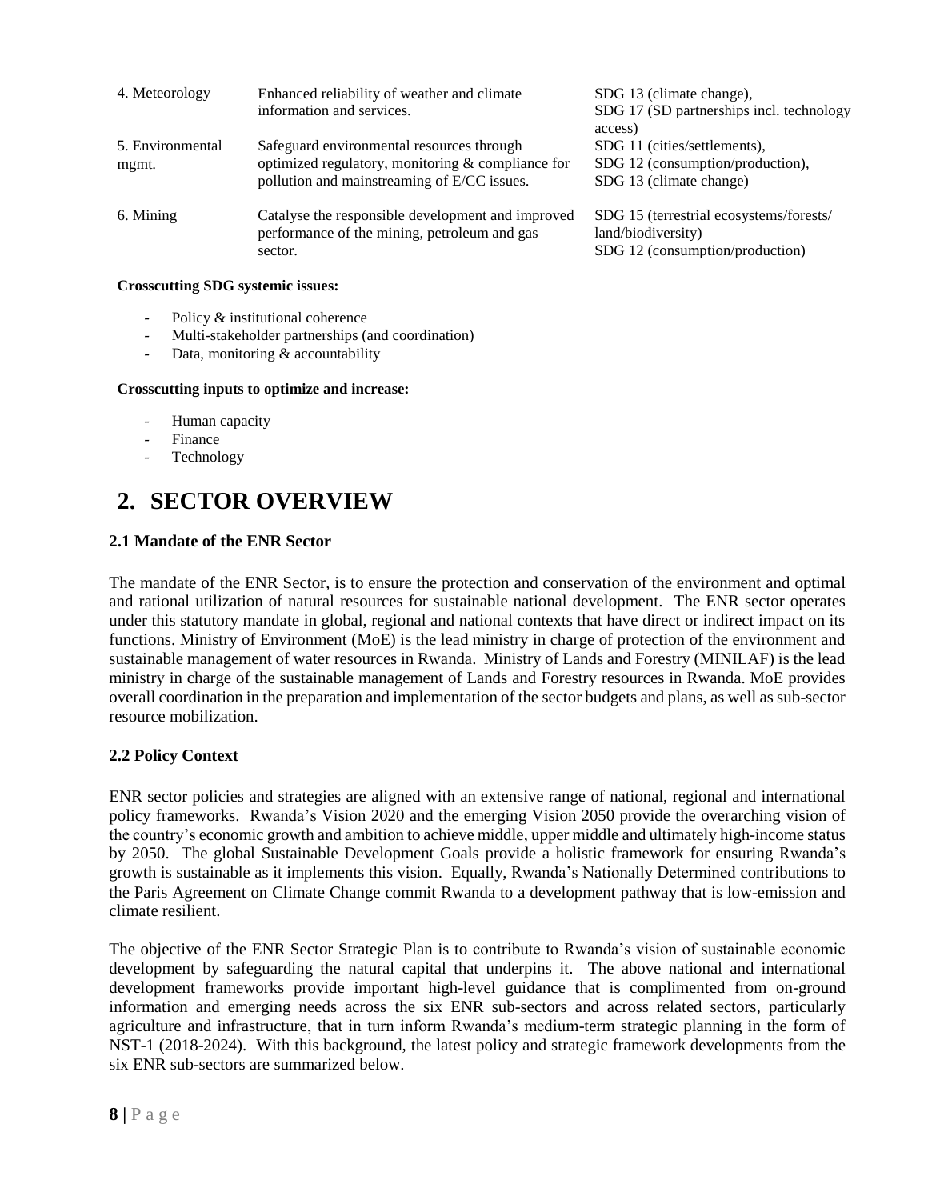| | | |
|---|---|---|
| 4. Meteorology | Enhanced reliability of weather and climate information and services. | SDG 13 (climate change),<br>SDG 17 (SD partnerships incl. technology access) |
| 5. Environmental mgmt. | Safeguard environmental resources through optimized regulatory, monitoring & compliance for pollution and mainstreaming of E/CC issues. | SDG 11 (cities/settlements),<br>SDG 12 (consumption/production),<br>SDG 13 (climate change) |
| 6. Mining | Catalyse the responsible development and improved performance of the mining, petroleum and gas sector. | SDG 15 (terrestrial ecosystems/forests/ land/biodiversity)<br>SDG 12 (consumption/production) |

**Crosscutting SDG systemic issues:**

- Policy & institutional coherence
- Multi-stakeholder partnerships (and coordination)
- Data, monitoring & accountability

**Crosscutting inputs to optimize and increase:**

- Human capacity
- Finance
- Technology

# 2. SECTOR OVERVIEW

### 2.1 Mandate of the ENR Sector

The mandate of the ENR Sector, is to ensure the protection and conservation of the environment and optimal and rational utilization of natural resources for sustainable national development. The ENR sector operates under this statutory mandate in global, regional and national contexts that have direct or indirect impact on its functions. Ministry of Environment (MoE) is the lead ministry in charge of protection of the environment and sustainable management of water resources in Rwanda. Ministry of Lands and Forestry (MINILAF) is the lead ministry in charge of the sustainable management of Lands and Forestry resources in Rwanda. MoE provides overall coordination in the preparation and implementation of the sector budgets and plans, as well as sub-sector resource mobilization.

### 2.2 Policy Context

ENR sector policies and strategies are aligned with an extensive range of national, regional and international policy frameworks. Rwanda's Vision 2020 and the emerging Vision 2050 provide the overarching vision of the country's economic growth and ambition to achieve middle, upper middle and ultimately high-income status by 2050. The global Sustainable Development Goals provide a holistic framework for ensuring Rwanda's growth is sustainable as it implements this vision. Equally, Rwanda's Nationally Determined contributions to the Paris Agreement on Climate Change commit Rwanda to a development pathway that is low-emission and climate resilient.

The objective of the ENR Sector Strategic Plan is to contribute to Rwanda's vision of sustainable economic development by safeguarding the natural capital that underpins it. The above national and international development frameworks provide important high-level guidance that is complimented from on-ground information and emerging needs across the six ENR sub-sectors and across related sectors, particularly agriculture and infrastructure, that in turn inform Rwanda's medium-term strategic planning in the form of NST-1 (2018-2024). With this background, the latest policy and strategic framework developments from the six ENR sub-sectors are summarized below.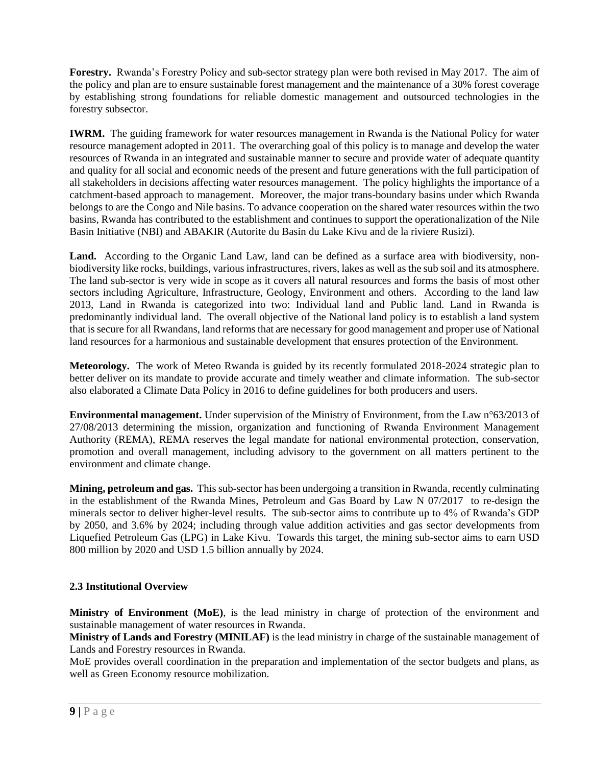**Forestry.** Rwanda's Forestry Policy and sub-sector strategy plan were both revised in May 2017. The aim of the policy and plan are to ensure sustainable forest management and the maintenance of a 30% forest coverage by establishing strong foundations for reliable domestic management and outsourced technologies in the forestry subsector.

**IWRM.** The guiding framework for water resources management in Rwanda is the National Policy for water resource management adopted in 2011. The overarching goal of this policy is to manage and develop the water resources of Rwanda in an integrated and sustainable manner to secure and provide water of adequate quantity and quality for all social and economic needs of the present and future generations with the full participation of all stakeholders in decisions affecting water resources management. The policy highlights the importance of a catchment-based approach to management. Moreover, the major trans-boundary basins under which Rwanda belongs to are the Congo and Nile basins. To advance cooperation on the shared water resources within the two basins, Rwanda has contributed to the establishment and continues to support the operationalization of the Nile Basin Initiative (NBI) and ABAKIR (Autorite du Basin du Lake Kivu and de la riviere Rusizi).

**Land.** According to the Organic Land Law, land can be defined as a surface area with biodiversity, non-biodiversity like rocks, buildings, various infrastructures, rivers, lakes as well as the sub soil and its atmosphere. The land sub-sector is very wide in scope as it covers all natural resources and forms the basis of most other sectors including Agriculture, Infrastructure, Geology, Environment and others. According to the land law 2013, Land in Rwanda is categorized into two: Individual land and Public land. Land in Rwanda is predominantly individual land. The overall objective of the National land policy is to establish a land system that is secure for all Rwandans, land reforms that are necessary for good management and proper use of National land resources for a harmonious and sustainable development that ensures protection of the Environment.

**Meteorology.** The work of Meteo Rwanda is guided by its recently formulated 2018-2024 strategic plan to better deliver on its mandate to provide accurate and timely weather and climate information. The sub-sector also elaborated a Climate Data Policy in 2016 to define guidelines for both producers and users.

**Environmental management.** Under supervision of the Ministry of Environment, from the Law n°63/2013 of 27/08/2013 determining the mission, organization and functioning of Rwanda Environment Management Authority (REMA), REMA reserves the legal mandate for national environmental protection, conservation, promotion and overall management, including advisory to the government on all matters pertinent to the environment and climate change.

**Mining, petroleum and gas.** This sub-sector has been undergoing a transition in Rwanda, recently culminating in the establishment of the Rwanda Mines, Petroleum and Gas Board by Law N 07/2017 to re-design the minerals sector to deliver higher-level results. The sub-sector aims to contribute up to 4% of Rwanda's GDP by 2050, and 3.6% by 2024; including through value addition activities and gas sector developments from Liquefied Petroleum Gas (LPG) in Lake Kivu. Towards this target, the mining sub-sector aims to earn USD 800 million by 2020 and USD 1.5 billion annually by 2024.

### 2.3 Institutional Overview

**Ministry of Environment (MoE)**, is the lead ministry in charge of protection of the environment and sustainable management of water resources in Rwanda.

**Ministry of Lands and Forestry (MINILAF)** is the lead ministry in charge of the sustainable management of Lands and Forestry resources in Rwanda.

MoE provides overall coordination in the preparation and implementation of the sector budgets and plans, as well as Green Economy resource mobilization.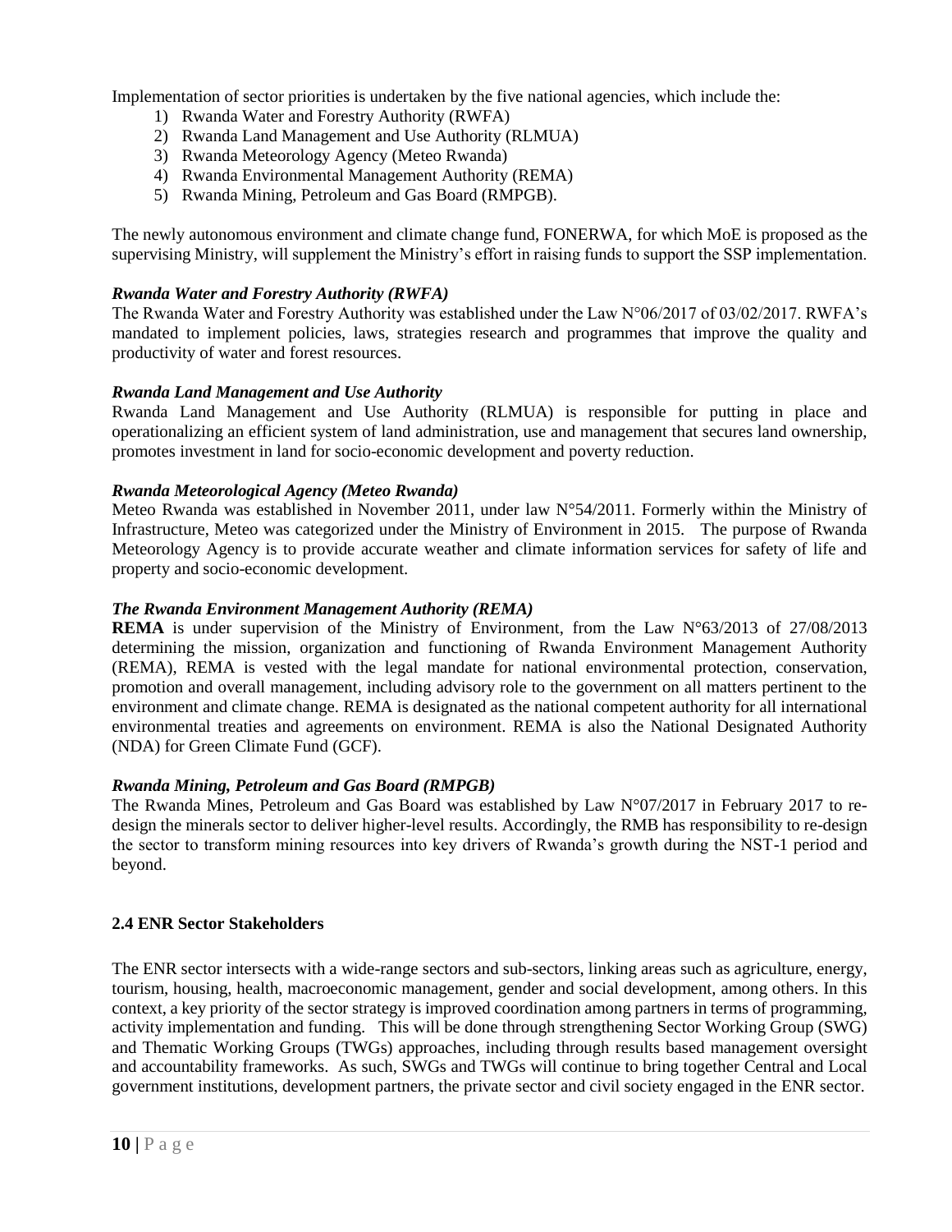Implementation of sector priorities is undertaken by the five national agencies, which include the:

1) Rwanda Water and Forestry Authority (RWFA)
2) Rwanda Land Management and Use Authority (RLMUA)
3) Rwanda Meteorology Agency (Meteo Rwanda)
4) Rwanda Environmental Management Authority (REMA)
5) Rwanda Mining, Petroleum and Gas Board (RMPGB).

The newly autonomous environment and climate change fund, FONERWA, for which MoE is proposed as the supervising Ministry, will supplement the Ministry's effort in raising funds to support the SSP implementation.

***Rwanda Water and Forestry Authority (RWFA)***

The Rwanda Water and Forestry Authority was established under the Law N°06/2017 of 03/02/2017. RWFA's mandated to implement policies, laws, strategies research and programmes that improve the quality and productivity of water and forest resources.

***Rwanda Land Management and Use Authority***

Rwanda Land Management and Use Authority (RLMUA) is responsible for putting in place and operationalizing an efficient system of land administration, use and management that secures land ownership, promotes investment in land for socio-economic development and poverty reduction.

***Rwanda Meteorological Agency (Meteo Rwanda)***

Meteo Rwanda was established in November 2011, under law N°54/2011. Formerly within the Ministry of Infrastructure, Meteo was categorized under the Ministry of Environment in 2015. The purpose of Rwanda Meteorology Agency is to provide accurate weather and climate information services for safety of life and property and socio-economic development.

***The Rwanda Environment Management Authority (REMA)***

**REMA** is under supervision of the Ministry of Environment, from the Law N°63/2013 of 27/08/2013 determining the mission, organization and functioning of Rwanda Environment Management Authority (REMA), REMA is vested with the legal mandate for national environmental protection, conservation, promotion and overall management, including advisory role to the government on all matters pertinent to the environment and climate change. REMA is designated as the national competent authority for all international environmental treaties and agreements on environment. REMA is also the National Designated Authority (NDA) for Green Climate Fund (GCF).

***Rwanda Mining, Petroleum and Gas Board (RMPGB)***

The Rwanda Mines, Petroleum and Gas Board was established by Law N°07/2017 in February 2017 to re-design the minerals sector to deliver higher-level results. Accordingly, the RMB has responsibility to re-design the sector to transform mining resources into key drivers of Rwanda's growth during the NST-1 period and beyond.

### 2.4 ENR Sector Stakeholders

The ENR sector intersects with a wide-range sectors and sub-sectors, linking areas such as agriculture, energy, tourism, housing, health, macroeconomic management, gender and social development, among others. In this context, a key priority of the sector strategy is improved coordination among partners in terms of programming, activity implementation and funding. This will be done through strengthening Sector Working Group (SWG) and Thematic Working Groups (TWGs) approaches, including through results based management oversight and accountability frameworks. As such, SWGs and TWGs will continue to bring together Central and Local government institutions, development partners, the private sector and civil society engaged in the ENR sector.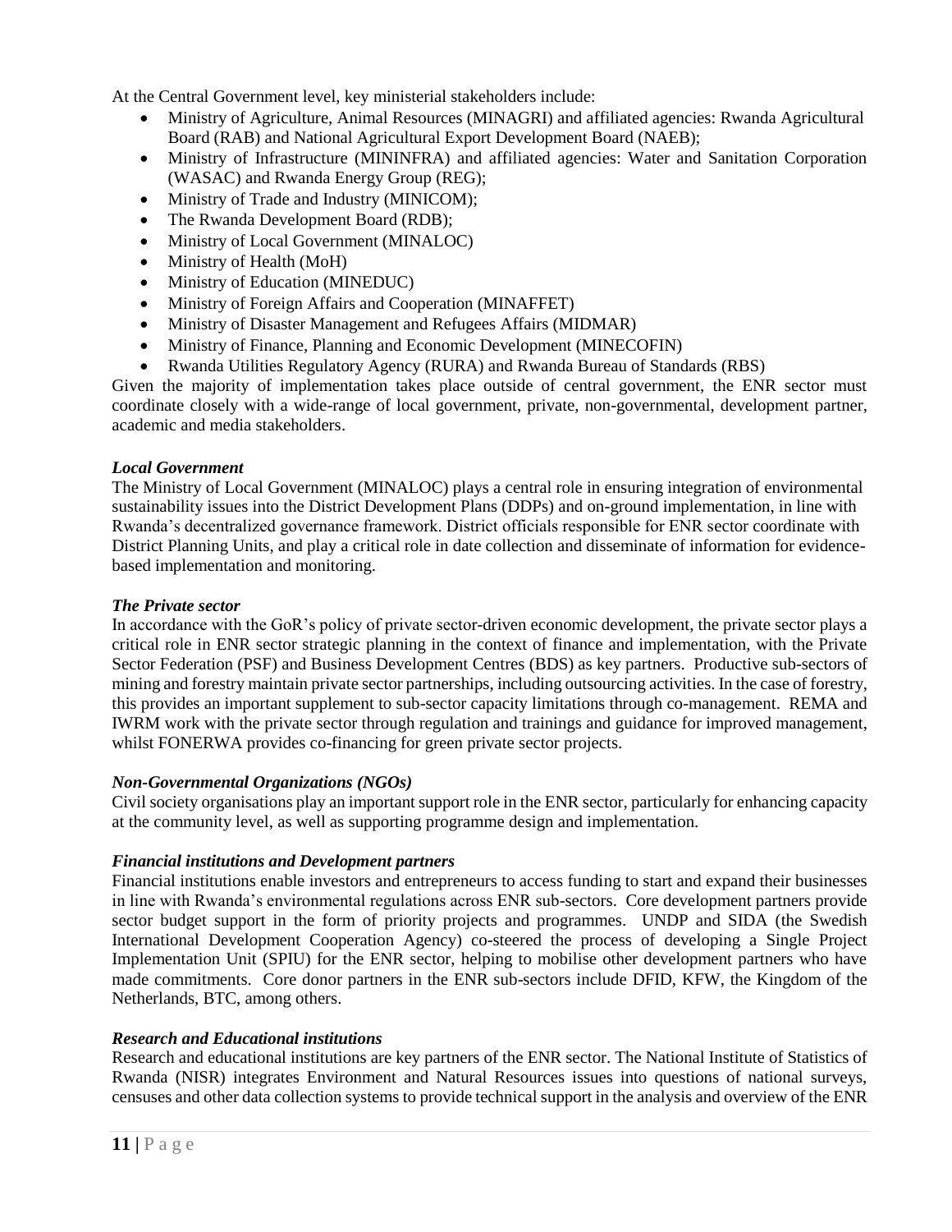At the Central Government level, key ministerial stakeholders include:

- Ministry of Agriculture, Animal Resources (MINAGRI) and affiliated agencies: Rwanda Agricultural Board (RAB) and National Agricultural Export Development Board (NAEB);
- Ministry of Infrastructure (MININFRA) and affiliated agencies: Water and Sanitation Corporation (WASAC) and Rwanda Energy Group (REG);
- Ministry of Trade and Industry (MINICOM);
- The Rwanda Development Board (RDB);
- Ministry of Local Government (MINALOC)
- Ministry of Health (MoH)
- Ministry of Education (MINEDUC)
- Ministry of Foreign Affairs and Cooperation (MINAFFET)
- Ministry of Disaster Management and Refugees Affairs (MIDMAR)
- Ministry of Finance, Planning and Economic Development (MINECOFIN)
- Rwanda Utilities Regulatory Agency (RURA) and Rwanda Bureau of Standards (RBS)

Given the majority of implementation takes place outside of central government, the ENR sector must coordinate closely with a wide-range of local government, private, non-governmental, development partner, academic and media stakeholders.

***Local Government***

The Ministry of Local Government (MINALOC) plays a central role in ensuring integration of environmental sustainability issues into the District Development Plans (DDPs) and on-ground implementation, in line with Rwanda's decentralized governance framework. District officials responsible for ENR sector coordinate with District Planning Units, and play a critical role in date collection and disseminate of information for evidence-based implementation and monitoring.

***The Private sector***

In accordance with the GoR's policy of private sector-driven economic development, the private sector plays a critical role in ENR sector strategic planning in the context of finance and implementation, with the Private Sector Federation (PSF) and Business Development Centres (BDS) as key partners. Productive sub-sectors of mining and forestry maintain private sector partnerships, including outsourcing activities. In the case of forestry, this provides an important supplement to sub-sector capacity limitations through co-management. REMA and IWRM work with the private sector through regulation and trainings and guidance for improved management, whilst FONERWA provides co-financing for green private sector projects.

***Non-Governmental Organizations (NGOs)***

Civil society organisations play an important support role in the ENR sector, particularly for enhancing capacity at the community level, as well as supporting programme design and implementation.

***Financial institutions and Development partners***

Financial institutions enable investors and entrepreneurs to access funding to start and expand their businesses in line with Rwanda's environmental regulations across ENR sub-sectors. Core development partners provide sector budget support in the form of priority projects and programmes. UNDP and SIDA (the Swedish International Development Cooperation Agency) co-steered the process of developing a Single Project Implementation Unit (SPIU) for the ENR sector, helping to mobilise other development partners who have made commitments. Core donor partners in the ENR sub-sectors include DFID, KFW, the Kingdom of the Netherlands, BTC, among others.

***Research and Educational institutions***

Research and educational institutions are key partners of the ENR sector. The National Institute of Statistics of Rwanda (NISR) integrates Environment and Natural Resources issues into questions of national surveys, censuses and other data collection systems to provide technical support in the analysis and overview of the ENR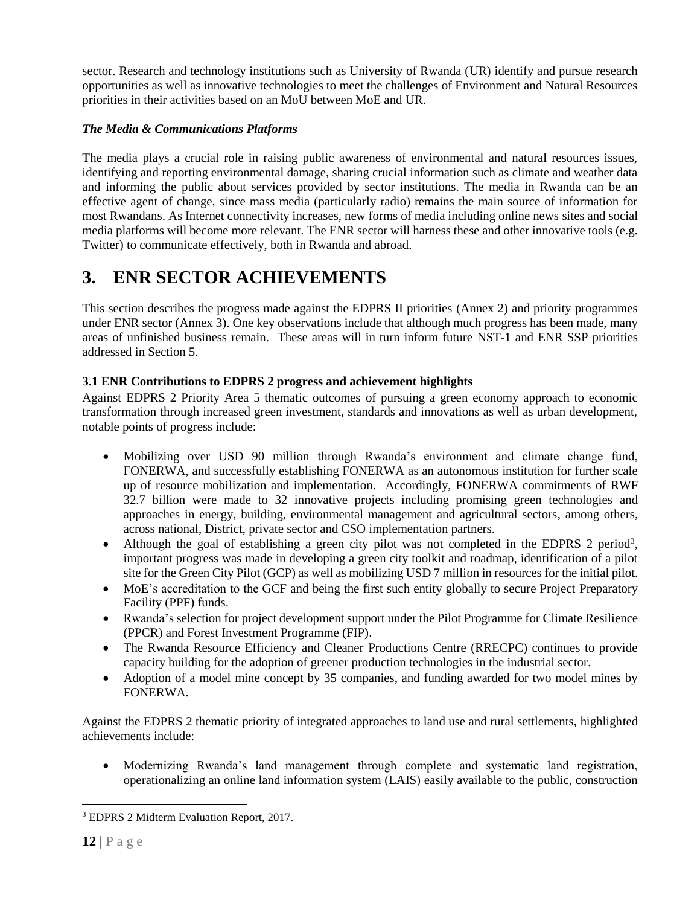sector. Research and technology institutions such as University of Rwanda (UR) identify and pursue research opportunities as well as innovative technologies to meet the challenges of Environment and Natural Resources priorities in their activities based on an MoU between MoE and UR.

***The Media & Communications Platforms***

The media plays a crucial role in raising public awareness of environmental and natural resources issues, identifying and reporting environmental damage, sharing crucial information such as climate and weather data and informing the public about services provided by sector institutions. The media in Rwanda can be an effective agent of change, since mass media (particularly radio) remains the main source of information for most Rwandans. As Internet connectivity increases, new forms of media including online news sites and social media platforms will become more relevant. The ENR sector will harness these and other innovative tools (e.g. Twitter) to communicate effectively, both in Rwanda and abroad.

# 3. ENR SECTOR ACHIEVEMENTS

This section describes the progress made against the EDPRS II priorities (Annex 2) and priority programmes under ENR sector (Annex 3). One key observations include that although much progress has been made, many areas of unfinished business remain. These areas will in turn inform future NST-1 and ENR SSP priorities addressed in Section 5.

### 3.1 ENR Contributions to EDPRS 2 progress and achievement highlights

Against EDPRS 2 Priority Area 5 thematic outcomes of pursuing a green economy approach to economic transformation through increased green investment, standards and innovations as well as urban development, notable points of progress include:

- Mobilizing over USD 90 million through Rwanda's environment and climate change fund, FONERWA, and successfully establishing FONERWA as an autonomous institution for further scale up of resource mobilization and implementation. Accordingly, FONERWA commitments of RWF 32.7 billion were made to 32 innovative projects including promising green technologies and approaches in energy, building, environmental management and agricultural sectors, among others, across national, District, private sector and CSO implementation partners.
- Although the goal of establishing a green city pilot was not completed in the EDPRS 2 period[3], important progress was made in developing a green city toolkit and roadmap, identification of a pilot site for the Green City Pilot (GCP) as well as mobilizing USD 7 million in resources for the initial pilot.
- MoE's accreditation to the GCF and being the first such entity globally to secure Project Preparatory Facility (PPF) funds.
- Rwanda's selection for project development support under the Pilot Programme for Climate Resilience (PPCR) and Forest Investment Programme (FIP).
- The Rwanda Resource Efficiency and Cleaner Productions Centre (RRECPC) continues to provide capacity building for the adoption of greener production technologies in the industrial sector.
- Adoption of a model mine concept by 35 companies, and funding awarded for two model mines by FONERWA.

Against the EDPRS 2 thematic priority of integrated approaches to land use and rural settlements, highlighted achievements include:

- Modernizing Rwanda's land management through complete and systematic land registration, operationalizing an online land information system (LAIS) easily available to the public, construction

---

[3] EDPRS 2 Midterm Evaluation Report, 2017.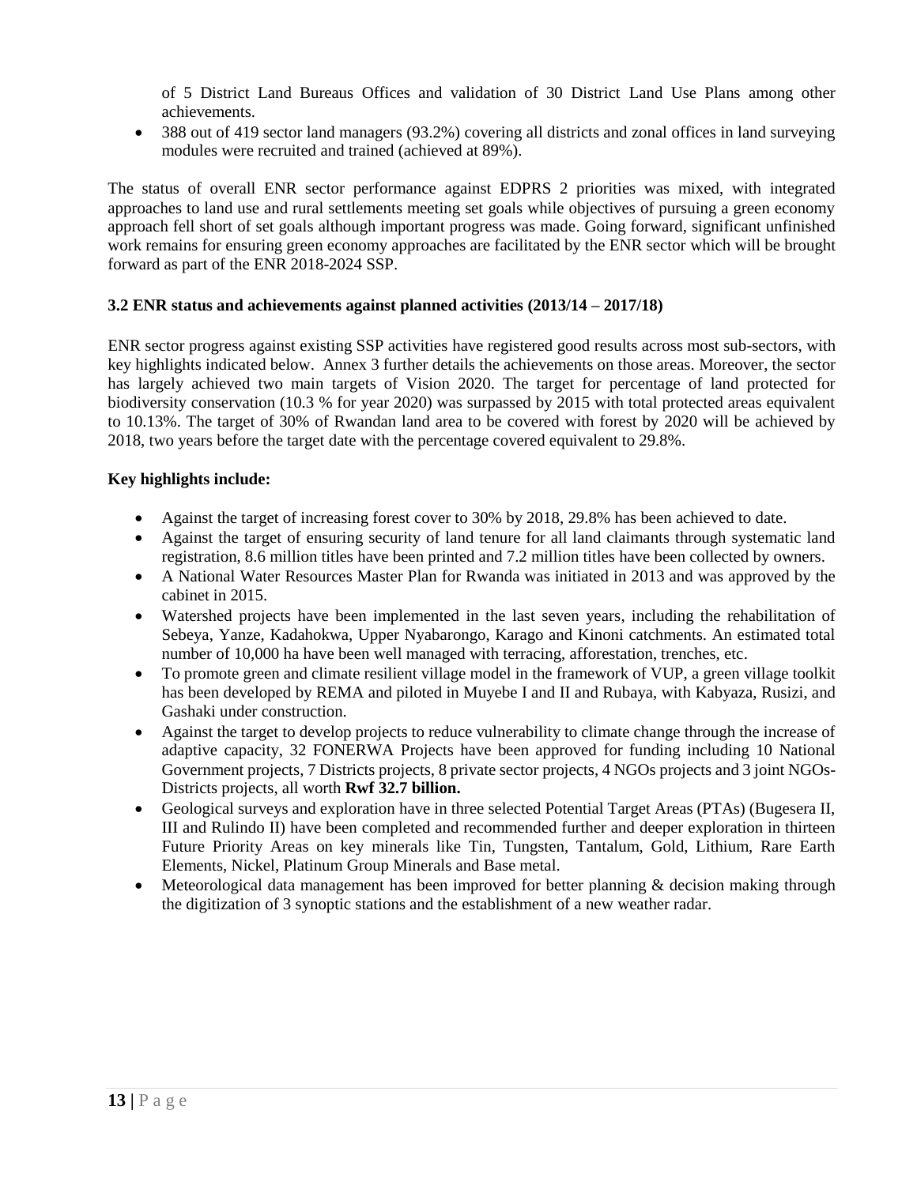of 5 District Land Bureaus Offices and validation of 30 District Land Use Plans among other achievements.

- 388 out of 419 sector land managers (93.2%) covering all districts and zonal offices in land surveying modules were recruited and trained (achieved at 89%).

The status of overall ENR sector performance against EDPRS 2 priorities was mixed, with integrated approaches to land use and rural settlements meeting set goals while objectives of pursuing a green economy approach fell short of set goals although important progress was made. Going forward, significant unfinished work remains for ensuring green economy approaches are facilitated by the ENR sector which will be brought forward as part of the ENR 2018-2024 SSP.

### 3.2 ENR status and achievements against planned activities (2013/14 – 2017/18)

ENR sector progress against existing SSP activities have registered good results across most sub-sectors, with key highlights indicated below. Annex 3 further details the achievements on those areas. Moreover, the sector has largely achieved two main targets of Vision 2020. The target for percentage of land protected for biodiversity conservation (10.3 % for year 2020) was surpassed by 2015 with total protected areas equivalent to 10.13%. The target of 30% of Rwandan land area to be covered with forest by 2020 will be achieved by 2018, two years before the target date with the percentage covered equivalent to 29.8%.

**Key highlights include:**

- Against the target of increasing forest cover to 30% by 2018, 29.8% has been achieved to date.
- Against the target of ensuring security of land tenure for all land claimants through systematic land registration, 8.6 million titles have been printed and 7.2 million titles have been collected by owners.
- A National Water Resources Master Plan for Rwanda was initiated in 2013 and was approved by the cabinet in 2015.
- Watershed projects have been implemented in the last seven years, including the rehabilitation of Sebeya, Yanze, Kadahokwa, Upper Nyabarongo, Karago and Kinoni catchments. An estimated total number of 10,000 ha have been well managed with terracing, afforestation, trenches, etc.
- To promote green and climate resilient village model in the framework of VUP, a green village toolkit has been developed by REMA and piloted in Muyebe I and II and Rubaya, with Kabyaza, Rusizi, and Gashaki under construction.
- Against the target to develop projects to reduce vulnerability to climate change through the increase of adaptive capacity, 32 FONERWA Projects have been approved for funding including 10 National Government projects, 7 Districts projects, 8 private sector projects, 4 NGOs projects and 3 joint NGOs-Districts projects, all worth **Rwf 32.7 billion.**
- Geological surveys and exploration have in three selected Potential Target Areas (PTAs) (Bugesera II, III and Rulindo II) have been completed and recommended further and deeper exploration in thirteen Future Priority Areas on key minerals like Tin, Tungsten, Tantalum, Gold, Lithium, Rare Earth Elements, Nickel, Platinum Group Minerals and Base metal.
- Meteorological data management has been improved for better planning & decision making through the digitization of 3 synoptic stations and the establishment of a new weather radar.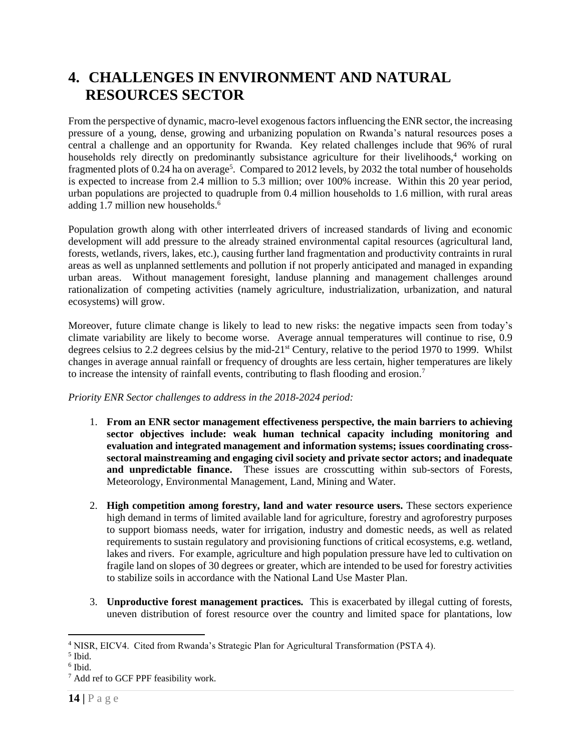# 4. CHALLENGES IN ENVIRONMENT AND NATURAL RESOURCES SECTOR

From the perspective of dynamic, macro-level exogenous factors influencing the ENR sector, the increasing pressure of a young, dense, growing and urbanizing population on Rwanda's natural resources poses a central a challenge and an opportunity for Rwanda. Key related challenges include that 96% of rural households rely directly on predominantly subsistance agriculture for their livelihoods,[4] working on fragmented plots of 0.24 ha on average[5]. Compared to 2012 levels, by 2032 the total number of households is expected to increase from 2.4 million to 5.3 million; over 100% increase. Within this 20 year period, urban populations are projected to quadruple from 0.4 million households to 1.6 million, with rural areas adding 1.7 million new households.[6]

Population growth along with other interrleated drivers of increased standards of living and economic development will add pressure to the already strained environmental capital resources (agricultural land, forests, wetlands, rivers, lakes, etc.), causing further land fragmentation and productivity contraints in rural areas as well as unplanned settlements and pollution if not properly anticipated and managed in expanding urban areas. Without management foresight, landuse planning and management challenges around rationalization of competing activities (namely agriculture, industrialization, urbanization, and natural ecosystems) will grow.

Moreover, future climate change is likely to lead to new risks: the negative impacts seen from today's climate variability are likely to become worse. Average annual temperatures will continue to rise, 0.9 degrees celsius to 2.2 degrees celsius by the mid-21st Century, relative to the period 1970 to 1999. Whilst changes in average annual rainfall or frequency of droughts are less certain, higher temperatures are likely to increase the intensity of rainfall events, contributing to flash flooding and erosion.[7]

*Priority ENR Sector challenges to address in the 2018-2024 period:*

1. **From an ENR sector management effectiveness perspective, the main barriers to achieving sector objectives include: weak human technical capacity including monitoring and evaluation and integrated management and information systems; issues coordinating cross-sectoral mainstreaming and engaging civil society and private sector actors; and inadequate and unpredictable finance.** These issues are crosscutting within sub-sectors of Forests, Meteorology, Environmental Management, Land, Mining and Water.

2. **High competition among forestry, land and water resource users.** These sectors experience high demand in terms of limited available land for agriculture, forestry and agroforestry purposes to support biomass needs, water for irrigation, industry and domestic needs, as well as related requirements to sustain regulatory and provisioning functions of critical ecosystems, e.g. wetland, lakes and rivers. For example, agriculture and high population pressure have led to cultivation on fragile land on slopes of 30 degrees or greater, which are intended to be used for forestry activities to stabilize soils in accordance with the National Land Use Master Plan.

3. **Unproductive forest management practices.** This is exacerbated by illegal cutting of forests, uneven distribution of forest resource over the country and limited space for plantations, low

[4] NISR, EICV4. Cited from Rwanda's Strategic Plan for Agricultural Transformation (PSTA 4).

[5] Ibid.

[6] Ibid.

[7] Add ref to GCF PPF feasibility work.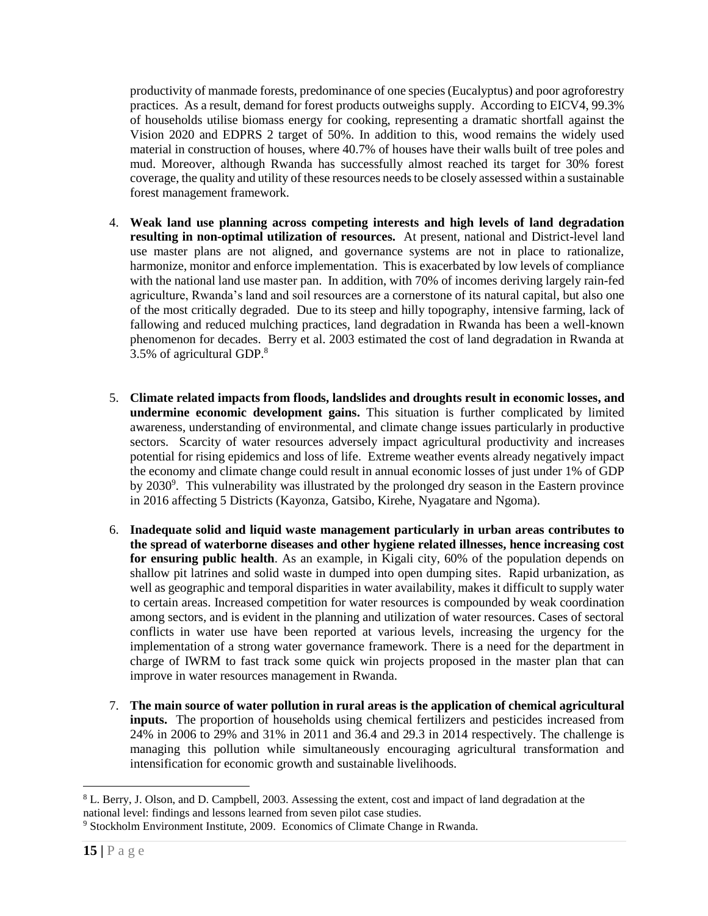productivity of manmade forests, predominance of one species (Eucalyptus) and poor agroforestry practices. As a result, demand for forest products outweighs supply. According to EICV4, 99.3% of households utilise biomass energy for cooking, representing a dramatic shortfall against the Vision 2020 and EDPRS 2 target of 50%. In addition to this, wood remains the widely used material in construction of houses, where 40.7% of houses have their walls built of tree poles and mud. Moreover, although Rwanda has successfully almost reached its target for 30% forest coverage, the quality and utility of these resources needs to be closely assessed within a sustainable forest management framework.

4. **Weak land use planning across competing interests and high levels of land degradation resulting in non-optimal utilization of resources.** At present, national and District-level land use master plans are not aligned, and governance systems are not in place to rationalize, harmonize, monitor and enforce implementation. This is exacerbated by low levels of compliance with the national land use master pan. In addition, with 70% of incomes deriving largely rain-fed agriculture, Rwanda's land and soil resources are a cornerstone of its natural capital, but also one of the most critically degraded. Due to its steep and hilly topography, intensive farming, lack of fallowing and reduced mulching practices, land degradation in Rwanda has been a well-known phenomenon for decades. Berry et al. 2003 estimated the cost of land degradation in Rwanda at 3.5% of agricultural GDP.[8]

5. **Climate related impacts from floods, landslides and droughts result in economic losses, and undermine economic development gains.** This situation is further complicated by limited awareness, understanding of environmental, and climate change issues particularly in productive sectors. Scarcity of water resources adversely impact agricultural productivity and increases potential for rising epidemics and loss of life. Extreme weather events already negatively impact the economy and climate change could result in annual economic losses of just under 1% of GDP by 2030[9]. This vulnerability was illustrated by the prolonged dry season in the Eastern province in 2016 affecting 5 Districts (Kayonza, Gatsibo, Kirehe, Nyagatare and Ngoma).

6. **Inadequate solid and liquid waste management particularly in urban areas contributes to the spread of waterborne diseases and other hygiene related illnesses, hence increasing cost for ensuring public health**. As an example, in Kigali city, 60% of the population depends on shallow pit latrines and solid waste in dumped into open dumping sites. Rapid urbanization, as well as geographic and temporal disparities in water availability, makes it difficult to supply water to certain areas. Increased competition for water resources is compounded by weak coordination among sectors, and is evident in the planning and utilization of water resources. Cases of sectoral conflicts in water use have been reported at various levels, increasing the urgency for the implementation of a strong water governance framework. There is a need for the department in charge of IWRM to fast track some quick win projects proposed in the master plan that can improve in water resources management in Rwanda.

7. **The main source of water pollution in rural areas is the application of chemical agricultural inputs.** The proportion of households using chemical fertilizers and pesticides increased from 24% in 2006 to 29% and 31% in 2011 and 36.4 and 29.3 in 2014 respectively. The challenge is managing this pollution while simultaneously encouraging agricultural transformation and intensification for economic growth and sustainable livelihoods.

[8] L. Berry, J. Olson, and D. Campbell, 2003. Assessing the extent, cost and impact of land degradation at the national level: findings and lessons learned from seven pilot case studies.

[9] Stockholm Environment Institute, 2009. Economics of Climate Change in Rwanda.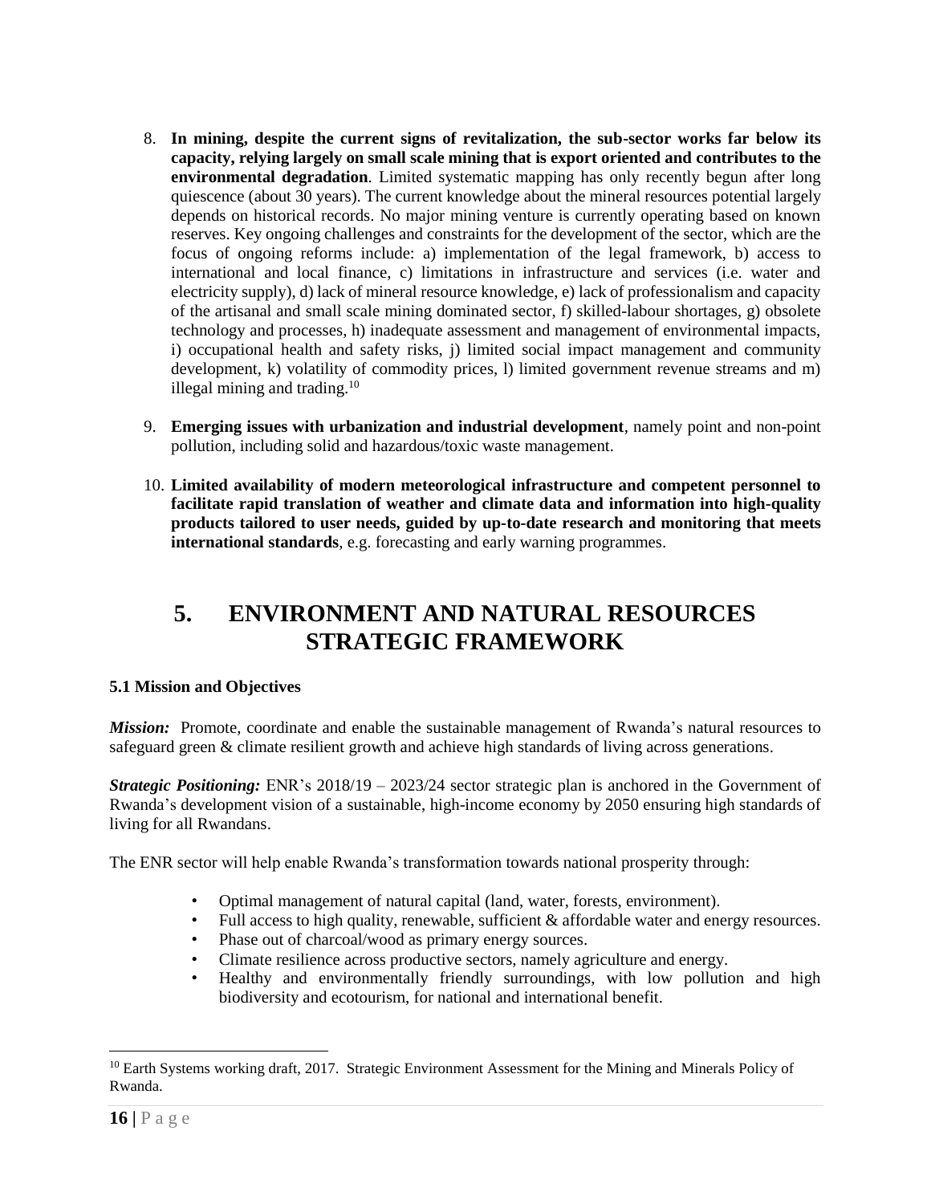8. **In mining, despite the current signs of revitalization, the sub-sector works far below its capacity, relying largely on small scale mining that is export oriented and contributes to the environmental degradation**. Limited systematic mapping has only recently begun after long quiescence (about 30 years). The current knowledge about the mineral resources potential largely depends on historical records. No major mining venture is currently operating based on known reserves. Key ongoing challenges and constraints for the development of the sector, which are the focus of ongoing reforms include: a) implementation of the legal framework, b) access to international and local finance, c) limitations in infrastructure and services (i.e. water and electricity supply), d) lack of mineral resource knowledge, e) lack of professionalism and capacity of the artisanal and small scale mining dominated sector, f) skilled-labour shortages, g) obsolete technology and processes, h) inadequate assessment and management of environmental impacts, i) occupational health and safety risks, j) limited social impact management and community development, k) volatility of commodity prices, l) limited government revenue streams and m) illegal mining and trading.[10]

9. **Emerging issues with urbanization and industrial development**, namely point and non-point pollution, including solid and hazardous/toxic waste management.

10. **Limited availability of modern meteorological infrastructure and competent personnel to facilitate rapid translation of weather and climate data and information into high-quality products tailored to user needs, guided by up-to-date research and monitoring that meets international standards**, e.g. forecasting and early warning programmes.

# 5. ENVIRONMENT AND NATURAL RESOURCES STRATEGIC FRAMEWORK

### 5.1 Mission and Objectives

***Mission:*** Promote, coordinate and enable the sustainable management of Rwanda's natural resources to safeguard green & climate resilient growth and achieve high standards of living across generations.

***Strategic Positioning:*** ENR's 2018/19 – 2023/24 sector strategic plan is anchored in the Government of Rwanda's development vision of a sustainable, high-income economy by 2050 ensuring high standards of living for all Rwandans.

The ENR sector will help enable Rwanda's transformation towards national prosperity through:

- Optimal management of natural capital (land, water, forests, environment).
- Full access to high quality, renewable, sufficient & affordable water and energy resources.
- Phase out of charcoal/wood as primary energy sources.
- Climate resilience across productive sectors, namely agriculture and energy.
- Healthy and environmentally friendly surroundings, with low pollution and high biodiversity and ecotourism, for national and international benefit.

---

[10] Earth Systems working draft, 2017. Strategic Environment Assessment for the Mining and Minerals Policy of Rwanda.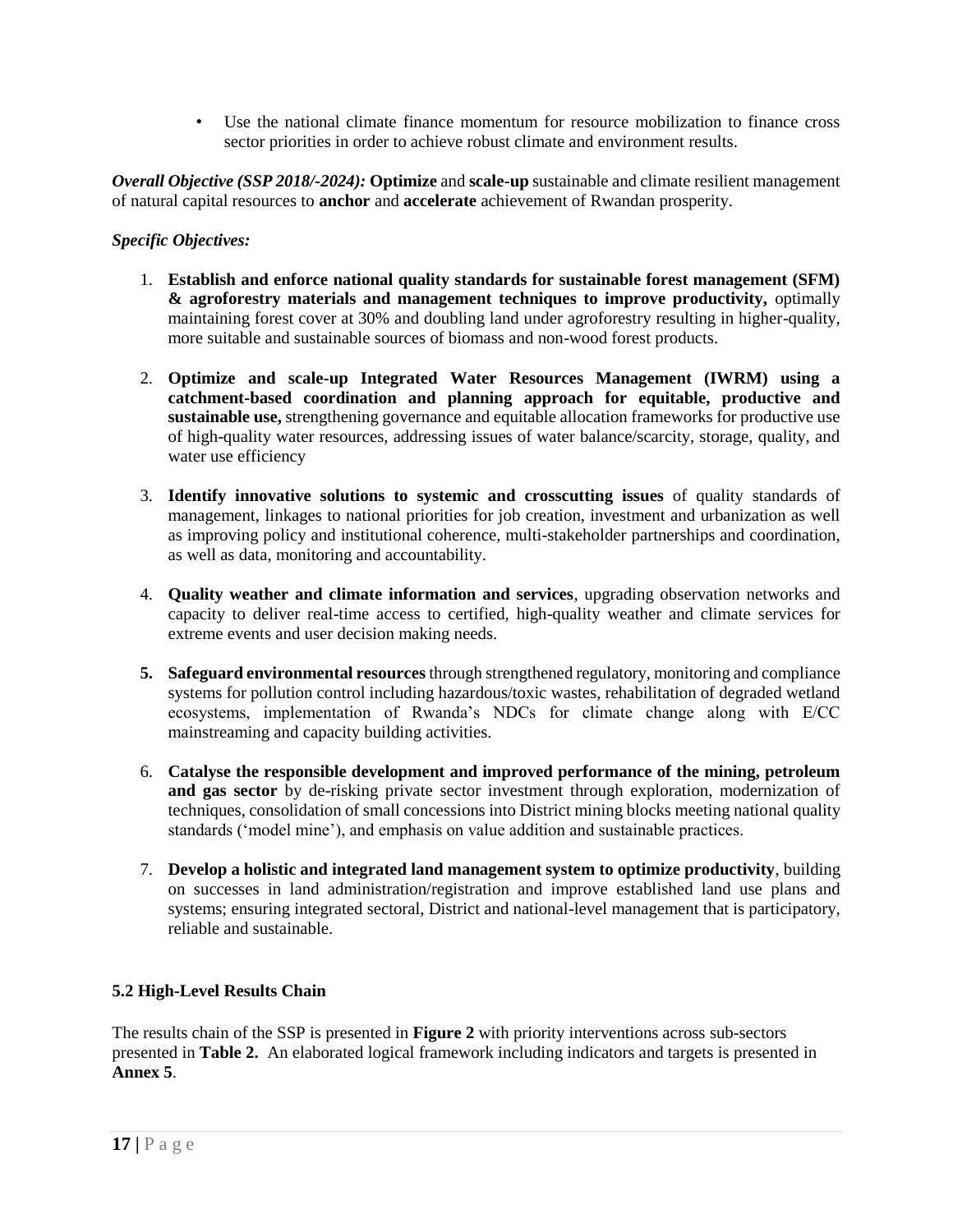- Use the national climate finance momentum for resource mobilization to finance cross sector priorities in order to achieve robust climate and environment results.

***Overall Objective (SSP 2018/-2024):*** **Optimize** and **scale-up** sustainable and climate resilient management of natural capital resources to **anchor** and **accelerate** achievement of Rwandan prosperity.

***Specific Objectives:***

1. **Establish and enforce national quality standards for sustainable forest management (SFM) & agroforestry materials and management techniques to improve productivity,** optimally maintaining forest cover at 30% and doubling land under agroforestry resulting in higher-quality, more suitable and sustainable sources of biomass and non-wood forest products.

2. **Optimize and scale-up Integrated Water Resources Management (IWRM) using a catchment-based coordination and planning approach for equitable, productive and sustainable use,** strengthening governance and equitable allocation frameworks for productive use of high-quality water resources, addressing issues of water balance/scarcity, storage, quality, and water use efficiency

3. **Identify innovative solutions to systemic and crosscutting issues** of quality standards of management, linkages to national priorities for job creation, investment and urbanization as well as improving policy and institutional coherence, multi-stakeholder partnerships and coordination, as well as data, monitoring and accountability.

4. **Quality weather and climate information and services**, upgrading observation networks and capacity to deliver real-time access to certified, high-quality weather and climate services for extreme events and user decision making needs.

5. **Safeguard environmental resources** through strengthened regulatory, monitoring and compliance systems for pollution control including hazardous/toxic wastes, rehabilitation of degraded wetland ecosystems, implementation of Rwanda's NDCs for climate change along with E/CC mainstreaming and capacity building activities.

6. **Catalyse the responsible development and improved performance of the mining, petroleum and gas sector** by de-risking private sector investment through exploration, modernization of techniques, consolidation of small concessions into District mining blocks meeting national quality standards ('model mine'), and emphasis on value addition and sustainable practices.

7. **Develop a holistic and integrated land management system to optimize productivity**, building on successes in land administration/registration and improve established land use plans and systems; ensuring integrated sectoral, District and national-level management that is participatory, reliable and sustainable.

### 5.2 High-Level Results Chain

The results chain of the SSP is presented in **Figure 2** with priority interventions across sub-sectors presented in **Table 2.** An elaborated logical framework including indicators and targets is presented in **Annex 5**.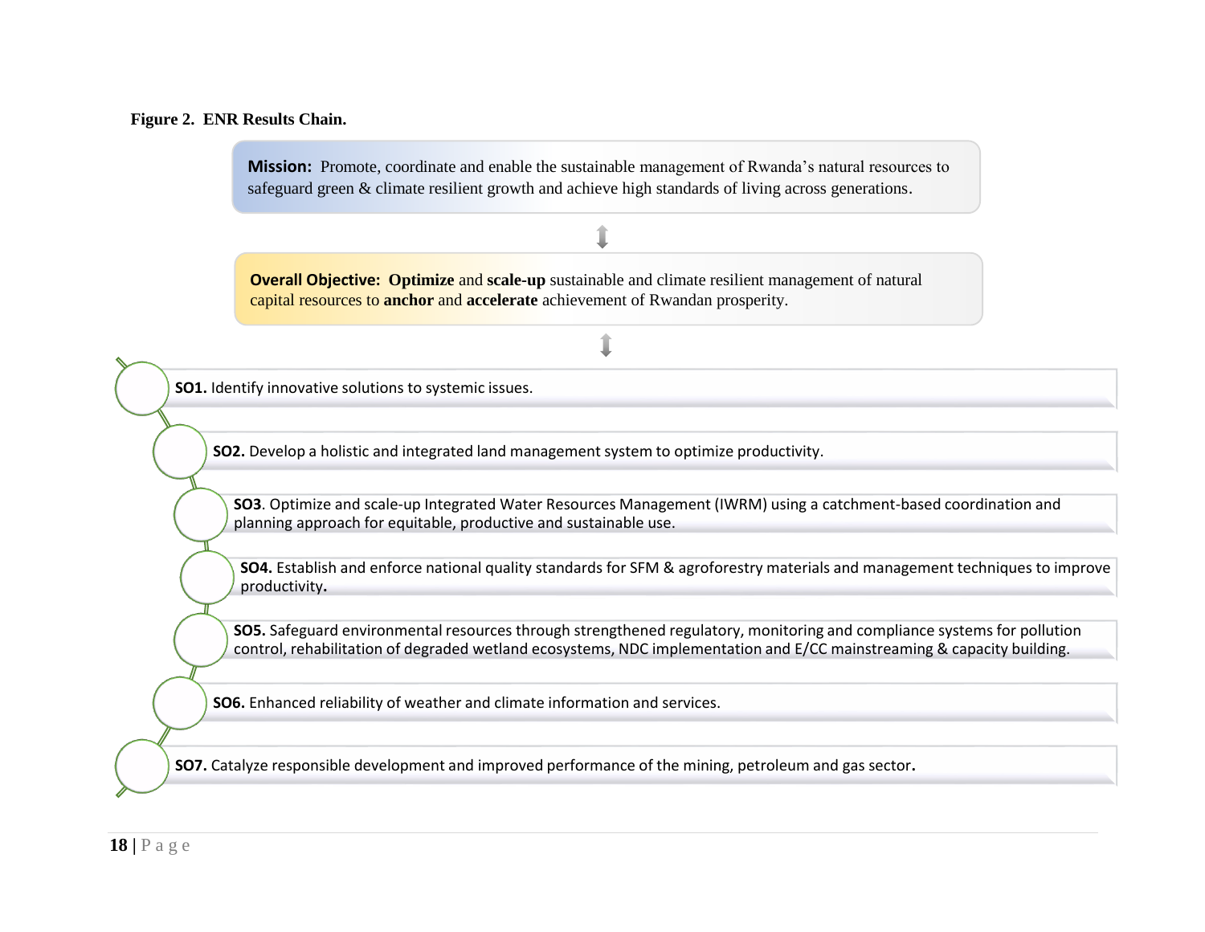**Figure 2. ENR Results Chain.**

**Mission:** Promote, coordinate and enable the sustainable management of Rwanda's natural resources to safeguard green & climate resilient growth and achieve high standards of living across generations.

**Overall Objective:** **Optimize** and **scale-up** sustainable and climate resilient management of natural capital resources to **anchor** and **accelerate** achievement of Rwandan prosperity.

- **SO1.** Identify innovative solutions to systemic issues.
- **SO2.** Develop a holistic and integrated land management system to optimize productivity.
- **SO3**. Optimize and scale-up Integrated Water Resources Management (IWRM) using a catchment-based coordination and planning approach for equitable, productive and sustainable use.
- **SO4.** Establish and enforce national quality standards for SFM & agroforestry materials and management techniques to improve productivity.
- **SO5.** Safeguard environmental resources through strengthened regulatory, monitoring and compliance systems for pollution control, rehabilitation of degraded wetland ecosystems, NDC implementation and E/CC mainstreaming & capacity building.
- **SO6.** Enhanced reliability of weather and climate information and services.
- **SO7.** Catalyze responsible development and improved performance of the mining, petroleum and gas sector.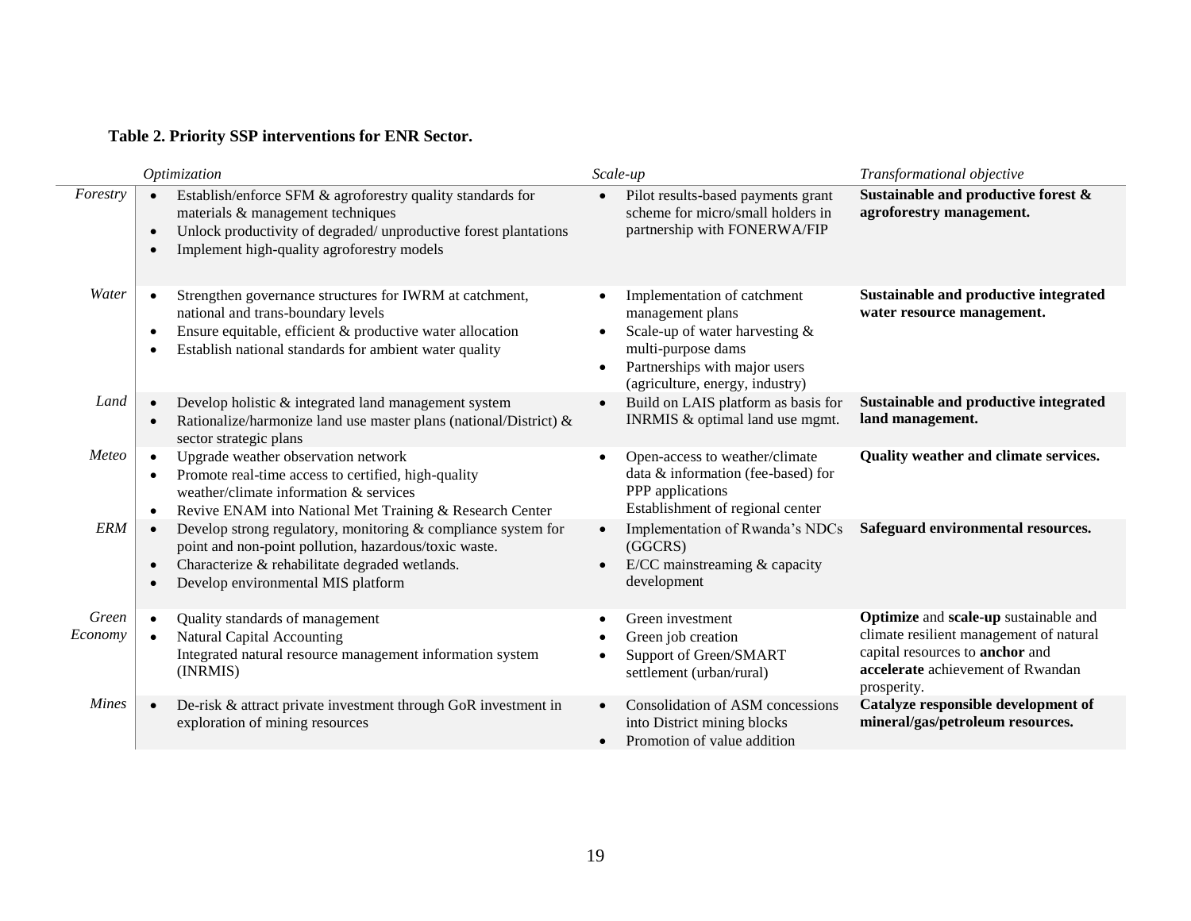**Table 2. Priority SSP interventions for ENR Sector.**

| | *Optimization* | *Scale-up* | *Transformational objective* |
|---|---|---|---|
| *Forestry* | • Establish/enforce SFM & agroforestry quality standards for materials & management techniques<br>• Unlock productivity of degraded/ unproductive forest plantations<br>• Implement high-quality agroforestry models | • Pilot results-based payments grant scheme for micro/small holders in partnership with FONERWA/FIP | **Sustainable and productive forest & agroforestry management.** |
| *Water* | • Strengthen governance structures for IWRM at catchment, national and trans-boundary levels<br>• Ensure equitable, efficient & productive water allocation<br>• Establish national standards for ambient water quality | • Implementation of catchment management plans<br>• Scale-up of water harvesting & multi-purpose dams<br>• Partnerships with major users (agriculture, energy, industry) | **Sustainable and productive integrated water resource management.** |
| *Land* | • Develop holistic & integrated land management system<br>• Rationalize/harmonize land use master plans (national/District) & sector strategic plans | • Build on LAIS platform as basis for INRMIS & optimal land use mgmt. | **Sustainable and productive integrated land management.** |
| *Meteo* | • Upgrade weather observation network<br>• Promote real-time access to certified, high-quality weather/climate information & services<br>• Revive ENAM into National Met Training & Research Center | • Open-access to weather/climate data & information (fee-based) for PPP applications<br>Establishment of regional center | **Quality weather and climate services.** |
| *ERM* | • Develop strong regulatory, monitoring & compliance system for point and non-point pollution, hazardous/toxic waste.<br>• Characterize & rehabilitate degraded wetlands.<br>• Develop environmental MIS platform | • Implementation of Rwanda's NDCs (GGCRS)<br>• E/CC mainstreaming & capacity development | **Safeguard environmental resources.** |
| *Green Economy* | • Quality standards of management<br>• Natural Capital Accounting<br>Integrated natural resource management information system (INRMIS) | • Green investment<br>• Green job creation<br>• Support of Green/SMART settlement (urban/rural) | **Optimize** and **scale-up** sustainable and climate resilient management of natural capital resources to **anchor** and **accelerate** achievement of Rwandan prosperity. |
| *Mines* | • De-risk & attract private investment through GoR investment in exploration of mining resources | • Consolidation of ASM concessions into District mining blocks<br>• Promotion of value addition | **Catalyze responsible development of mineral/gas/petroleum resources.** |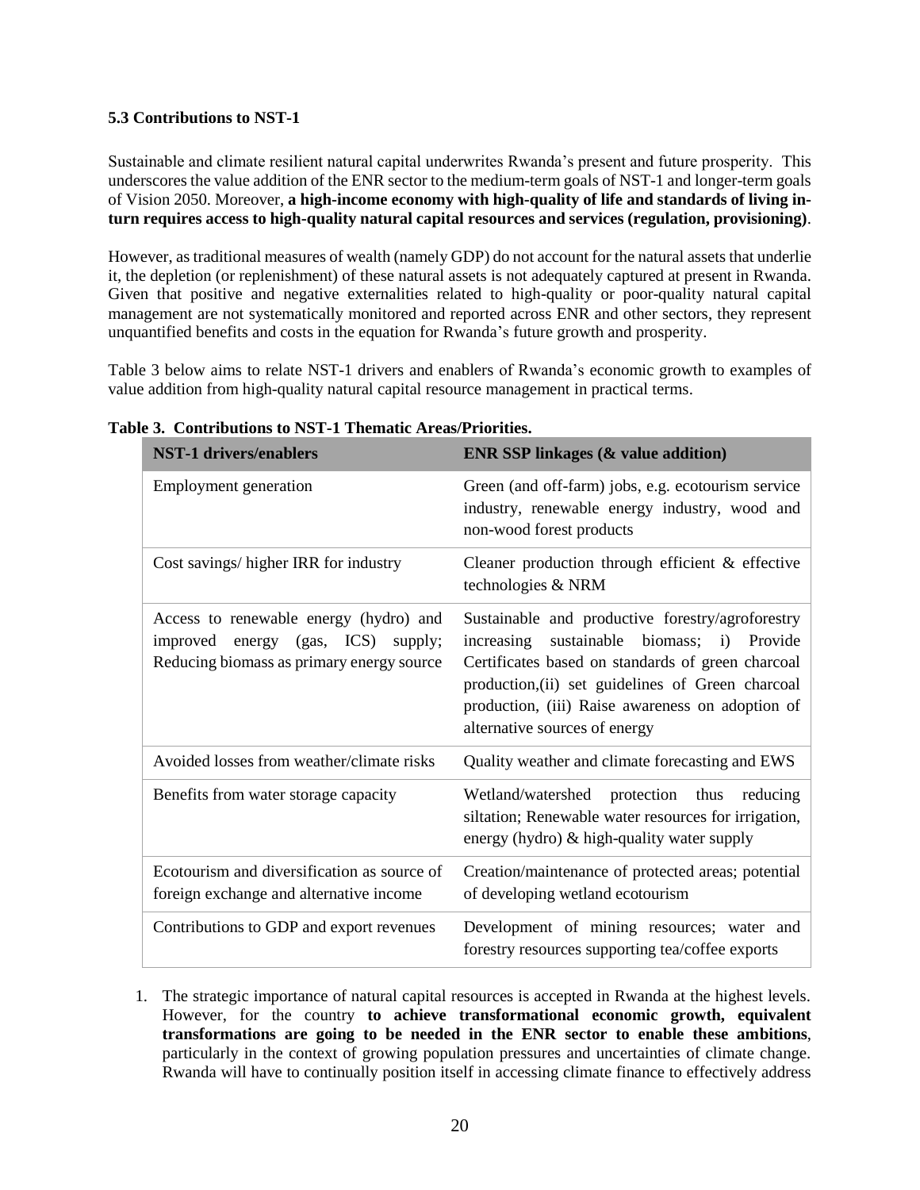### 5.3 Contributions to NST-1

Sustainable and climate resilient natural capital underwrites Rwanda's present and future prosperity. This underscores the value addition of the ENR sector to the medium-term goals of NST-1 and longer-term goals of Vision 2050. Moreover, **a high-income economy with high-quality of life and standards of living in-turn requires access to high-quality natural capital resources and services (regulation, provisioning)**.

However, as traditional measures of wealth (namely GDP) do not account for the natural assets that underlie it, the depletion (or replenishment) of these natural assets is not adequately captured at present in Rwanda. Given that positive and negative externalities related to high-quality or poor-quality natural capital management are not systematically monitored and reported across ENR and other sectors, they represent unquantified benefits and costs in the equation for Rwanda's future growth and prosperity.

Table 3 below aims to relate NST-1 drivers and enablers of Rwanda's economic growth to examples of value addition from high-quality natural capital resource management in practical terms.

**Table 3. Contributions to NST-1 Thematic Areas/Priorities.**

| NST-1 drivers/enablers | ENR SSP linkages (& value addition) |
|---|---|
| Employment generation | Green (and off-farm) jobs, e.g. ecotourism service industry, renewable energy industry, wood and non-wood forest products |
| Cost savings/ higher IRR for industry | Cleaner production through efficient & effective technologies & NRM |
| Access to renewable energy (hydro) and improved energy (gas, ICS) supply; Reducing biomass as primary energy source | Sustainable and productive forestry/agroforestry increasing sustainable biomass; i) Provide Certificates based on standards of green charcoal production,(ii) set guidelines of Green charcoal production, (iii) Raise awareness on adoption of alternative sources of energy |
| Avoided losses from weather/climate risks | Quality weather and climate forecasting and EWS |
| Benefits from water storage capacity | Wetland/watershed protection thus reducing siltation; Renewable water resources for irrigation, energy (hydro) & high-quality water supply |
| Ecotourism and diversification as source of foreign exchange and alternative income | Creation/maintenance of protected areas; potential of developing wetland ecotourism |
| Contributions to GDP and export revenues | Development of mining resources; water and forestry resources supporting tea/coffee exports |

1. The strategic importance of natural capital resources is accepted in Rwanda at the highest levels. However, for the country **to achieve transformational economic growth, equivalent transformations are going to be needed in the ENR sector to enable these ambitions**, particularly in the context of growing population pressures and uncertainties of climate change. Rwanda will have to continually position itself in accessing climate finance to effectively address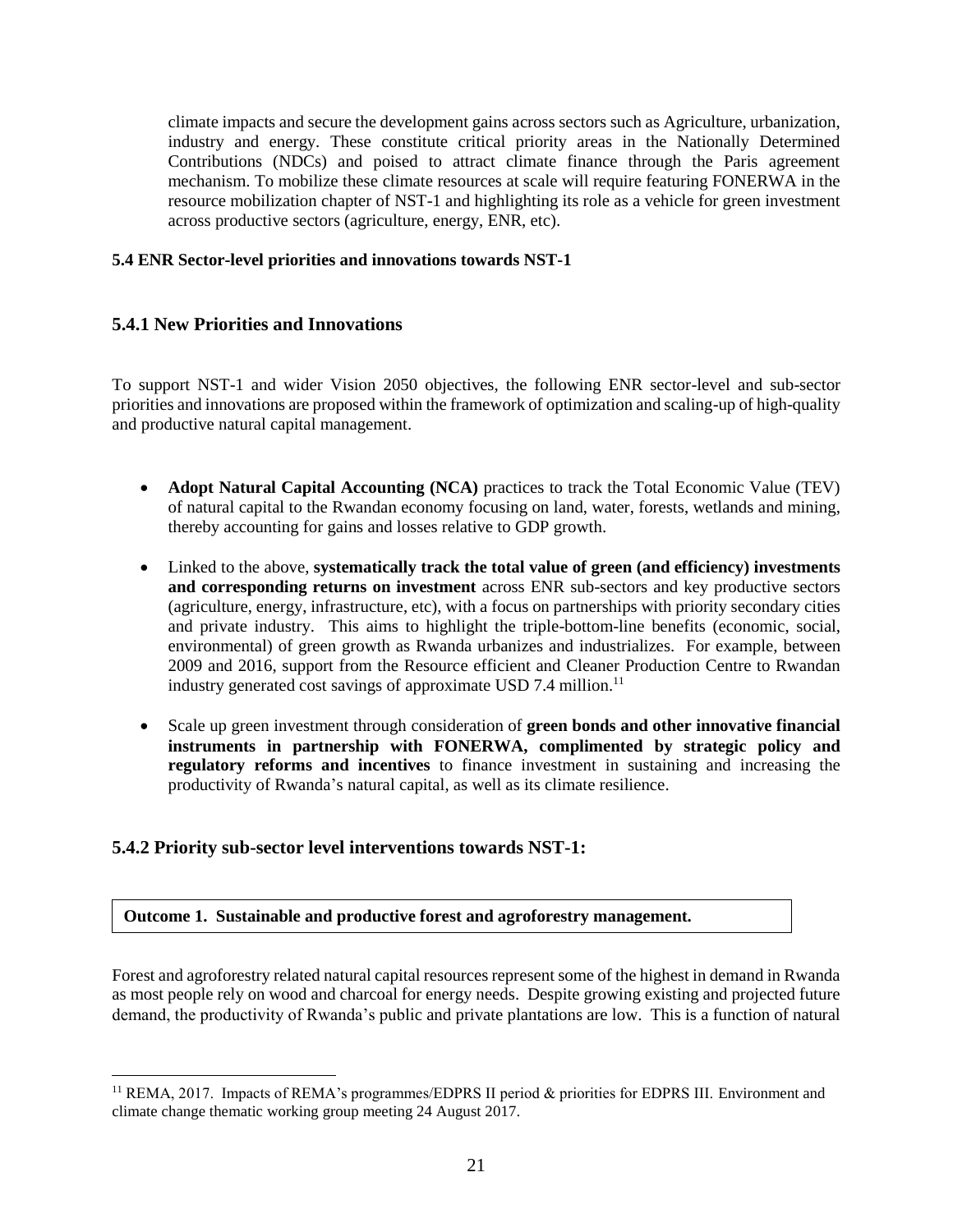climate impacts and secure the development gains across sectors such as Agriculture, urbanization, industry and energy. These constitute critical priority areas in the Nationally Determined Contributions (NDCs) and poised to attract climate finance through the Paris agreement mechanism. To mobilize these climate resources at scale will require featuring FONERWA in the resource mobilization chapter of NST-1 and highlighting its role as a vehicle for green investment across productive sectors (agriculture, energy, ENR, etc).

**5.4 ENR Sector-level priorities and innovations towards NST-1**

### 5.4.1 New Priorities and Innovations

To support NST-1 and wider Vision 2050 objectives, the following ENR sector-level and sub-sector priorities and innovations are proposed within the framework of optimization and scaling-up of high-quality and productive natural capital management.

- **Adopt Natural Capital Accounting (NCA)** practices to track the Total Economic Value (TEV) of natural capital to the Rwandan economy focusing on land, water, forests, wetlands and mining, thereby accounting for gains and losses relative to GDP growth.
- Linked to the above, **systematically track the total value of green (and efficiency) investments and corresponding returns on investment** across ENR sub-sectors and key productive sectors (agriculture, energy, infrastructure, etc), with a focus on partnerships with priority secondary cities and private industry. This aims to highlight the triple-bottom-line benefits (economic, social, environmental) of green growth as Rwanda urbanizes and industrializes. For example, between 2009 and 2016, support from the Resource efficient and Cleaner Production Centre to Rwandan industry generated cost savings of approximate USD 7.4 million.[11]
- Scale up green investment through consideration of **green bonds and other innovative financial instruments in partnership with FONERWA, complimented by strategic policy and regulatory reforms and incentives** to finance investment in sustaining and increasing the productivity of Rwanda's natural capital, as well as its climate resilience.

### 5.4.2 Priority sub-sector level interventions towards NST-1:

**Outcome 1. Sustainable and productive forest and agroforestry management.**

Forest and agroforestry related natural capital resources represent some of the highest in demand in Rwanda as most people rely on wood and charcoal for energy needs. Despite growing existing and projected future demand, the productivity of Rwanda's public and private plantations are low. This is a function of natural

[11] REMA, 2017. Impacts of REMA's programmes/EDPRS II period & priorities for EDPRS III. Environment and climate change thematic working group meeting 24 August 2017.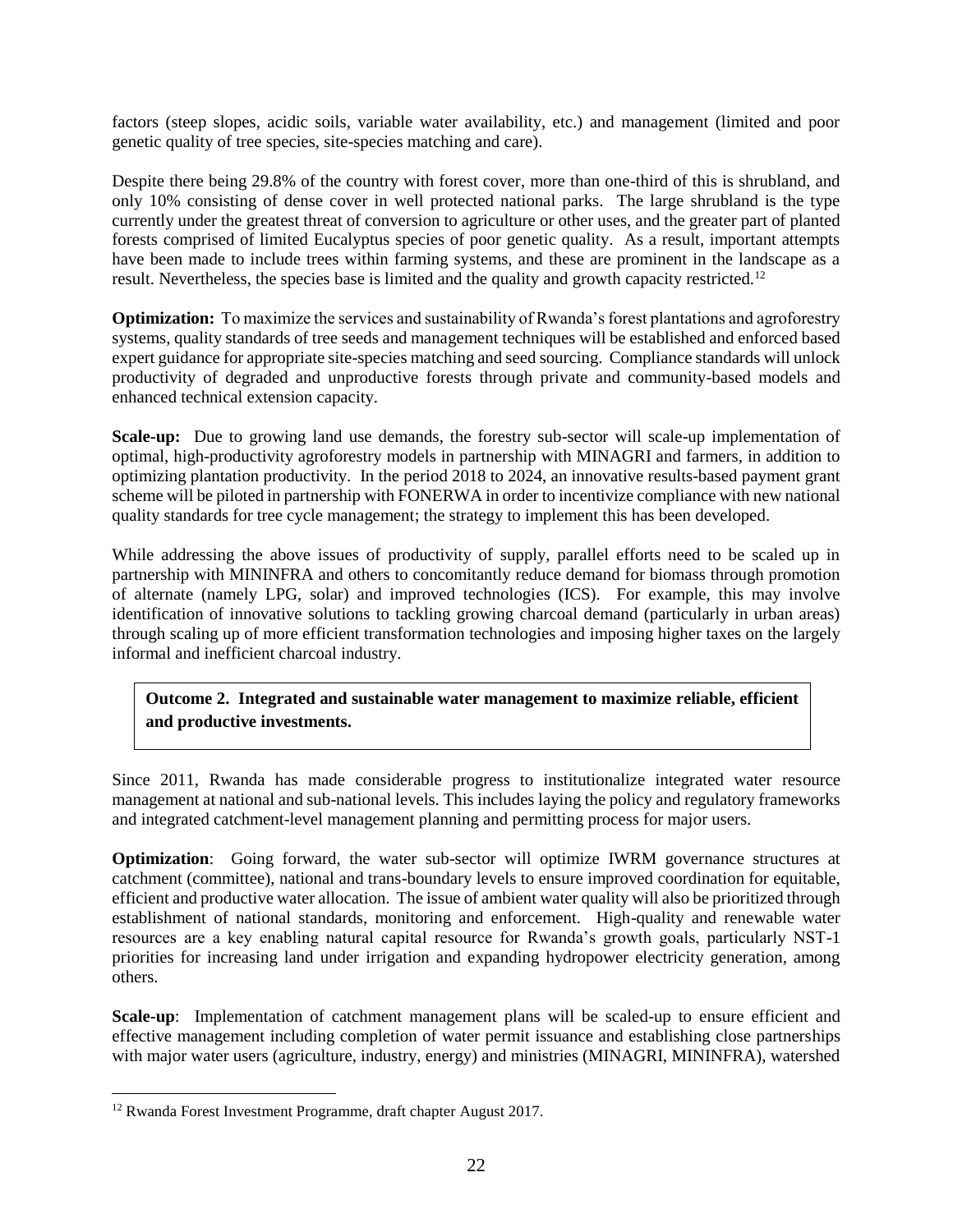factors (steep slopes, acidic soils, variable water availability, etc.) and management (limited and poor genetic quality of tree species, site-species matching and care).

Despite there being 29.8% of the country with forest cover, more than one-third of this is shrubland, and only 10% consisting of dense cover in well protected national parks. The large shrubland is the type currently under the greatest threat of conversion to agriculture or other uses, and the greater part of planted forests comprised of limited Eucalyptus species of poor genetic quality. As a result, important attempts have been made to include trees within farming systems, and these are prominent in the landscape as a result. Nevertheless, the species base is limited and the quality and growth capacity restricted.[12]

**Optimization:** To maximize the services and sustainability of Rwanda's forest plantations and agroforestry systems, quality standards of tree seeds and management techniques will be established and enforced based expert guidance for appropriate site-species matching and seed sourcing. Compliance standards will unlock productivity of degraded and unproductive forests through private and community-based models and enhanced technical extension capacity.

**Scale-up:** Due to growing land use demands, the forestry sub-sector will scale-up implementation of optimal, high-productivity agroforestry models in partnership with MINAGRI and farmers, in addition to optimizing plantation productivity. In the period 2018 to 2024, an innovative results-based payment grant scheme will be piloted in partnership with FONERWA in order to incentivize compliance with new national quality standards for tree cycle management; the strategy to implement this has been developed.

While addressing the above issues of productivity of supply, parallel efforts need to be scaled up in partnership with MININFRA and others to concomitantly reduce demand for biomass through promotion of alternate (namely LPG, solar) and improved technologies (ICS). For example, this may involve identification of innovative solutions to tackling growing charcoal demand (particularly in urban areas) through scaling up of more efficient transformation technologies and imposing higher taxes on the largely informal and inefficient charcoal industry.

**Outcome 2. Integrated and sustainable water management to maximize reliable, efficient and productive investments.**

Since 2011, Rwanda has made considerable progress to institutionalize integrated water resource management at national and sub-national levels. This includes laying the policy and regulatory frameworks and integrated catchment-level management planning and permitting process for major users.

**Optimization**: Going forward, the water sub-sector will optimize IWRM governance structures at catchment (committee), national and trans-boundary levels to ensure improved coordination for equitable, efficient and productive water allocation. The issue of ambient water quality will also be prioritized through establishment of national standards, monitoring and enforcement. High-quality and renewable water resources are a key enabling natural capital resource for Rwanda's growth goals, particularly NST-1 priorities for increasing land under irrigation and expanding hydropower electricity generation, among others.

**Scale-up**: Implementation of catchment management plans will be scaled-up to ensure efficient and effective management including completion of water permit issuance and establishing close partnerships with major water users (agriculture, industry, energy) and ministries (MINAGRI, MININFRA), watershed

[12] Rwanda Forest Investment Programme, draft chapter August 2017.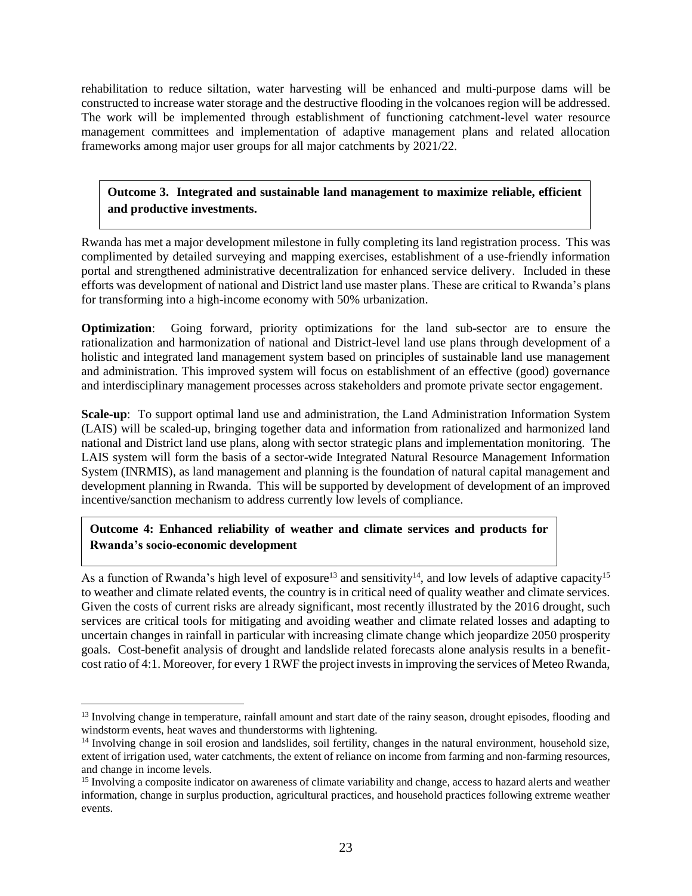rehabilitation to reduce siltation, water harvesting will be enhanced and multi-purpose dams will be constructed to increase water storage and the destructive flooding in the volcanoes region will be addressed. The work will be implemented through establishment of functioning catchment-level water resource management committees and implementation of adaptive management plans and related allocation frameworks among major user groups for all major catchments by 2021/22.

**Outcome 3. Integrated and sustainable land management to maximize reliable, efficient and productive investments.**

Rwanda has met a major development milestone in fully completing its land registration process. This was complimented by detailed surveying and mapping exercises, establishment of a use-friendly information portal and strengthened administrative decentralization for enhanced service delivery. Included in these efforts was development of national and District land use master plans. These are critical to Rwanda's plans for transforming into a high-income economy with 50% urbanization.

**Optimization**: Going forward, priority optimizations for the land sub-sector are to ensure the rationalization and harmonization of national and District-level land use plans through development of a holistic and integrated land management system based on principles of sustainable land use management and administration. This improved system will focus on establishment of an effective (good) governance and interdisciplinary management processes across stakeholders and promote private sector engagement.

**Scale-up**: To support optimal land use and administration, the Land Administration Information System (LAIS) will be scaled-up, bringing together data and information from rationalized and harmonized land national and District land use plans, along with sector strategic plans and implementation monitoring. The LAIS system will form the basis of a sector-wide Integrated Natural Resource Management Information System (INRMIS), as land management and planning is the foundation of natural capital management and development planning in Rwanda. This will be supported by development of development of an improved incentive/sanction mechanism to address currently low levels of compliance.

**Outcome 4: Enhanced reliability of weather and climate services and products for Rwanda's socio-economic development**

As a function of Rwanda's high level of exposure[13] and sensitivity[14], and low levels of adaptive capacity[15] to weather and climate related events, the country is in critical need of quality weather and climate services. Given the costs of current risks are already significant, most recently illustrated by the 2016 drought, such services are critical tools for mitigating and avoiding weather and climate related losses and adapting to uncertain changes in rainfall in particular with increasing climate change which jeopardize 2050 prosperity goals. Cost-benefit analysis of drought and landslide related forecasts alone analysis results in a benefit-cost ratio of 4:1. Moreover, for every 1 RWF the project invests in improving the services of Meteo Rwanda,

---

[13] Involving change in temperature, rainfall amount and start date of the rainy season, drought episodes, flooding and windstorm events, heat waves and thunderstorms with lightening.

[14] Involving change in soil erosion and landslides, soil fertility, changes in the natural environment, household size, extent of irrigation used, water catchments, the extent of reliance on income from farming and non-farming resources, and change in income levels.

[15] Involving a composite indicator on awareness of climate variability and change, access to hazard alerts and weather information, change in surplus production, agricultural practices, and household practices following extreme weather events.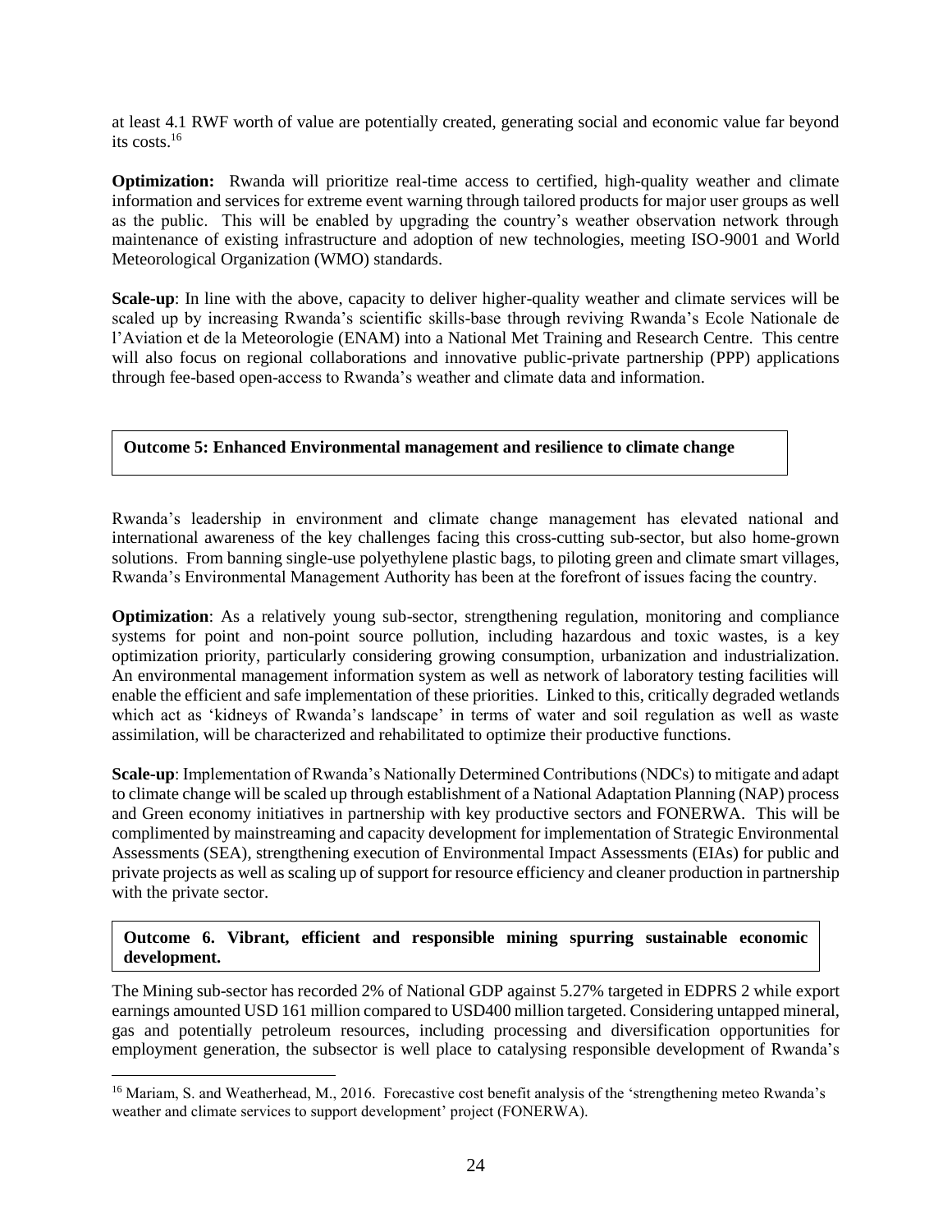at least 4.1 RWF worth of value are potentially created, generating social and economic value far beyond its costs.[16]

**Optimization:** Rwanda will prioritize real-time access to certified, high-quality weather and climate information and services for extreme event warning through tailored products for major user groups as well as the public. This will be enabled by upgrading the country's weather observation network through maintenance of existing infrastructure and adoption of new technologies, meeting ISO-9001 and World Meteorological Organization (WMO) standards.

**Scale-up**: In line with the above, capacity to deliver higher-quality weather and climate services will be scaled up by increasing Rwanda's scientific skills-base through reviving Rwanda's Ecole Nationale de l'Aviation et de la Meteorologie (ENAM) into a National Met Training and Research Centre. This centre will also focus on regional collaborations and innovative public-private partnership (PPP) applications through fee-based open-access to Rwanda's weather and climate data and information.

**Outcome 5: Enhanced Environmental management and resilience to climate change**

Rwanda's leadership in environment and climate change management has elevated national and international awareness of the key challenges facing this cross-cutting sub-sector, but also home-grown solutions. From banning single-use polyethylene plastic bags, to piloting green and climate smart villages, Rwanda's Environmental Management Authority has been at the forefront of issues facing the country.

**Optimization**: As a relatively young sub-sector, strengthening regulation, monitoring and compliance systems for point and non-point source pollution, including hazardous and toxic wastes, is a key optimization priority, particularly considering growing consumption, urbanization and industrialization. An environmental management information system as well as network of laboratory testing facilities will enable the efficient and safe implementation of these priorities. Linked to this, critically degraded wetlands which act as 'kidneys of Rwanda's landscape' in terms of water and soil regulation as well as waste assimilation, will be characterized and rehabilitated to optimize their productive functions.

**Scale-up**: Implementation of Rwanda's Nationally Determined Contributions (NDCs) to mitigate and adapt to climate change will be scaled up through establishment of a National Adaptation Planning (NAP) process and Green economy initiatives in partnership with key productive sectors and FONERWA. This will be complimented by mainstreaming and capacity development for implementation of Strategic Environmental Assessments (SEA), strengthening execution of Environmental Impact Assessments (EIAs) for public and private projects as well as scaling up of support for resource efficiency and cleaner production in partnership with the private sector.

**Outcome 6. Vibrant, efficient and responsible mining spurring sustainable economic development.**

The Mining sub-sector has recorded 2% of National GDP against 5.27% targeted in EDPRS 2 while export earnings amounted USD 161 million compared to USD400 million targeted. Considering untapped mineral, gas and potentially petroleum resources, including processing and diversification opportunities for employment generation, the subsector is well place to catalysing responsible development of Rwanda's

---

[16] Mariam, S. and Weatherhead, M., 2016. Forecastive cost benefit analysis of the 'strengthening meteo Rwanda's weather and climate services to support development' project (FONERWA).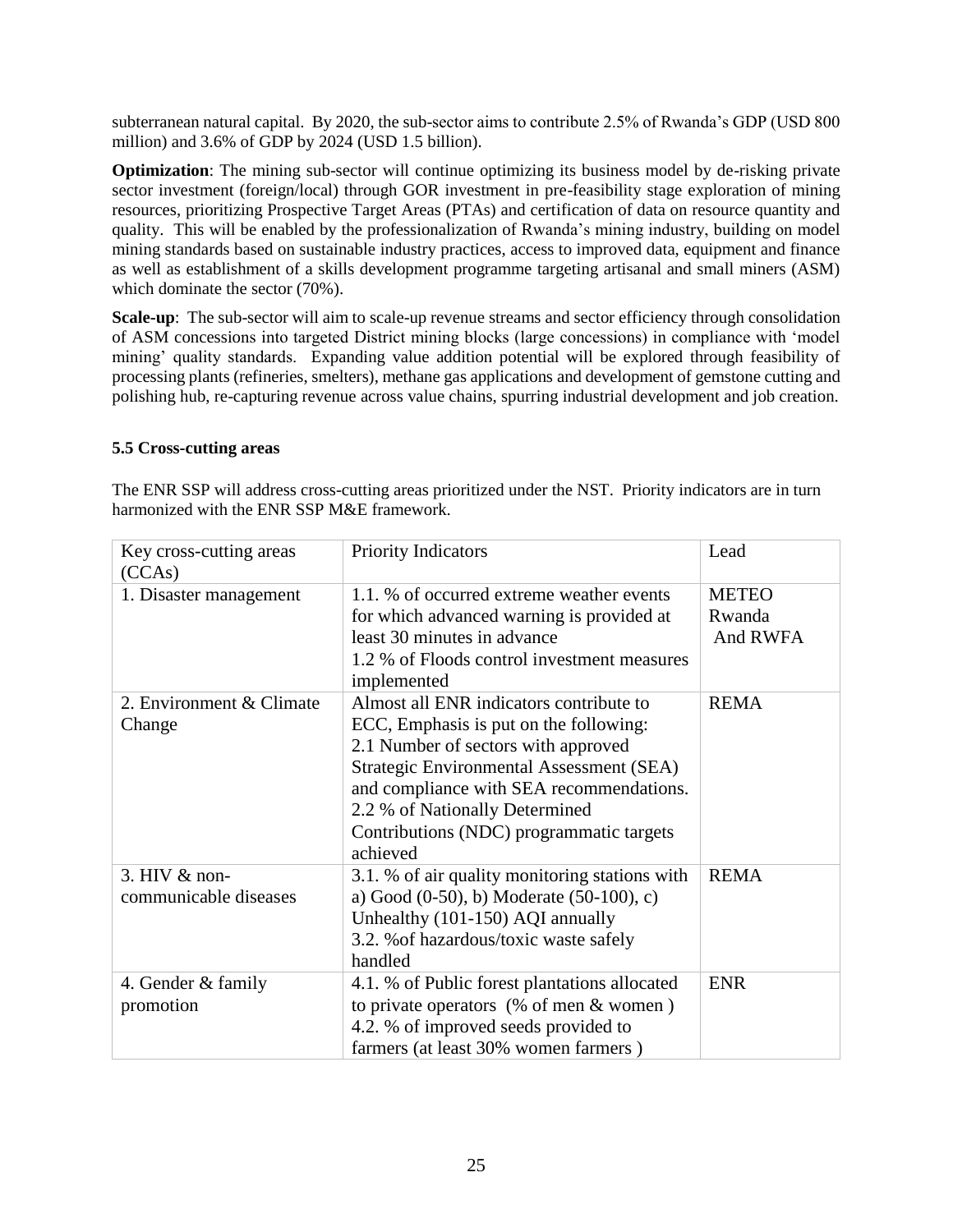subterranean natural capital. By 2020, the sub-sector aims to contribute 2.5% of Rwanda's GDP (USD 800 million) and 3.6% of GDP by 2024 (USD 1.5 billion).

**Optimization**: The mining sub-sector will continue optimizing its business model by de-risking private sector investment (foreign/local) through GOR investment in pre-feasibility stage exploration of mining resources, prioritizing Prospective Target Areas (PTAs) and certification of data on resource quantity and quality. This will be enabled by the professionalization of Rwanda's mining industry, building on model mining standards based on sustainable industry practices, access to improved data, equipment and finance as well as establishment of a skills development programme targeting artisanal and small miners (ASM) which dominate the sector (70%).

**Scale-up**: The sub-sector will aim to scale-up revenue streams and sector efficiency through consolidation of ASM concessions into targeted District mining blocks (large concessions) in compliance with 'model mining' quality standards. Expanding value addition potential will be explored through feasibility of processing plants (refineries, smelters), methane gas applications and development of gemstone cutting and polishing hub, re-capturing revenue across value chains, spurring industrial development and job creation.

### 5.5 Cross-cutting areas

The ENR SSP will address cross-cutting areas prioritized under the NST. Priority indicators are in turn harmonized with the ENR SSP M&E framework.

| Key cross-cutting areas (CCAs) | Priority Indicators | Lead |
|---|---|---|
| 1. Disaster management | 1.1. % of occurred extreme weather events for which advanced warning is provided at least 30 minutes in advance<br>1.2 % of Floods control investment measures implemented | METEO Rwanda And RWFA |
| 2. Environment & Climate Change | Almost all ENR indicators contribute to ECC, Emphasis is put on the following:<br>2.1 Number of sectors with approved Strategic Environmental Assessment (SEA) and compliance with SEA recommendations.<br>2.2 % of Nationally Determined Contributions (NDC) programmatic targets achieved | REMA |
| 3. HIV & non-communicable diseases | 3.1. % of air quality monitoring stations with a) Good (0-50), b) Moderate (50-100), c) Unhealthy (101-150) AQI annually<br>3.2. %of hazardous/toxic waste safely handled | REMA |
| 4. Gender & family promotion | 4.1. % of Public forest plantations allocated to private operators (% of men & women )<br>4.2. % of improved seeds provided to farmers (at least 30% women farmers ) | ENR |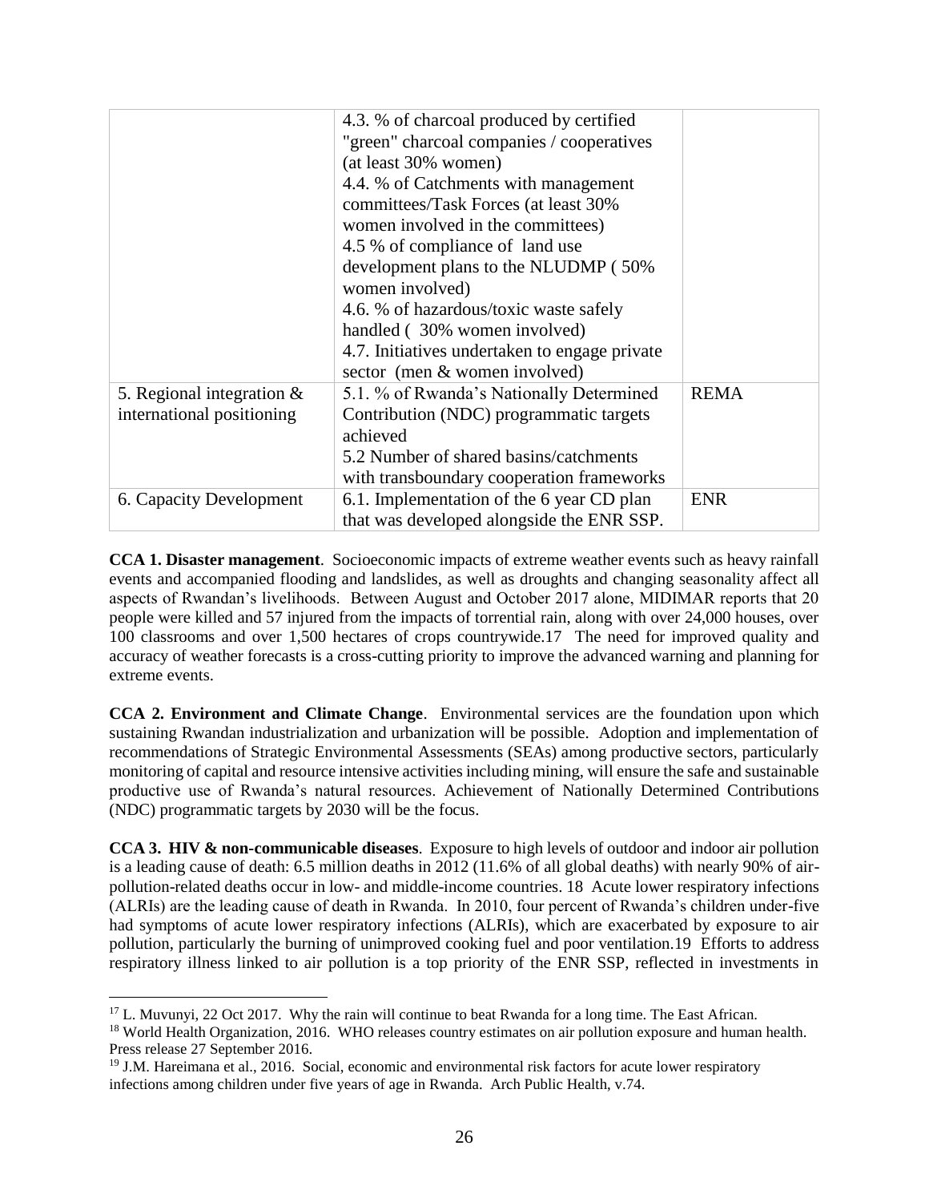|  |  |  |
| --- | --- | --- |
|  | 4.3. % of charcoal produced by certified "green" charcoal companies / cooperatives (at least 30% women)<br>4.4. % of Catchments with management committees/Task Forces (at least 30% women involved in the committees)<br>4.5 % of compliance of land use development plans to the NLUDMP ( 50% women involved)<br>4.6. % of hazardous/toxic waste safely handled ( 30% women involved)<br>4.7. Initiatives undertaken to engage private sector (men & women involved) |  |
| 5. Regional integration & international positioning | 5.1. % of Rwanda's Nationally Determined Contribution (NDC) programmatic targets achieved<br>5.2 Number of shared basins/catchments with transboundary cooperation frameworks | REMA |
| 6. Capacity Development | 6.1. Implementation of the 6 year CD plan that was developed alongside the ENR SSP. | ENR |

**CCA 1. Disaster management**. Socioeconomic impacts of extreme weather events such as heavy rainfall events and accompanied flooding and landslides, as well as droughts and changing seasonality affect all aspects of Rwandan's livelihoods. Between August and October 2017 alone, MIDIMAR reports that 20 people were killed and 57 injured from the impacts of torrential rain, along with over 24,000 houses, over 100 classrooms and over 1,500 hectares of crops countrywide.[17] The need for improved quality and accuracy of weather forecasts is a cross-cutting priority to improve the advanced warning and planning for extreme events.

**CCA 2. Environment and Climate Change**. Environmental services are the foundation upon which sustaining Rwandan industrialization and urbanization will be possible. Adoption and implementation of recommendations of Strategic Environmental Assessments (SEAs) among productive sectors, particularly monitoring of capital and resource intensive activities including mining, will ensure the safe and sustainable productive use of Rwanda's natural resources. Achievement of Nationally Determined Contributions (NDC) programmatic targets by 2030 will be the focus.

**CCA 3. HIV & non-communicable diseases**. Exposure to high levels of outdoor and indoor air pollution is a leading cause of death: 6.5 million deaths in 2012 (11.6% of all global deaths) with nearly 90% of air-pollution-related deaths occur in low- and middle-income countries.[18] Acute lower respiratory infections (ALRIs) are the leading cause of death in Rwanda. In 2010, four percent of Rwanda's children under-five had symptoms of acute lower respiratory infections (ALRIs), which are exacerbated by exposure to air pollution, particularly the burning of unimproved cooking fuel and poor ventilation.[19] Efforts to address respiratory illness linked to air pollution is a top priority of the ENR SSP, reflected in investments in

---

[17] L. Muvunyi, 22 Oct 2017. Why the rain will continue to beat Rwanda for a long time. The East African.

[18] World Health Organization, 2016. WHO releases country estimates on air pollution exposure and human health. Press release 27 September 2016.

[19] J.M. Hareimana et al., 2016. Social, economic and environmental risk factors for acute lower respiratory infections among children under five years of age in Rwanda. Arch Public Health, v.74.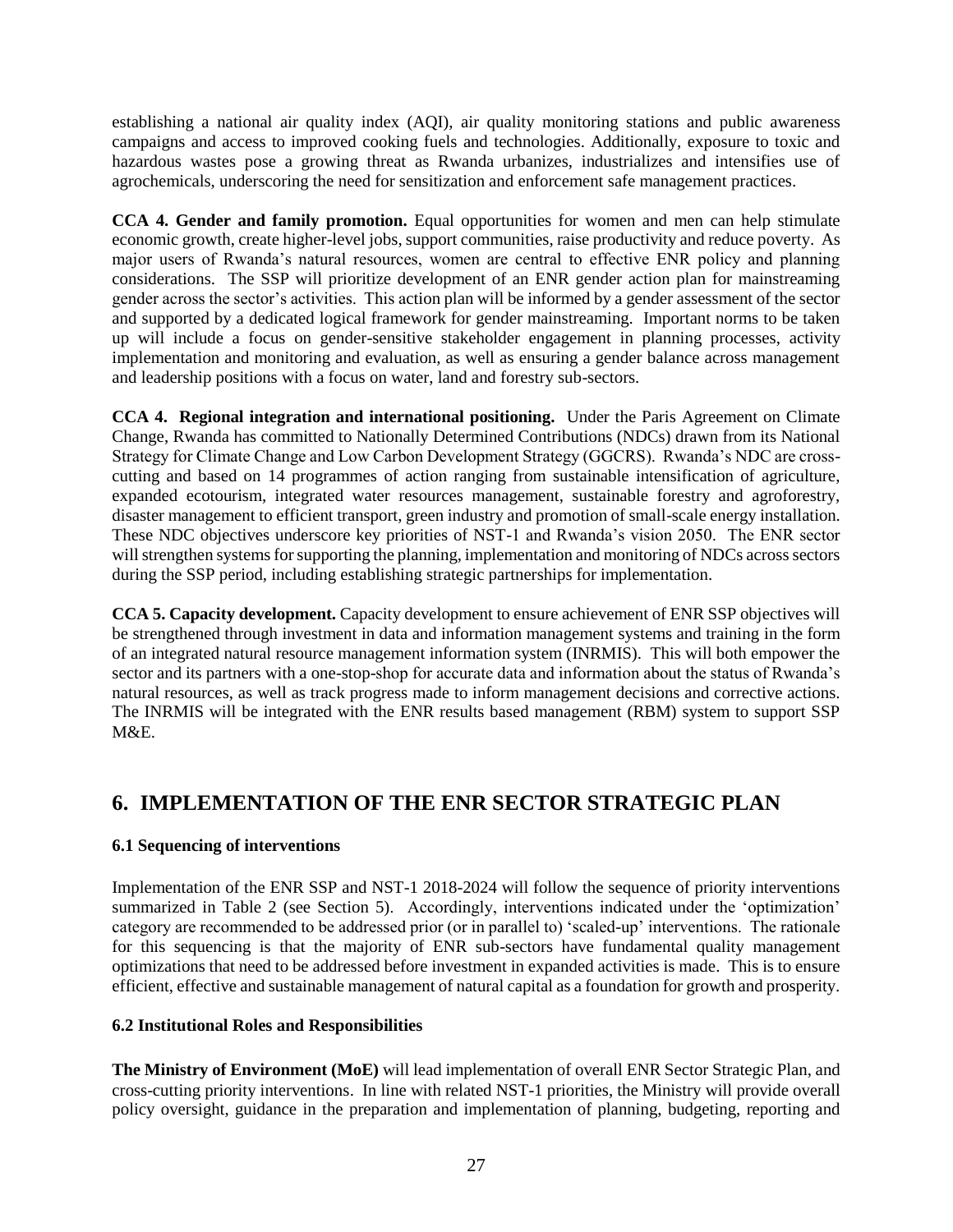establishing a national air quality index (AQI), air quality monitoring stations and public awareness campaigns and access to improved cooking fuels and technologies. Additionally, exposure to toxic and hazardous wastes pose a growing threat as Rwanda urbanizes, industrializes and intensifies use of agrochemicals, underscoring the need for sensitization and enforcement safe management practices.

**CCA 4. Gender and family promotion.** Equal opportunities for women and men can help stimulate economic growth, create higher-level jobs, support communities, raise productivity and reduce poverty. As major users of Rwanda's natural resources, women are central to effective ENR policy and planning considerations. The SSP will prioritize development of an ENR gender action plan for mainstreaming gender across the sector's activities. This action plan will be informed by a gender assessment of the sector and supported by a dedicated logical framework for gender mainstreaming. Important norms to be taken up will include a focus on gender-sensitive stakeholder engagement in planning processes, activity implementation and monitoring and evaluation, as well as ensuring a gender balance across management and leadership positions with a focus on water, land and forestry sub-sectors.

**CCA 4. Regional integration and international positioning.** Under the Paris Agreement on Climate Change, Rwanda has committed to Nationally Determined Contributions (NDCs) drawn from its National Strategy for Climate Change and Low Carbon Development Strategy (GGCRS). Rwanda's NDC are cross-cutting and based on 14 programmes of action ranging from sustainable intensification of agriculture, expanded ecotourism, integrated water resources management, sustainable forestry and agroforestry, disaster management to efficient transport, green industry and promotion of small-scale energy installation. These NDC objectives underscore key priorities of NST-1 and Rwanda's vision 2050. The ENR sector will strengthen systems for supporting the planning, implementation and monitoring of NDCs across sectors during the SSP period, including establishing strategic partnerships for implementation.

**CCA 5. Capacity development.** Capacity development to ensure achievement of ENR SSP objectives will be strengthened through investment in data and information management systems and training in the form of an integrated natural resource management information system (INRMIS). This will both empower the sector and its partners with a one-stop-shop for accurate data and information about the status of Rwanda's natural resources, as well as track progress made to inform management decisions and corrective actions. The INRMIS will be integrated with the ENR results based management (RBM) system to support SSP M&E.

# 6. IMPLEMENTATION OF THE ENR SECTOR STRATEGIC PLAN

### 6.1 Sequencing of interventions

Implementation of the ENR SSP and NST-1 2018-2024 will follow the sequence of priority interventions summarized in Table 2 (see Section 5). Accordingly, interventions indicated under the 'optimization' category are recommended to be addressed prior (or in parallel to) 'scaled-up' interventions. The rationale for this sequencing is that the majority of ENR sub-sectors have fundamental quality management optimizations that need to be addressed before investment in expanded activities is made. This is to ensure efficient, effective and sustainable management of natural capital as a foundation for growth and prosperity.

### 6.2 Institutional Roles and Responsibilities

**The Ministry of Environment (MoE)** will lead implementation of overall ENR Sector Strategic Plan, and cross-cutting priority interventions. In line with related NST-1 priorities, the Ministry will provide overall policy oversight, guidance in the preparation and implementation of planning, budgeting, reporting and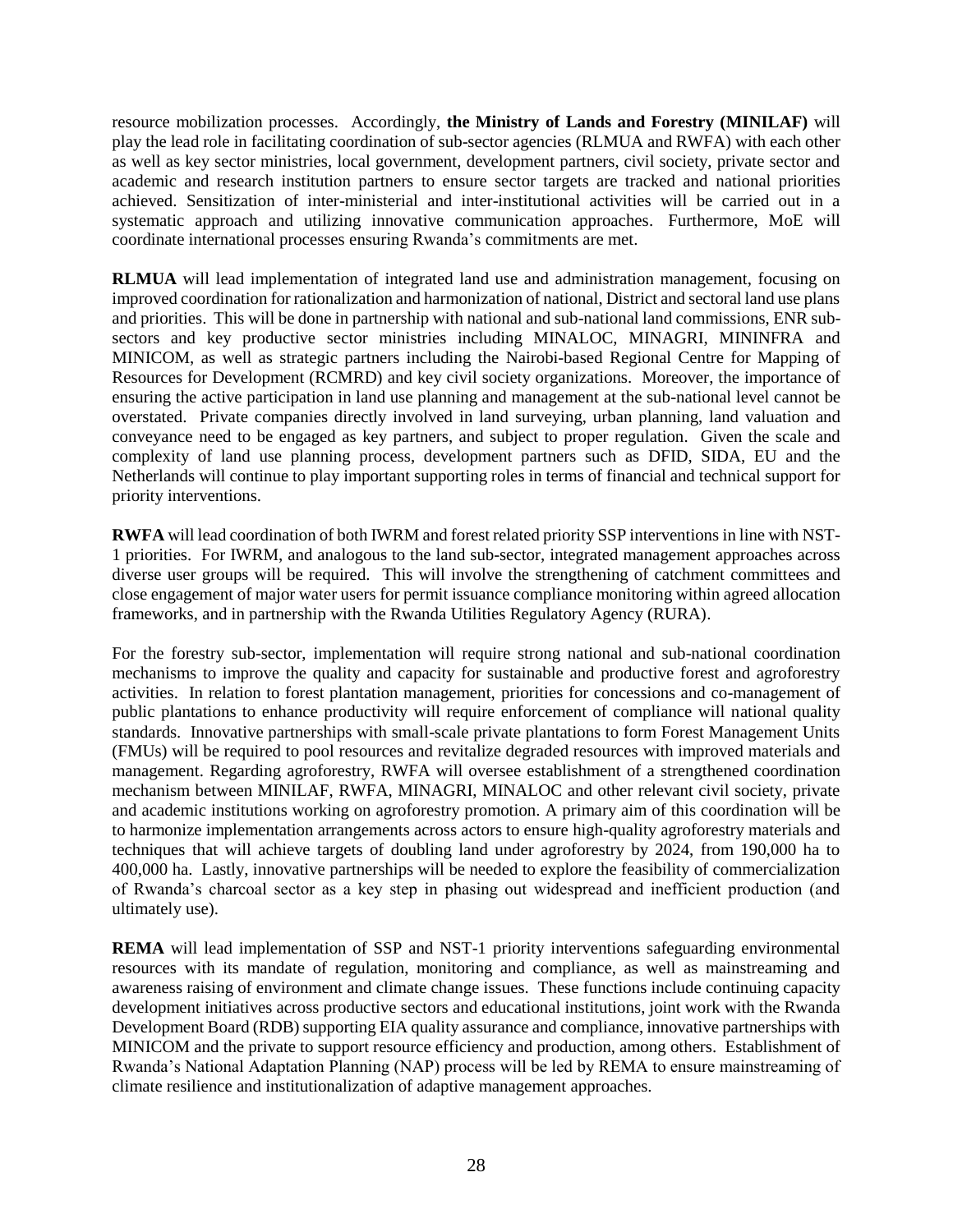resource mobilization processes. Accordingly, **the Ministry of Lands and Forestry (MINILAF)** will play the lead role in facilitating coordination of sub-sector agencies (RLMUA and RWFA) with each other as well as key sector ministries, local government, development partners, civil society, private sector and academic and research institution partners to ensure sector targets are tracked and national priorities achieved. Sensitization of inter-ministerial and inter-institutional activities will be carried out in a systematic approach and utilizing innovative communication approaches. Furthermore, MoE will coordinate international processes ensuring Rwanda's commitments are met.

**RLMUA** will lead implementation of integrated land use and administration management, focusing on improved coordination for rationalization and harmonization of national, District and sectoral land use plans and priorities. This will be done in partnership with national and sub-national land commissions, ENR sub-sectors and key productive sector ministries including MINALOC, MINAGRI, MININFRA and MINICOM, as well as strategic partners including the Nairobi-based Regional Centre for Mapping of Resources for Development (RCMRD) and key civil society organizations. Moreover, the importance of ensuring the active participation in land use planning and management at the sub-national level cannot be overstated. Private companies directly involved in land surveying, urban planning, land valuation and conveyance need to be engaged as key partners, and subject to proper regulation. Given the scale and complexity of land use planning process, development partners such as DFID, SIDA, EU and the Netherlands will continue to play important supporting roles in terms of financial and technical support for priority interventions.

**RWFA** will lead coordination of both IWRM and forest related priority SSP interventions in line with NST-1 priorities. For IWRM, and analogous to the land sub-sector, integrated management approaches across diverse user groups will be required. This will involve the strengthening of catchment committees and close engagement of major water users for permit issuance compliance monitoring within agreed allocation frameworks, and in partnership with the Rwanda Utilities Regulatory Agency (RURA).

For the forestry sub-sector, implementation will require strong national and sub-national coordination mechanisms to improve the quality and capacity for sustainable and productive forest and agroforestry activities. In relation to forest plantation management, priorities for concessions and co-management of public plantations to enhance productivity will require enforcement of compliance will national quality standards. Innovative partnerships with small-scale private plantations to form Forest Management Units (FMUs) will be required to pool resources and revitalize degraded resources with improved materials and management. Regarding agroforestry, RWFA will oversee establishment of a strengthened coordination mechanism between MINILAF, RWFA, MINAGRI, MINALOC and other relevant civil society, private and academic institutions working on agroforestry promotion. A primary aim of this coordination will be to harmonize implementation arrangements across actors to ensure high-quality agroforestry materials and techniques that will achieve targets of doubling land under agroforestry by 2024, from 190,000 ha to 400,000 ha. Lastly, innovative partnerships will be needed to explore the feasibility of commercialization of Rwanda's charcoal sector as a key step in phasing out widespread and inefficient production (and ultimately use).

**REMA** will lead implementation of SSP and NST-1 priority interventions safeguarding environmental resources with its mandate of regulation, monitoring and compliance, as well as mainstreaming and awareness raising of environment and climate change issues. These functions include continuing capacity development initiatives across productive sectors and educational institutions, joint work with the Rwanda Development Board (RDB) supporting EIA quality assurance and compliance, innovative partnerships with MINICOM and the private to support resource efficiency and production, among others. Establishment of Rwanda's National Adaptation Planning (NAP) process will be led by REMA to ensure mainstreaming of climate resilience and institutionalization of adaptive management approaches.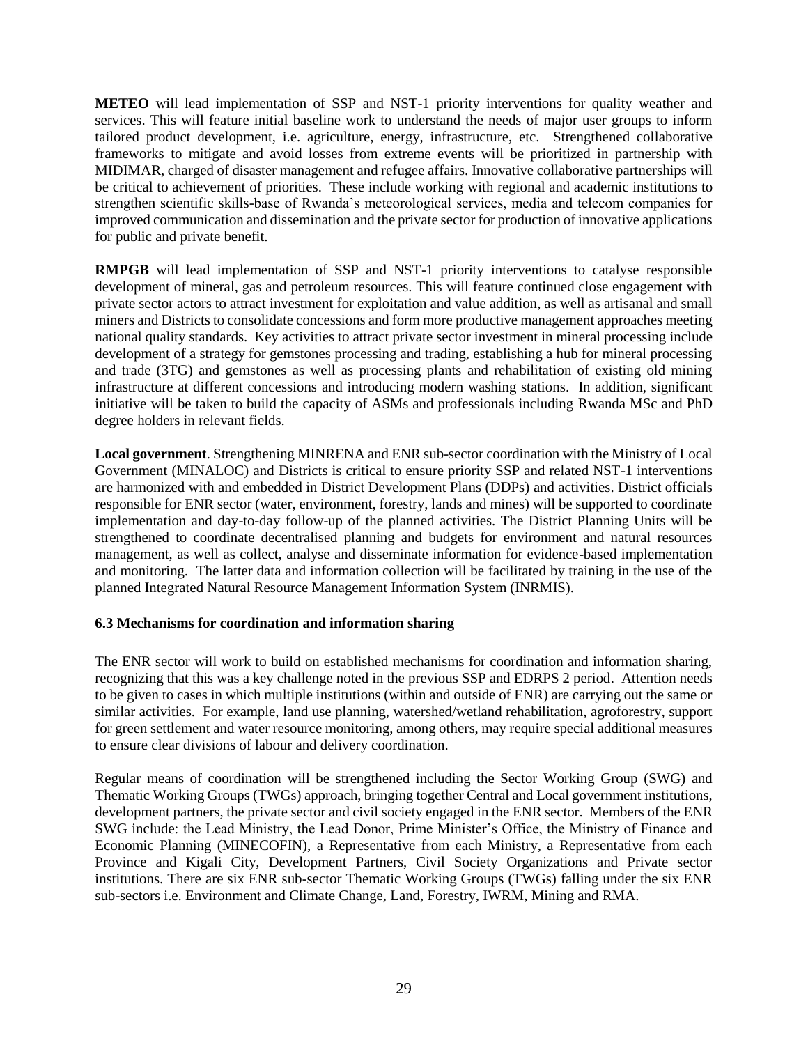**METEO** will lead implementation of SSP and NST-1 priority interventions for quality weather and services. This will feature initial baseline work to understand the needs of major user groups to inform tailored product development, i.e. agriculture, energy, infrastructure, etc. Strengthened collaborative frameworks to mitigate and avoid losses from extreme events will be prioritized in partnership with MIDIMAR, charged of disaster management and refugee affairs. Innovative collaborative partnerships will be critical to achievement of priorities. These include working with regional and academic institutions to strengthen scientific skills-base of Rwanda's meteorological services, media and telecom companies for improved communication and dissemination and the private sector for production of innovative applications for public and private benefit.

**RMPGB** will lead implementation of SSP and NST-1 priority interventions to catalyse responsible development of mineral, gas and petroleum resources. This will feature continued close engagement with private sector actors to attract investment for exploitation and value addition, as well as artisanal and small miners and Districts to consolidate concessions and form more productive management approaches meeting national quality standards. Key activities to attract private sector investment in mineral processing include development of a strategy for gemstones processing and trading, establishing a hub for mineral processing and trade (3TG) and gemstones as well as processing plants and rehabilitation of existing old mining infrastructure at different concessions and introducing modern washing stations. In addition, significant initiative will be taken to build the capacity of ASMs and professionals including Rwanda MSc and PhD degree holders in relevant fields.

**Local government**. Strengthening MINRENA and ENR sub-sector coordination with the Ministry of Local Government (MINALOC) and Districts is critical to ensure priority SSP and related NST-1 interventions are harmonized with and embedded in District Development Plans (DDPs) and activities. District officials responsible for ENR sector (water, environment, forestry, lands and mines) will be supported to coordinate implementation and day-to-day follow-up of the planned activities. The District Planning Units will be strengthened to coordinate decentralised planning and budgets for environment and natural resources management, as well as collect, analyse and disseminate information for evidence-based implementation and monitoring. The latter data and information collection will be facilitated by training in the use of the planned Integrated Natural Resource Management Information System (INRMIS).

### 6.3 Mechanisms for coordination and information sharing

The ENR sector will work to build on established mechanisms for coordination and information sharing, recognizing that this was a key challenge noted in the previous SSP and EDRPS 2 period. Attention needs to be given to cases in which multiple institutions (within and outside of ENR) are carrying out the same or similar activities. For example, land use planning, watershed/wetland rehabilitation, agroforestry, support for green settlement and water resource monitoring, among others, may require special additional measures to ensure clear divisions of labour and delivery coordination.

Regular means of coordination will be strengthened including the Sector Working Group (SWG) and Thematic Working Groups (TWGs) approach, bringing together Central and Local government institutions, development partners, the private sector and civil society engaged in the ENR sector. Members of the ENR SWG include: the Lead Ministry, the Lead Donor, Prime Minister's Office, the Ministry of Finance and Economic Planning (MINECOFIN), a Representative from each Ministry, a Representative from each Province and Kigali City, Development Partners, Civil Society Organizations and Private sector institutions. There are six ENR sub-sector Thematic Working Groups (TWGs) falling under the six ENR sub-sectors i.e. Environment and Climate Change, Land, Forestry, IWRM, Mining and RMA.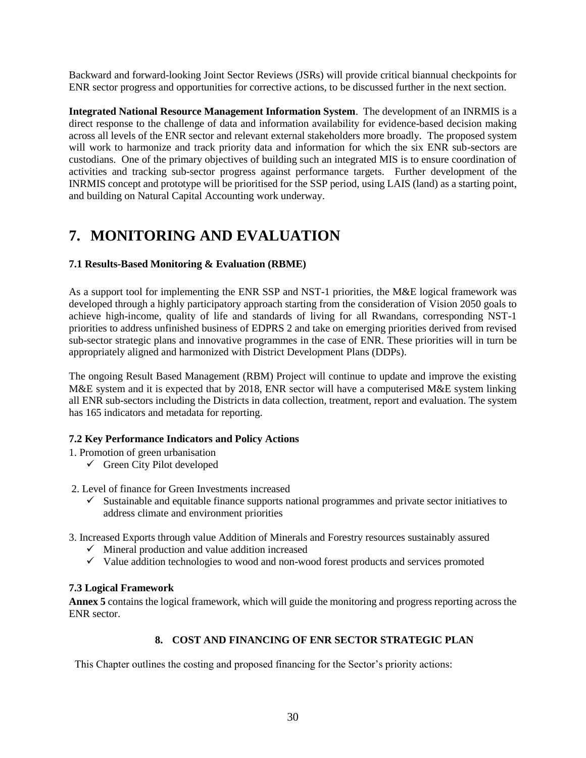Backward and forward-looking Joint Sector Reviews (JSRs) will provide critical biannual checkpoints for ENR sector progress and opportunities for corrective actions, to be discussed further in the next section.

**Integrated National Resource Management Information System**. The development of an INRMIS is a direct response to the challenge of data and information availability for evidence-based decision making across all levels of the ENR sector and relevant external stakeholders more broadly. The proposed system will work to harmonize and track priority data and information for which the six ENR sub-sectors are custodians. One of the primary objectives of building such an integrated MIS is to ensure coordination of activities and tracking sub-sector progress against performance targets. Further development of the INRMIS concept and prototype will be prioritised for the SSP period, using LAIS (land) as a starting point, and building on Natural Capital Accounting work underway.

# 7. MONITORING AND EVALUATION

### 7.1 Results-Based Monitoring & Evaluation (RBME)

As a support tool for implementing the ENR SSP and NST-1 priorities, the M&E logical framework was developed through a highly participatory approach starting from the consideration of Vision 2050 goals to achieve high-income, quality of life and standards of living for all Rwandans, corresponding NST-1 priorities to address unfinished business of EDPRS 2 and take on emerging priorities derived from revised sub-sector strategic plans and innovative programmes in the case of ENR. These priorities will in turn be appropriately aligned and harmonized with District Development Plans (DDPs).

The ongoing Result Based Management (RBM) Project will continue to update and improve the existing M&E system and it is expected that by 2018, ENR sector will have a computerised M&E system linking all ENR sub-sectors including the Districts in data collection, treatment, report and evaluation. The system has 165 indicators and metadata for reporting.

### 7.2 Key Performance Indicators and Policy Actions

1. Promotion of green urbanisation
   - ✓ Green City Pilot developed

2. Level of finance for Green Investments increased
   - ✓ Sustainable and equitable finance supports national programmes and private sector initiatives to address climate and environment priorities

3. Increased Exports through value Addition of Minerals and Forestry resources sustainably assured
   - ✓ Mineral production and value addition increased
   - ✓ Value addition technologies to wood and non-wood forest products and services promoted

### 7.3 Logical Framework

**Annex 5** contains the logical framework, which will guide the monitoring and progress reporting across the ENR sector.

## 8. COST AND FINANCING OF ENR SECTOR STRATEGIC PLAN

This Chapter outlines the costing and proposed financing for the Sector's priority actions: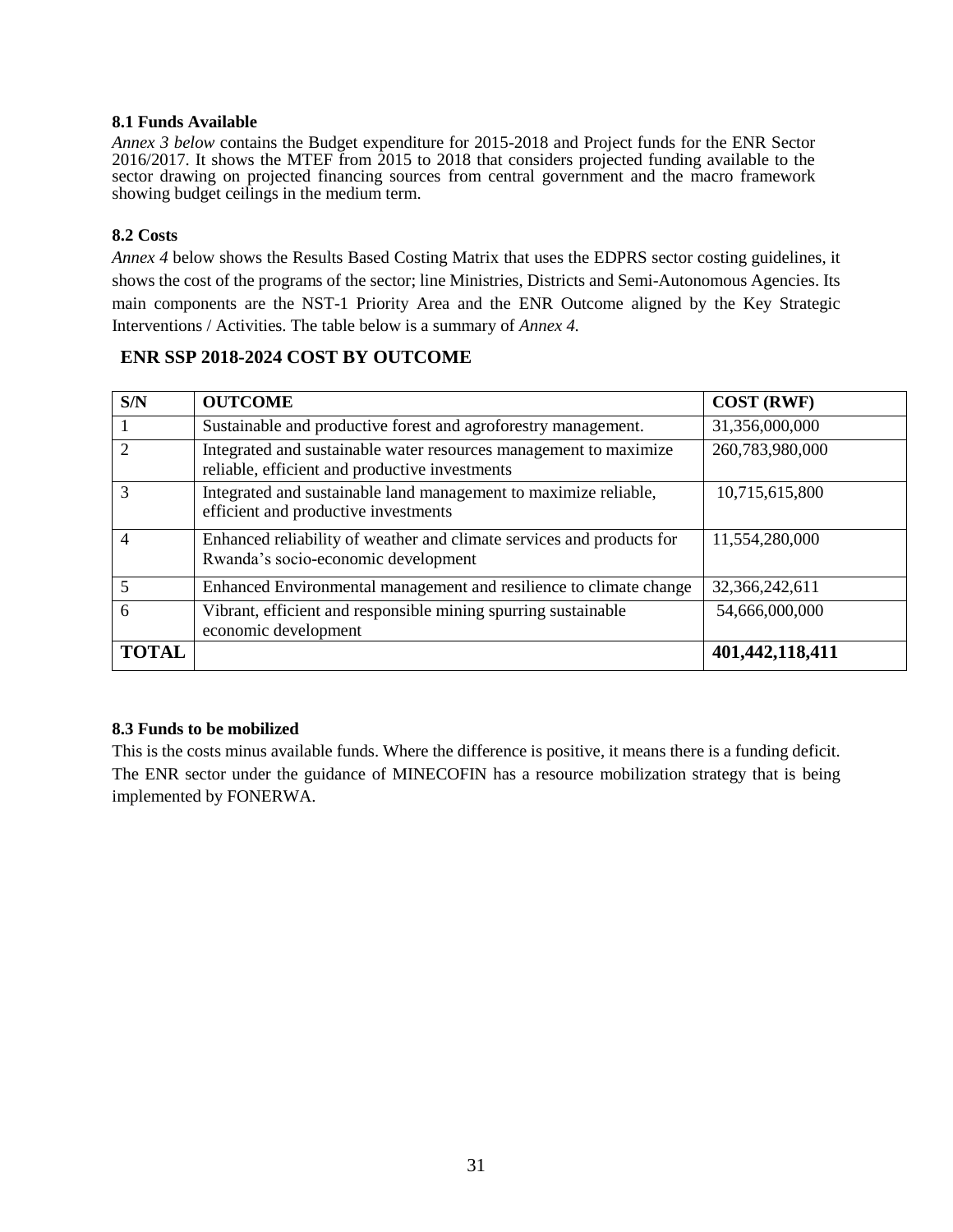### 8.1 Funds Available

*Annex 3 below* contains the Budget expenditure for 2015-2018 and Project funds for the ENR Sector 2016/2017. It shows the MTEF from 2015 to 2018 that considers projected funding available to the sector drawing on projected financing sources from central government and the macro framework showing budget ceilings in the medium term.

### 8.2 Costs

*Annex 4* below shows the Results Based Costing Matrix that uses the EDPRS sector costing guidelines, it shows the cost of the programs of the sector; line Ministries, Districts and Semi-Autonomous Agencies. Its main components are the NST-1 Priority Area and the ENR Outcome aligned by the Key Strategic Interventions / Activities. The table below is a summary of *Annex 4.*

**ENR SSP 2018-2024 COST BY OUTCOME**

| S/N | OUTCOME | COST (RWF) |
|---|---|---|
| 1 | Sustainable and productive forest and agroforestry management. | 31,356,000,000 |
| 2 | Integrated and sustainable water resources management to maximize reliable, efficient and productive investments | 260,783,980,000 |
| 3 | Integrated and sustainable land management to maximize reliable, efficient and productive investments | 10,715,615,800 |
| 4 | Enhanced reliability of weather and climate services and products for Rwanda's socio-economic development | 11,554,280,000 |
| 5 | Enhanced Environmental management and resilience to climate change | 32,366,242,611 |
| 6 | Vibrant, efficient and responsible mining spurring sustainable economic development | 54,666,000,000 |
| **TOTAL** | | **401,442,118,411** |

### 8.3 Funds to be mobilized

This is the costs minus available funds. Where the difference is positive, it means there is a funding deficit. The ENR sector under the guidance of MINECOFIN has a resource mobilization strategy that is being implemented by FONERWA.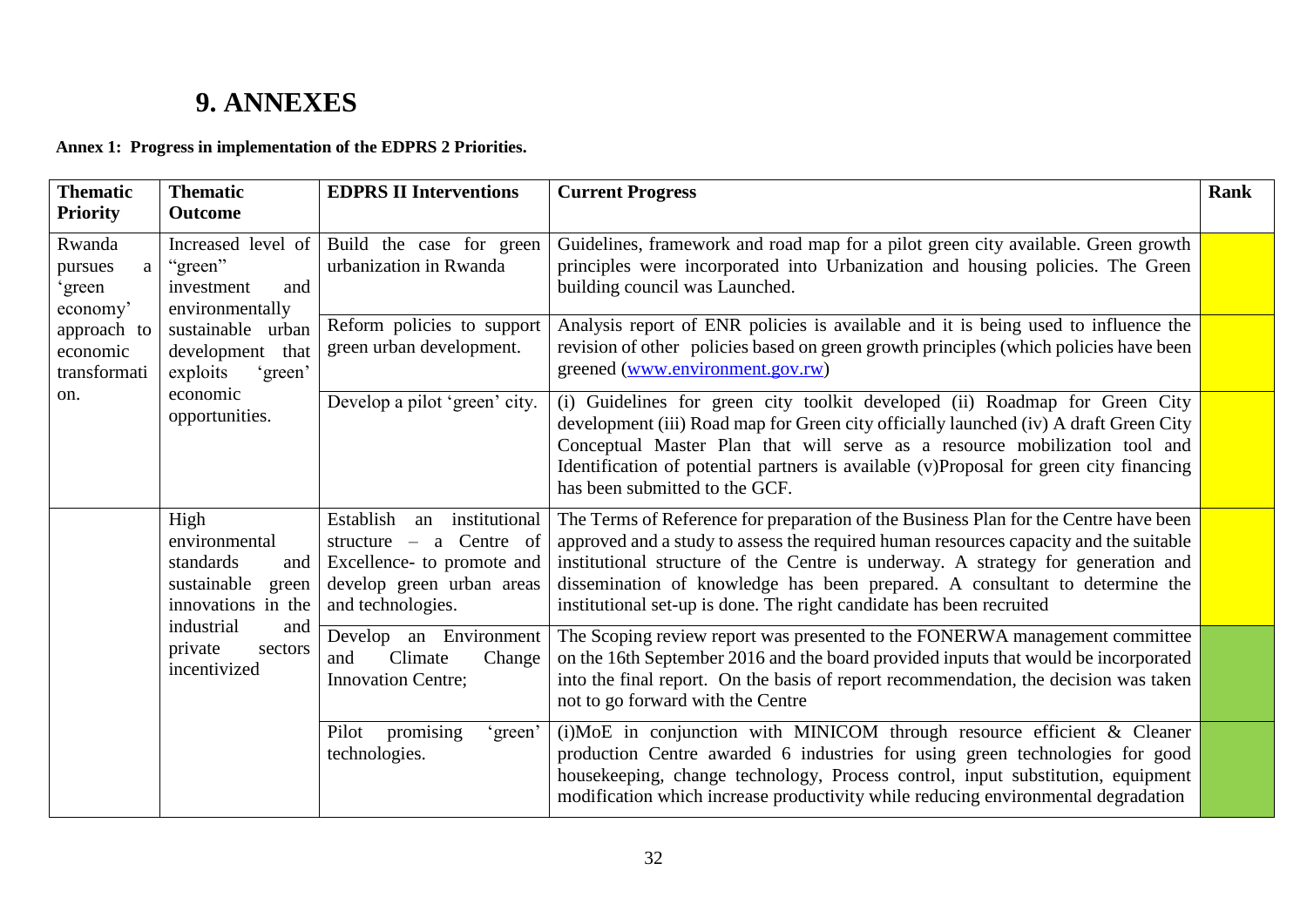# 9. ANNEXES

**Annex 1: Progress in implementation of the EDPRS 2 Priorities.**

| Thematic Priority | Thematic Outcome | EDPRS II Interventions | Current Progress | Rank |
|---|---|---|---|---|
| Rwanda pursues a 'green economy' approach to economic transformation. | Increased level of "green" investment and environmentally sustainable urban development that exploits 'green' economic opportunities. | Build the case for green urbanization in Rwanda | Guidelines, framework and road map for a pilot green city available. Green growth principles were incorporated into Urbanization and housing policies. The Green building council was Launched. | |
| | | Reform policies to support green urban development. | Analysis report of ENR policies is available and it is being used to influence the revision of other policies based on green growth principles (which policies have been greened (www.environment.gov.rw) | |
| | | Develop a pilot 'green' city. | (i) Guidelines for green city toolkit developed (ii) Roadmap for Green City development (iii) Road map for Green city officially launched (iv) A draft Green City Conceptual Master Plan that will serve as a resource mobilization tool and Identification of potential partners is available (v)Proposal for green city financing has been submitted to the GCF. | |
| | High environmental standards and sustainable green innovations in the industrial and private sectors incentivized | Establish an institutional structure – a Centre of Excellence- to promote and develop green urban areas and technologies. | The Terms of Reference for preparation of the Business Plan for the Centre have been approved and a study to assess the required human resources capacity and the suitable institutional structure of the Centre is underway. A strategy for generation and dissemination of knowledge has been prepared. A consultant to determine the institutional set-up is done. The right candidate has been recruited | |
| | | Develop an Environment and Climate Change Innovation Centre; | The Scoping review report was presented to the FONERWA management committee on the 16th September 2016 and the board provided inputs that would be incorporated into the final report. On the basis of report recommendation, the decision was taken not to go forward with the Centre | |
| | | Pilot promising 'green' technologies. | (i)MoE in conjunction with MINICOM through resource efficient & Cleaner production Centre awarded 6 industries for using green technologies for good housekeeping, change technology, Process control, input substitution, equipment modification which increase productivity while reducing environmental degradation | |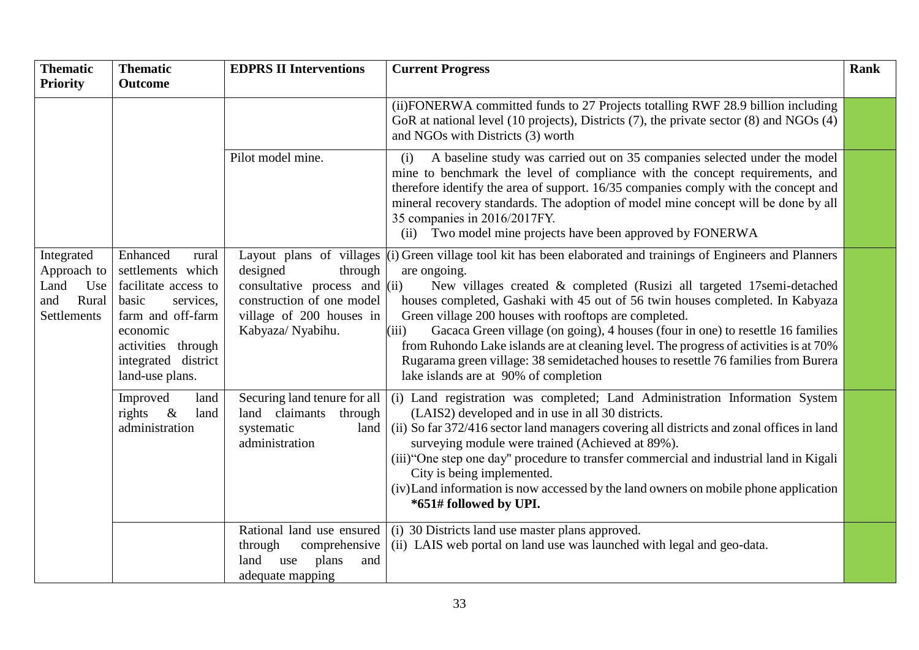| Thematic Priority | Thematic Outcome | EDPRS II Interventions | Current Progress | Rank |
|---|---|---|---|---|
| | | | (ii)FONERWA committed funds to 27 Projects totalling RWF 28.9 billion including GoR at national level (10 projects), Districts (7), the private sector (8) and NGOs (4) and NGOs with Districts (3) worth | |
| | | Pilot model mine. | (i) A baseline study was carried out on 35 companies selected under the model mine to benchmark the level of compliance with the concept requirements, and therefore identify the area of support. 16/35 companies comply with the concept and mineral recovery standards. The adoption of model mine concept will be done by all 35 companies in 2016/2017FY.<br>(ii) Two model mine projects have been approved by FONERWA | |
| Integrated Approach to Land Use and Rural Settlements | Enhanced rural settlements which facilitate access to basic services, farm and off-farm economic activities through integrated district land-use plans. | Layout plans of villages designed through consultative process and construction of one model village of 200 houses in Kabyaza/ Nyabihu. | (i) Green village tool kit has been elaborated and trainings of Engineers and Planners are ongoing.<br>(ii) New villages created & completed (Rusizi all targeted 17semi-detached houses completed, Gashaki with 45 out of 56 twin houses completed. In Kabyaza Green village 200 houses with rooftops are completed.<br>(iii) Gacaca Green village (on going), 4 houses (four in one) to resettle 16 families from Ruhondo Lake islands are at cleaning level. The progress of activities is at 70% Rugarama green village: 38 semidetached houses to resettle 76 families from Burera lake islands are at 90% of completion | |
| | Improved land rights & land administration | Securing land tenure for all land claimants through systematic land administration | (i) Land registration was completed; Land Administration Information System (LAIS2) developed and in use in all 30 districts.<br>(ii) So far 372/416 sector land managers covering all districts and zonal offices in land surveying module were trained (Achieved at 89%).<br>(iii)"One step one day" procedure to transfer commercial and industrial land in Kigali City is being implemented.<br>(iv)Land information is now accessed by the land owners on mobile phone application **\*651# followed by UPI.** | |
| | | Rational land use ensured through comprehensive land use plans and adequate mapping | (i) 30 Districts land use master plans approved.<br>(ii) LAIS web portal on land use was launched with legal and geo-data. | |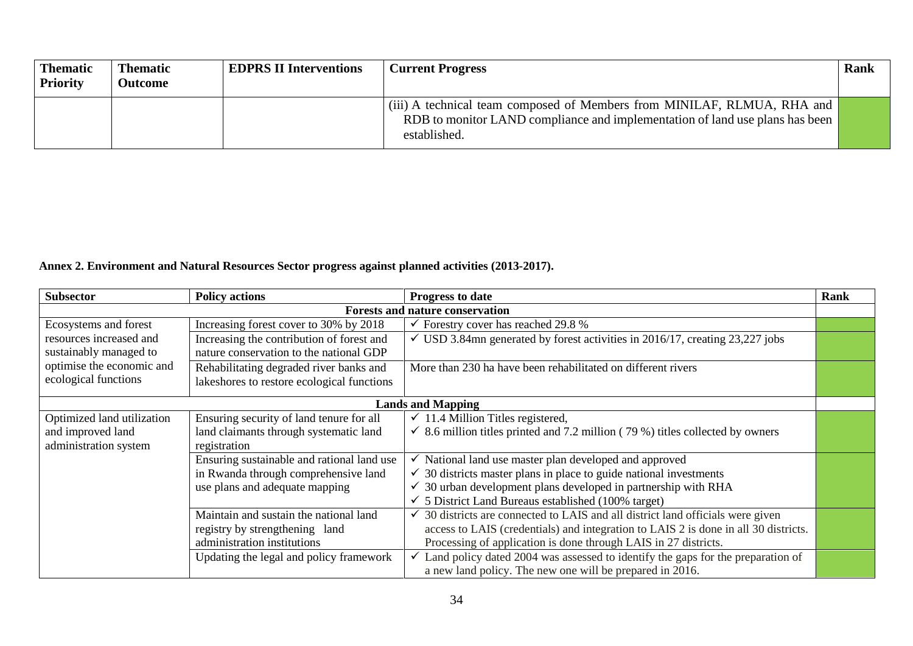| Thematic Priority | Thematic Outcome | EDPRS II Interventions | Current Progress | Rank |
|---|---|---|---|---|
| | | | (iii) A technical team composed of Members from MINILAF, RLMUA, RHA and RDB to monitor LAND compliance and implementation of land use plans has been established. | |

**Annex 2. Environment and Natural Resources Sector progress against planned activities (2013-2017).**

| Subsector | Policy actions | Progress to date | Rank |
|---|---|---|---|
| **Forests and nature conservation** | | | |
| Ecosystems and forest resources increased and sustainably managed to optimise the economic and ecological functions | Increasing forest cover to 30% by 2018 | ✓ Forestry cover has reached 29.8 % | |
| | Increasing the contribution of forest and nature conservation to the national GDP | ✓ USD 3.84mn generated by forest activities in 2016/17, creating 23,227 jobs | |
| | Rehabilitating degraded river banks and lakeshores to restore ecological functions | More than 230 ha have been rehabilitated on different rivers | |
| **Lands and Mapping** | | | |
| Optimized land utilization and improved land administration system | Ensuring security of land tenure for all land claimants through systematic land registration | ✓ 11.4 Million Titles registered,<br>✓ 8.6 million titles printed and 7.2 million ( 79 %) titles collected by owners | |
| | Ensuring sustainable and rational land use in Rwanda through comprehensive land use plans and adequate mapping | ✓ National land use master plan developed and approved<br>✓ 30 districts master plans in place to guide national investments<br>✓ 30 urban development plans developed in partnership with RHA<br>✓ 5 District Land Bureaus established (100% target) | |
| | Maintain and sustain the national land registry by strengthening land administration institutions | ✓ 30 districts are connected to LAIS and all district land officials were given access to LAIS (credentials) and integration to LAIS 2 is done in all 30 districts. Processing of application is done through LAIS in 27 districts. | |
| | Updating the legal and policy framework | ✓ Land policy dated 2004 was assessed to identify the gaps for the preparation of a new land policy. The new one will be prepared in 2016. | |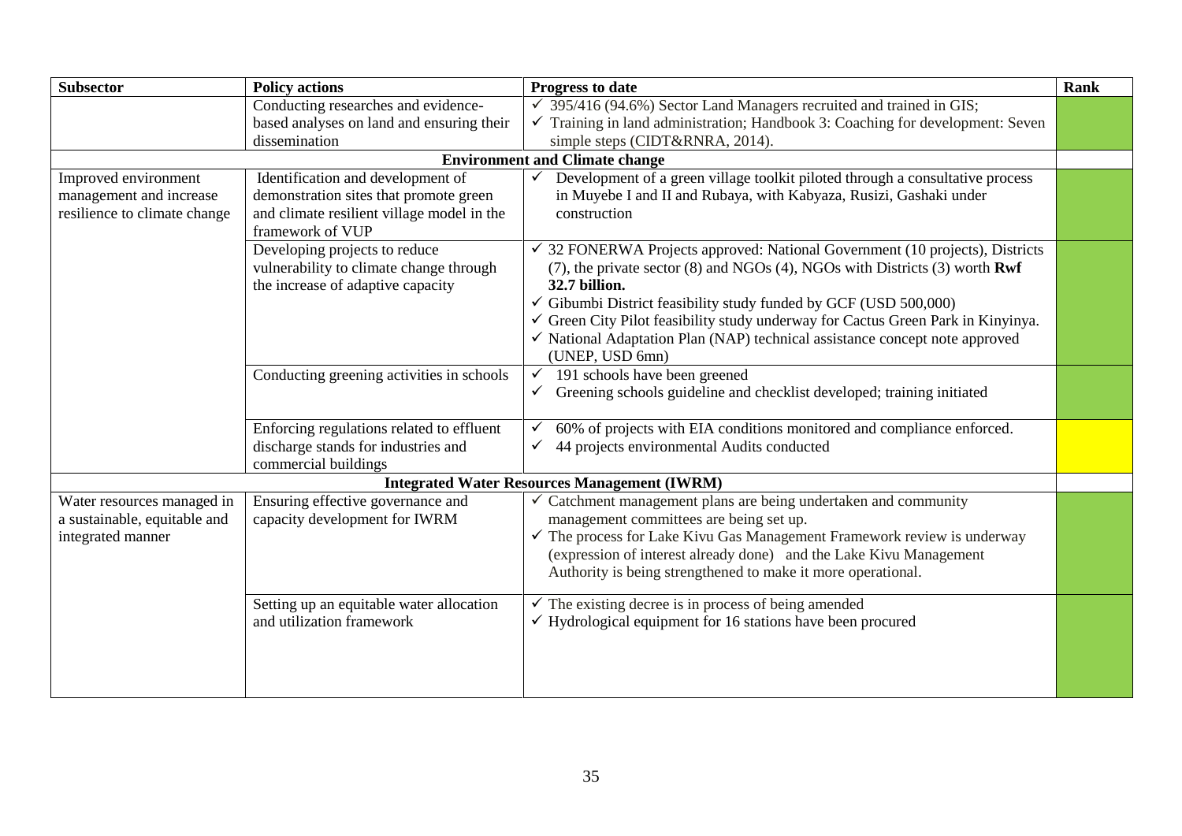| Subsector | Policy actions | Progress to date | Rank |
|---|---|---|---|
| | Conducting researches and evidence-based analyses on land and ensuring their dissemination | ✓ 395/416 (94.6%) Sector Land Managers recruited and trained in GIS;<br>✓ Training in land administration; Handbook 3: Coaching for development: Seven simple steps (CIDT&RNRA, 2014). | |
| **Environment and Climate change** | | | |
| Improved environment management and increase resilience to climate change | Identification and development of demonstration sites that promote green and climate resilient village model in the framework of VUP | ✓ Development of a green village toolkit piloted through a consultative process in Muyebe I and II and Rubaya, with Kabyaza, Rusizi, Gashaki under construction | |
| | Developing projects to reduce vulnerability to climate change through the increase of adaptive capacity | ✓ 32 FONERWA Projects approved: National Government (10 projects), Districts (7), the private sector (8) and NGOs (4), NGOs with Districts (3) worth **Rwf 32.7 billion.**<br>✓ Gibumbi District feasibility study funded by GCF (USD 500,000)<br>✓ Green City Pilot feasibility study underway for Cactus Green Park in Kinyinya.<br>✓ National Adaptation Plan (NAP) technical assistance concept note approved (UNEP, USD 6mn) | |
| | Conducting greening activities in schools | ✓ 191 schools have been greened<br>✓ Greening schools guideline and checklist developed; training initiated | |
| | Enforcing regulations related to effluent discharge stands for industries and commercial buildings | ✓ 60% of projects with EIA conditions monitored and compliance enforced.<br>✓ 44 projects environmental Audits conducted | |
| **Integrated Water Resources Management (IWRM)** | | | |
| Water resources managed in a sustainable, equitable and integrated manner | Ensuring effective governance and capacity development for IWRM | ✓ Catchment management plans are being undertaken and community management committees are being set up.<br>✓ The process for Lake Kivu Gas Management Framework review is underway (expression of interest already done) and the Lake Kivu Management Authority is being strengthened to make it more operational. | |
| | Setting up an equitable water allocation and utilization framework | ✓ The existing decree is in process of being amended<br>✓ Hydrological equipment for 16 stations have been procured | |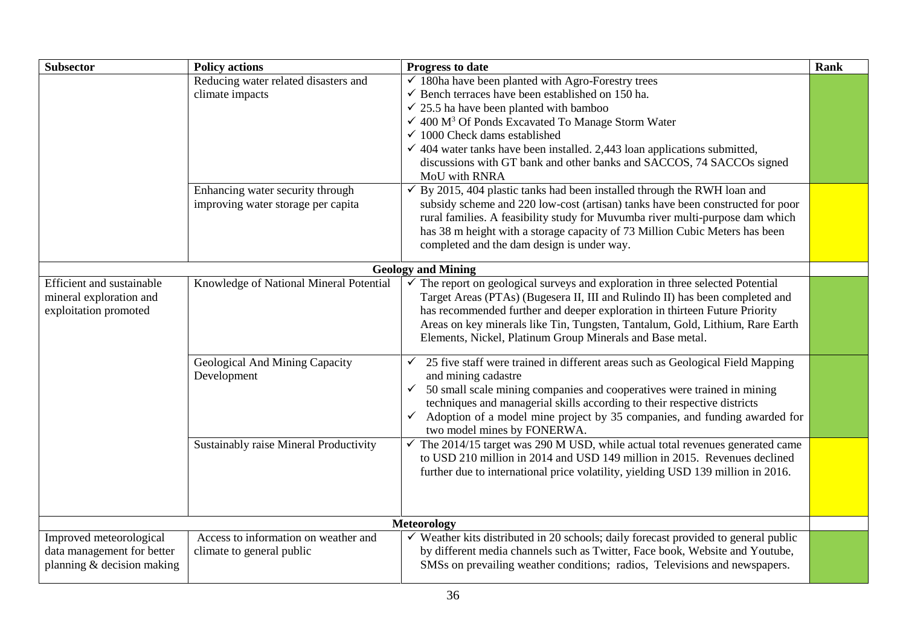| Subsector | Policy actions | Progress to date | Rank |
|---|---|---|---|
| | Reducing water related disasters and climate impacts | ✓ 180ha have been planted with Agro-Forestry trees<br>✓ Bench terraces have been established on 150 ha.<br>✓ 25.5 ha have been planted with bamboo<br>✓ 400 $M^3$ Of Ponds Excavated To Manage Storm Water<br>✓ 1000 Check dams established<br>✓ 404 water tanks have been installed. 2,443 loan applications submitted, discussions with GT bank and other banks and SACCOS, 74 SACCOs signed MoU with RNRA | |
| | Enhancing water security through improving water storage per capita | ✓ By 2015, 404 plastic tanks had been installed through the RWH loan and subsidy scheme and 220 low-cost (artisan) tanks have been constructed for poor rural families. A feasibility study for Muvumba river multi-purpose dam which has 38 m height with a storage capacity of 73 Million Cubic Meters has been completed and the dam design is under way. | |
| | | **Geology and Mining** | |
| Efficient and sustainable mineral exploration and exploitation promoted | Knowledge of National Mineral Potential | ✓ The report on geological surveys and exploration in three selected Potential Target Areas (PTAs) (Bugesera II, III and Rulindo II) has been completed and has recommended further and deeper exploration in thirteen Future Priority Areas on key minerals like Tin, Tungsten, Tantalum, Gold, Lithium, Rare Earth Elements, Nickel, Platinum Group Minerals and Base metal. | |
| | Geological And Mining Capacity Development | ✓ 25 five staff were trained in different areas such as Geological Field Mapping and mining cadastre<br>✓ 50 small scale mining companies and cooperatives were trained in mining techniques and managerial skills according to their respective districts<br>✓ Adoption of a model mine project by 35 companies, and funding awarded for two model mines by FONERWA. | |
| | Sustainably raise Mineral Productivity | ✓ The 2014/15 target was 290 M USD, while actual total revenues generated came to USD 210 million in 2014 and USD 149 million in 2015. Revenues declined further due to international price volatility, yielding USD 139 million in 2016. | |
| | | **Meteorology** | |
| Improved meteorological data management for better planning & decision making | Access to information on weather and climate to general public | ✓ Weather kits distributed in 20 schools; daily forecast provided to general public by different media channels such as Twitter, Face book, Website and Youtube, SMSs on prevailing weather conditions; radios, Televisions and newspapers. | |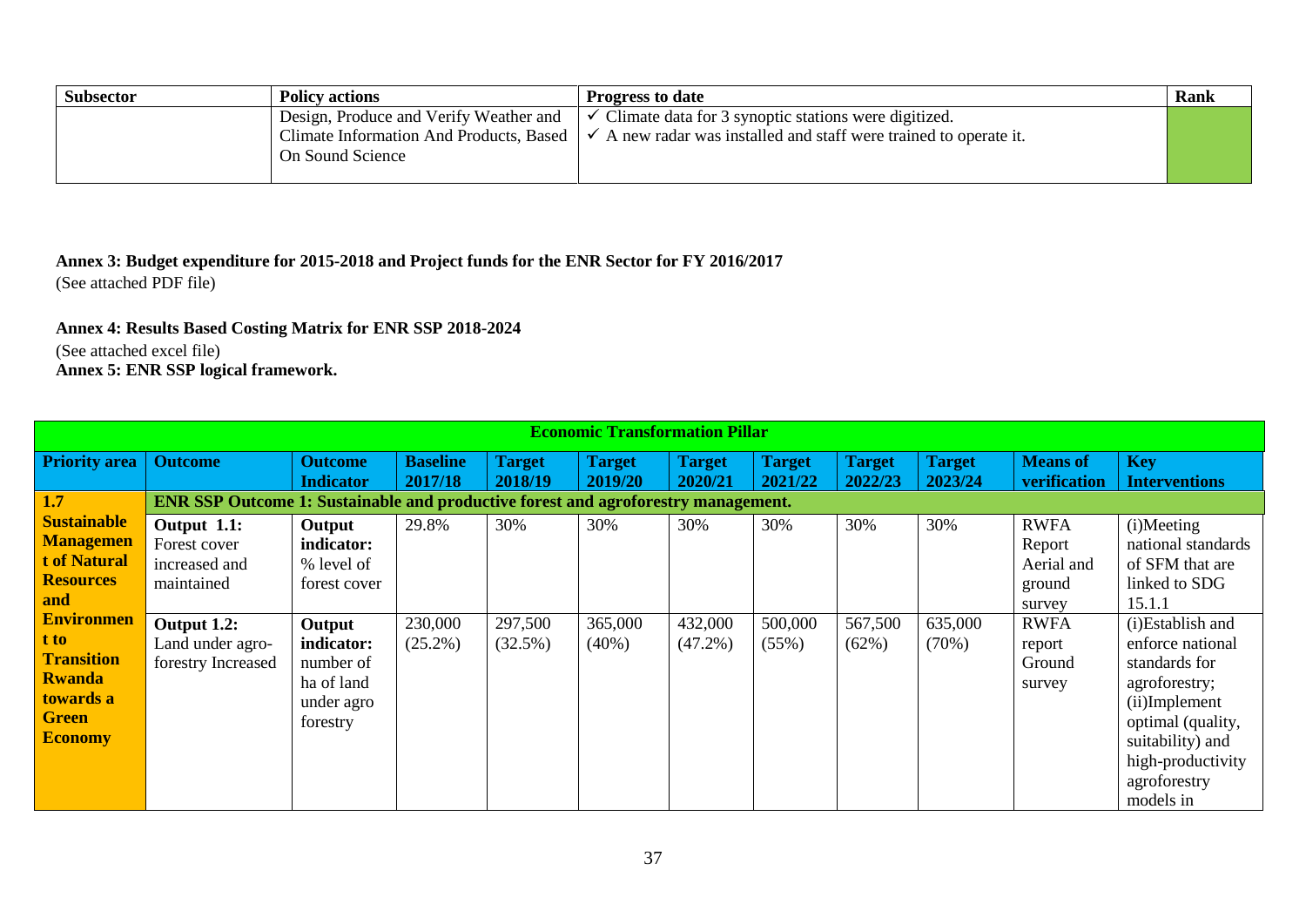| Subsector | Policy actions | Progress to date | Rank |
|---|---|---|---|
| | Design, Produce and Verify Weather and Climate Information And Products, Based On Sound Science | ✓ Climate data for 3 synoptic stations were digitized.<br>✓ A new radar was installed and staff were trained to operate it. | |

**Annex 3: Budget expenditure for 2015-2018 and Project funds for the ENR Sector for FY 2016/2017**

(See attached PDF file)

**Annex 4: Results Based Costing Matrix for ENR SSP 2018-2024**

(See attached excel file)

**Annex 5: ENR SSP logical framework.**

| Economic Transformation Pillar | | | | | | | | | | | |
|---|---|---|---|---|---|---|---|---|---|---|---|
| **Priority area** | **Outcome** | **Outcome Indicator** | **Baseline 2017/18** | **Target 2018/19** | **Target 2019/20** | **Target 2020/21** | **Target 2021/22** | **Target 2022/23** | **Target 2023/24** | **Means of verification** | **Key Interventions** |
| **1.7 Sustainable Management of Natural Resources and Environment to Transition Rwanda towards a Green Economy** | **ENR SSP Outcome 1: Sustainable and productive forest and agroforestry management.** | | | | | | | | | | |
| | **Output 1.1:** Forest cover increased and maintained | **Output indicator:** % level of forest cover | 29.8% | 30% | 30% | 30% | 30% | 30% | 30% | RWFA Report Aerial and ground survey | (i)Meeting national standards of SFM that are linked to SDG 15.1.1 |
| | **Output 1.2:** Land under agro-forestry Increased | **Output indicator:** number of ha of land under agro forestry | 230,000 (25.2%) | 297,500 (32.5%) | 365,000 (40%) | 432,000 (47.2%) | 500,000 (55%) | 567,500 (62%) | 635,000 (70%) | RWFA report Ground survey | (i)Establish and enforce national standards for agroforestry; (ii)Implement optimal (quality, suitability) and high-productivity agroforestry models in |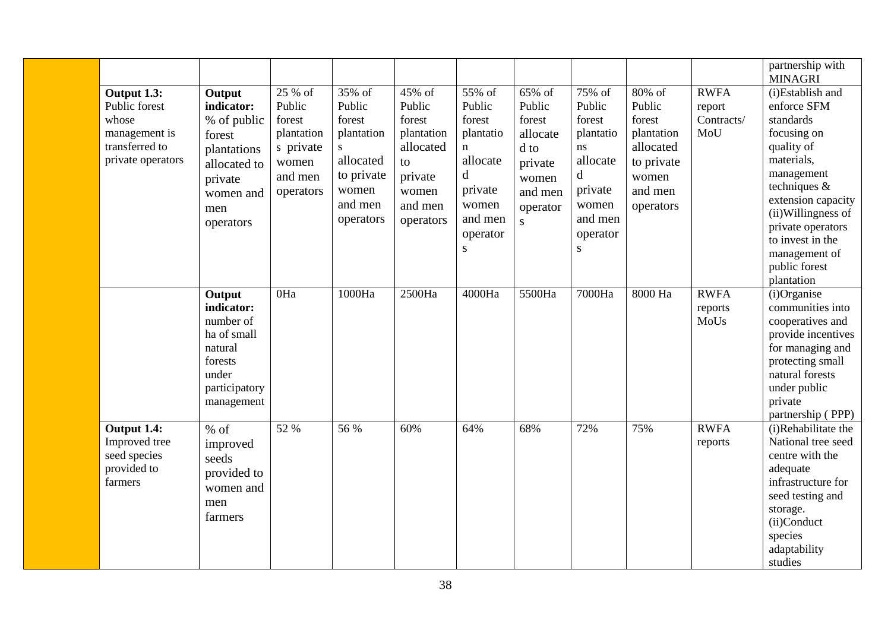| | | | | | | | | | | |
|---|---|---|---|---|---|---|---|---|---|---|
| | | | | | | | | | | partnership with MINAGRI |
| **Output 1.3:** Public forest whose management is transferred to private operators | **Output indicator:** % of public forest plantations allocated to private women and men operators | 25 % of Public forest plantations private women and men operators | 35% of Public forest plantations allocated to private women and men operators | 45% of Public forest plantation allocated to private women and men operators | 55% of Public forest plantation allocated private women and men operators | 65% of Public forest allocated to private women and men operators | 75% of Public forest plantations allocated private women and men operators | 80% of Public forest plantation allocated to private women and men operators | RWFA report Contracts/ MoU | (i)Establish and enforce SFM standards focusing on quality of materials, management techniques & extension capacity (ii)Willingness of private operators to invest in the management of public forest plantation |
| | **Output indicator:** number of ha of small natural forests under participatory management | 0Ha | 1000Ha | 2500Ha | 4000Ha | 5500Ha | 7000Ha | 8000 Ha | RWFA reports MoUs | (i)Organise communities into cooperatives and provide incentives for managing and protecting small natural forests under public private partnership ( PPP) |
| **Output 1.4:** Improved tree seed species provided to farmers | % of improved seeds provided to women and men farmers | 52 % | 56 % | 60% | 64% | 68% | 72% | 75% | RWFA reports | (i)Rehabilitate the National tree seed centre with the adequate infrastructure for seed testing and storage. (ii)Conduct species adaptability studies |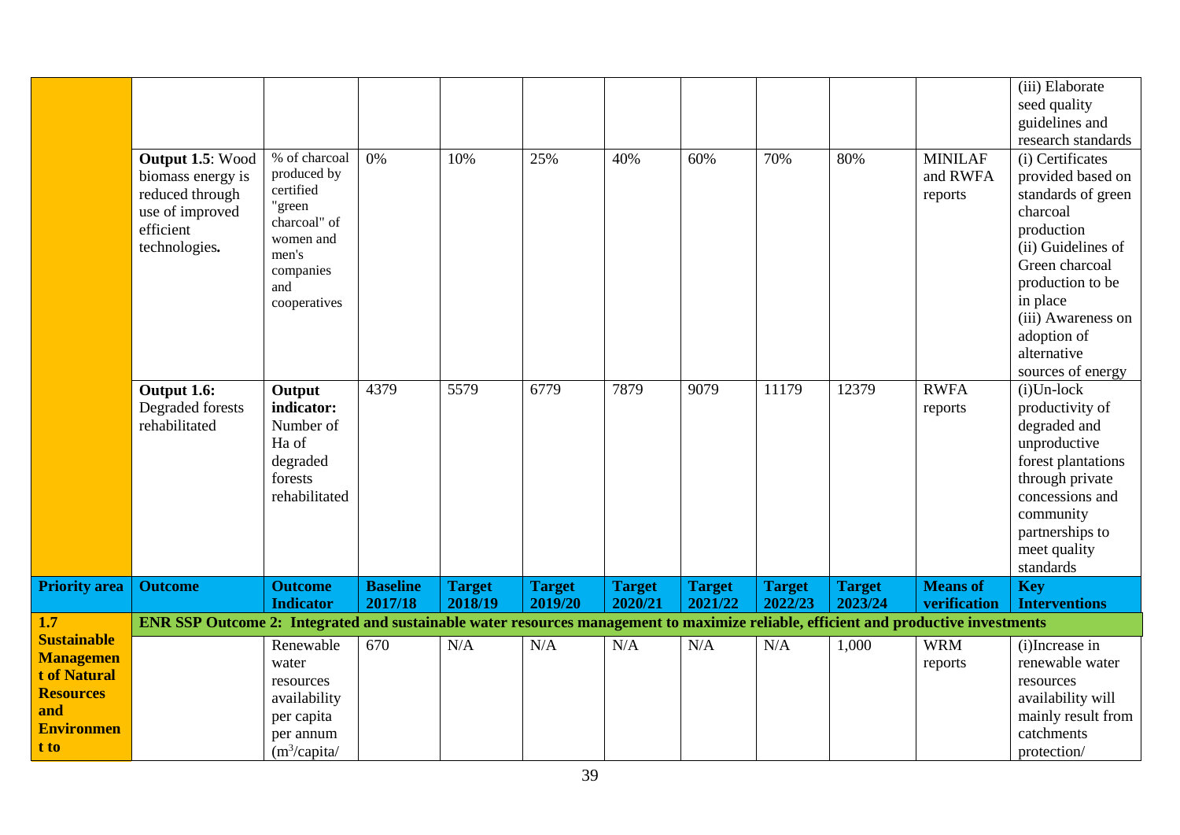| | | | | | | | | | | | |
|---|---|---|---|---|---|---|---|---|---|---|---|
| | | | | | | | | | | | (iii) Elaborate seed quality guidelines and research standards |
| | **Output 1.5**: Wood biomass energy is reduced through use of improved efficient technologies**.** | % of charcoal produced by certified "green charcoal" of women and men's companies and cooperatives | 0% | 10% | 25% | 40% | 60% | 70% | 80% | MINILAF and RWFA reports | (i) Certificates provided based on standards of green charcoal production (ii) Guidelines of Green charcoal production to be in place (iii) Awareness on adoption of alternative sources of energy |
| | **Output 1.6:** Degraded forests rehabilitated | **Output indicator:** Number of Ha of degraded forests rehabilitated | 4379 | 5579 | 6779 | 7879 | 9079 | 11179 | 12379 | RWFA reports | (i)Un-lock productivity of degraded and unproductive forest plantations through private concessions and community partnerships to meet quality standards |
| **Priority area** | **Outcome** | **Outcome Indicator** | **Baseline 2017/18** | **Target 2018/19** | **Target 2019/20** | **Target 2020/21** | **Target 2021/22** | **Target 2022/23** | **Target 2023/24** | **Means of verification** | **Key Interventions** |
| **1.7 Sustainable Management of Natural Resources and Environment to** | **ENR SSP Outcome 2: Integrated and sustainable water resources management to maximize reliable, efficient and productive investments** | | | | | | | | | | |
| | | Renewable water resources availability per capita per annum ($m^3$/capita/ | 670 | N/A | N/A | N/A | N/A | N/A | 1,000 | WRM reports | (i)Increase in renewable water resources availability will mainly result from catchments protection/ |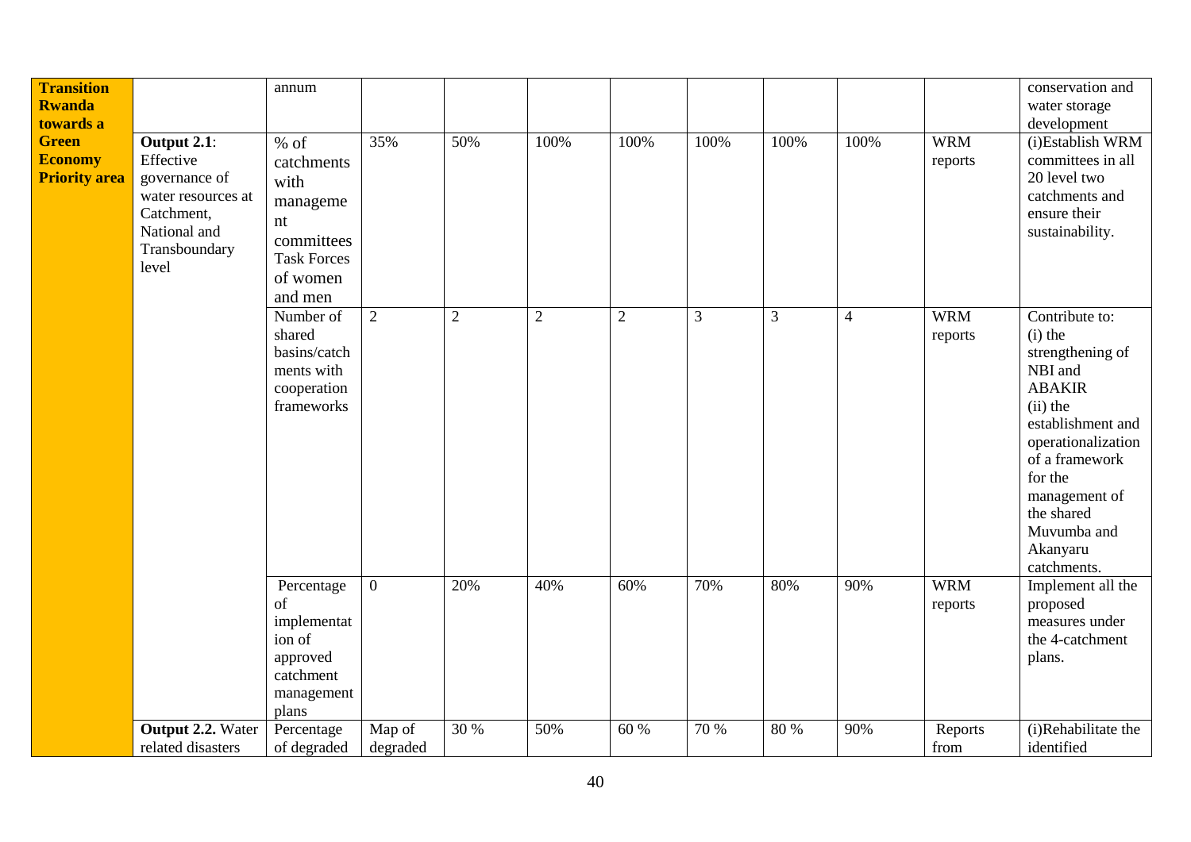| | | | | | | | | | | | |
|---|---|---|---|---|---|---|---|---|---|---|---|
| **Transition Rwanda towards a Green Economy Priority area** | | annum | | | | | | | | | conservation and water storage development |
| | **Output 2.1**: Effective governance of water resources at Catchment, National and Transboundary level | % of catchments with management committees Task Forces of women and men | 35% | 50% | 100% | 100% | 100% | 100% | 100% | WRM reports | (i)Establish WRM committees in all 20 level two catchments and ensure their sustainability. |
| | | Number of shared basins/catchments with cooperation frameworks | 2 | 2 | 2 | 2 | 3 | 3 | 4 | WRM reports | Contribute to: (i) the strengthening of NBI and ABAKIR (ii) the establishment and operationalization of a framework for the management of the shared Muvumba and Akanyaru catchments. |
| | | Percentage of implementation of approved catchment management plans | 0 | 20% | 40% | 60% | 70% | 80% | 90% | WRM reports | Implement all the proposed measures under the 4-catchment plans. |
| | **Output 2.2.** Water related disasters | Percentage of degraded | Map of degraded | 30 % | 50% | 60 % | 70 % | 80 % | 90% | Reports from | (i)Rehabilitate the identified |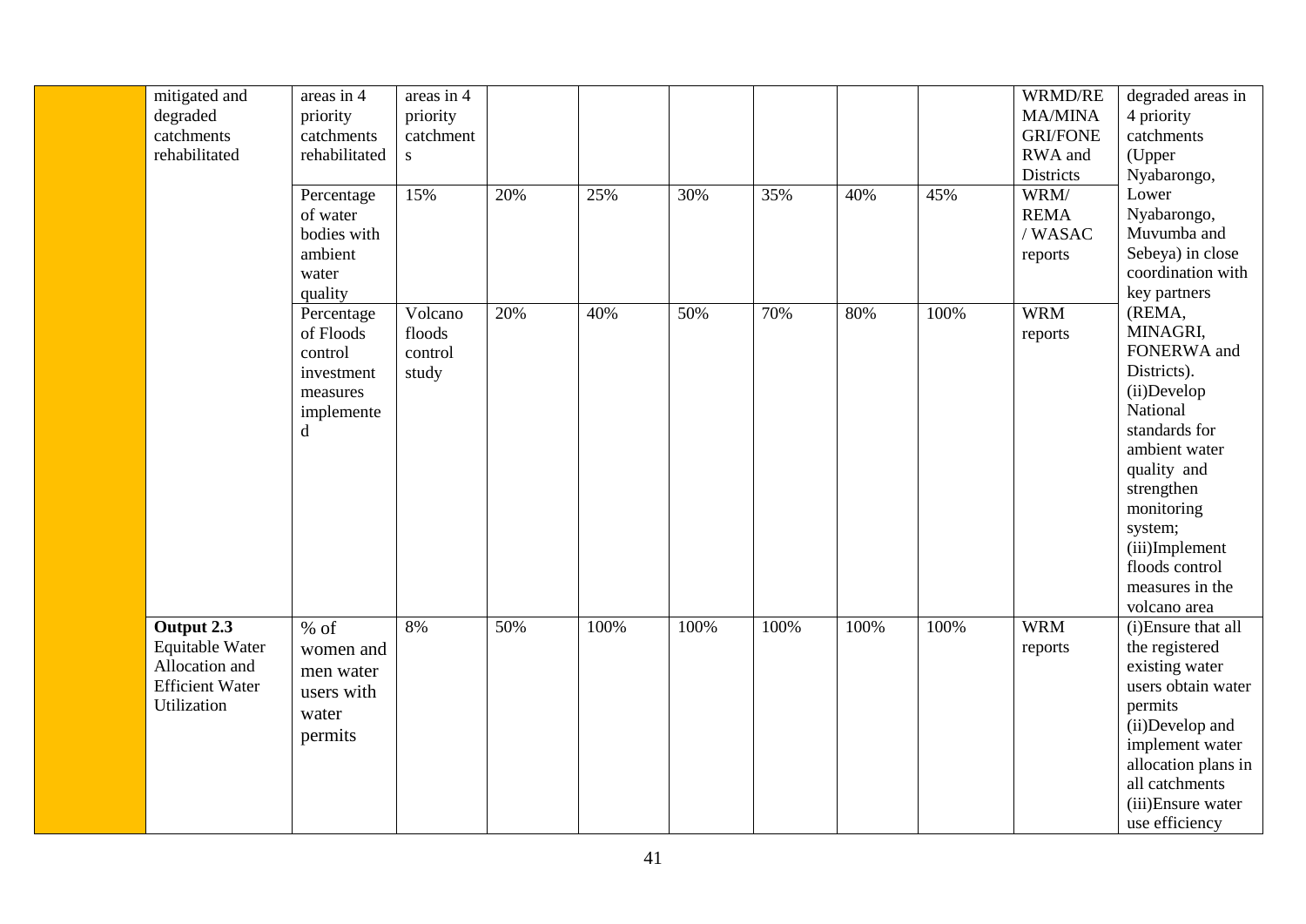| | | | | | | | | | | | |
|---|---|---|---|---|---|---|---|---|---|---|---|
| | mitigated and degraded catchments rehabilitated | areas in 4 priority catchments rehabilitated | areas in 4 priority catchments | | | | | | | WRMD/REMA/MINAGRI/FONERWA and Districts | degraded areas in 4 priority catchments (Upper Nyabarongo, Lower Nyabarongo, Muvumba and Sebeya) in close coordination with key partners (REMA, MINAGRI, FONERWA and Districts). (ii)Develop National standards for ambient water quality and strengthen monitoring system; (iii)Implement floods control measures in the volcano area |
| | | Percentage of water bodies with ambient water quality | 15% | 20% | 25% | 30% | 35% | 40% | 45% | WRM/ REMA / WASAC reports | |
| | | Percentage of Floods control investment measures implemented | Volcano floods control study | 20% | 40% | 50% | 70% | 80% | 100% | WRM reports | |
| | **Output 2.3** Equitable Water Allocation and Efficient Water Utilization | % of women and men water users with water permits | 8% | 50% | 100% | 100% | 100% | 100% | 100% | WRM reports | (i)Ensure that all the registered existing water users obtain water permits (ii)Develop and implement water allocation plans in all catchments (iii)Ensure water use efficiency |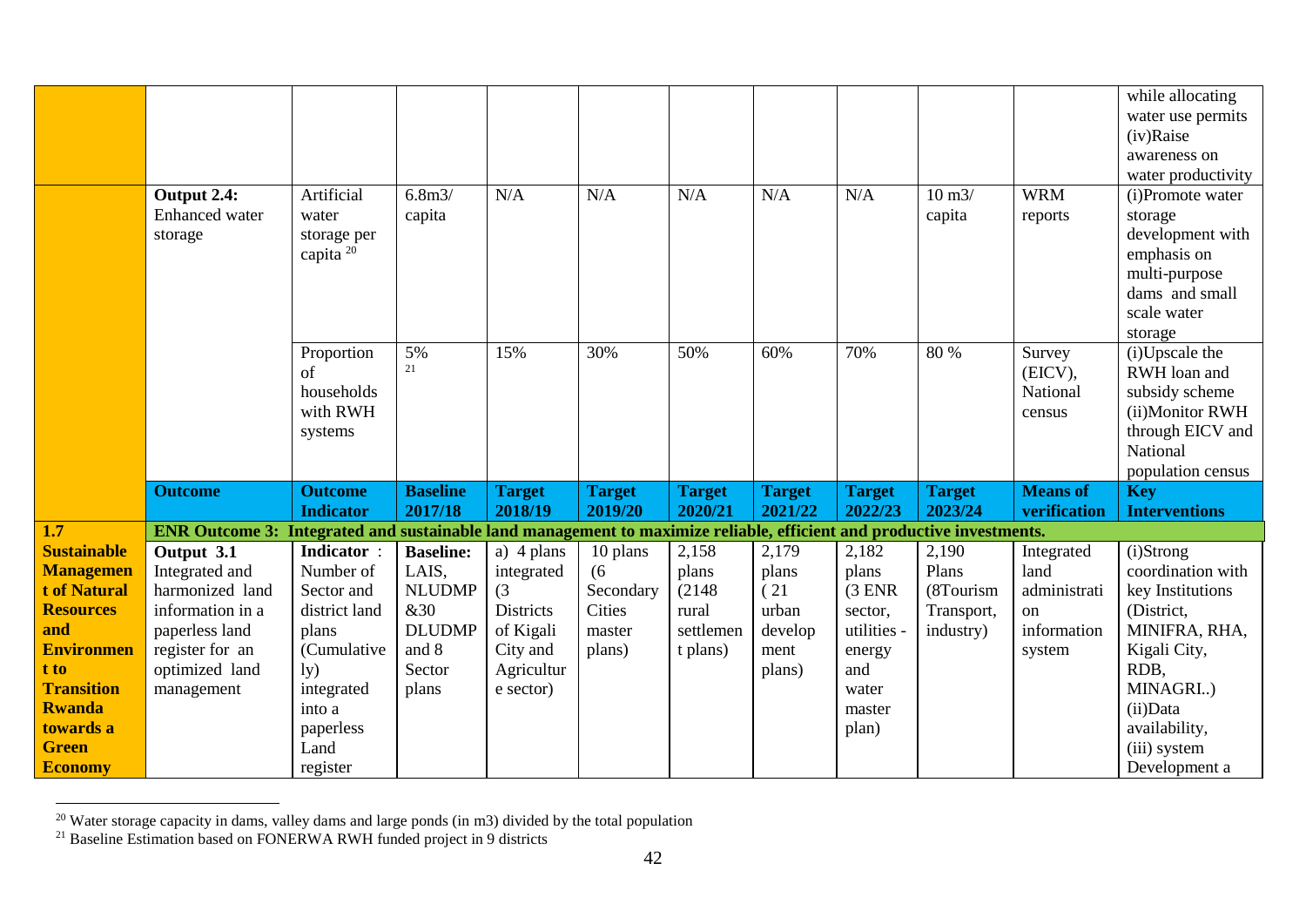| | | | | | | | | | | | |
|---|---|---|---|---|---|---|---|---|---|---|---|
| | | | | | | | | | | | while allocating water use permits (iv)Raise awareness on water productivity |
| | **Output 2.4:** Enhanced water storage | Artificial water storage per capita [20] | 6.8m3/ capita | N/A | N/A | N/A | N/A | N/A | 10 m3/ capita | WRM reports | (i)Promote water storage development with emphasis on multi-purpose dams and small scale water storage |
| | | Proportion of households with RWH systems | 5% [21] | 15% | 30% | 50% | 60% | 70% | 80 % | Survey (EICV), National census | (i)Upscale the RWH loan and subsidy scheme (ii)Monitor RWH through EICV and National population census |
| | **Outcome** | **Outcome Indicator** | **Baseline 2017/18** | **Target 2018/19** | **Target 2019/20** | **Target 2020/21** | **Target 2021/22** | **Target 2022/23** | **Target 2023/24** | **Means of verification** | **Key Interventions** |
| **1.7** | **ENR Outcome 3: Integrated and sustainable land management to maximize reliable, efficient and productive investments.** | | | | | | | | | | |
| **Sustainable Management of Natural Resources and Environment to Transition Rwanda towards a Green Economy** | **Output 3.1** Integrated and harmonized land information in a paperless land register for an optimized land management | **Indicator** : Number of Sector and district land plans (Cumulatively) integrated into a paperless Land register | **Baseline:** LAIS, NLUDMP &30 DLUDMP and 8 Sector plans | a) 4 plans integrated (3 Districts of Kigali City and Agriculture sector) | 10 plans (6 Secondary Cities master plans) | 2,158 plans (2148 rural settlement plans) | 2,179 plans (21 urban development plans) | 2,182 plans (3 ENR sector, utilities - energy and water master plan) | 2,190 Plans (8Tourism Transport, industry) | Integrated land administration information system | (i)Strong coordination with key Institutions (District, MINIFRA, RHA, Kigali City, RDB, MINAGRI..) (ii)Data availability, (iii) system Development a |

[20] Water storage capacity in dams, valley dams and large ponds (in m3) divided by the total population

[21] Baseline Estimation based on FONERWA RWH funded project in 9 districts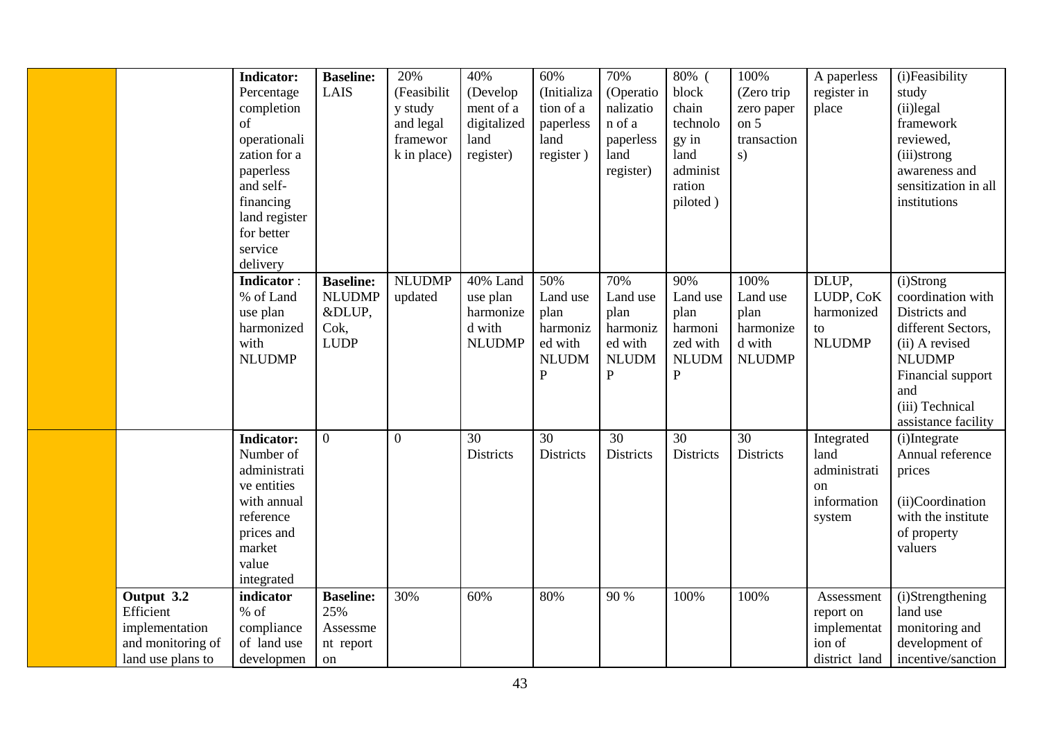| | | | | | | | | | | | |
|---|---|---|---|---|---|---|---|---|---|---|---|
| | | **Indicator:** Percentage completion of operationalization for a paperless and self-financing land register for better service delivery | **Baseline:** LAIS | 20% (Feasibility study and legal framework in place) | 40% (Development of a digitalized land register) | 60% (Initialization of a paperless land register ) | 70% (Operationalization of a paperless land register) | 80% ( block chain technology in land administration piloted ) | 100% (Zero trip zero paper on 5 transactions) | A paperless register in place | (i)Feasibility study (ii)legal framework reviewed, (iii)strong awareness and sensitization in all institutions |
| | | **Indicator** : % of Land use plan harmonized with NLUDMP | **Baseline:** NLUDMP &DLUP, Cok, LUDP | NLUDMP updated | 40% Land use plan harmonized with NLUDMP | 50% Land use plan harmonized with NLUDMP | 70% Land use plan harmonized with NLUDMP | 90% Land use plan harmonized with NLUDMP | 100% Land use plan harmonized with NLUDMP | DLUP, LUDP, CoK harmonized to NLUDMP | (i)Strong coordination with Districts and different Sectors, (ii) A revised NLUDMP Financial support and (iii) Technical assistance facility |
| | | **Indicator:** Number of administrative entities with annual reference prices and market value integrated | 0 | 0 | 30 Districts | 30 Districts | 30 Districts | 30 Districts | 30 Districts | Integrated land administration information system | (i)Integrate Annual reference prices (ii)Coordination with the institute of property valuers |
| | **Output 3.2** Efficient implementation and monitoring of land use plans to | **indicator** % of compliance of land use developmen | **Baseline:** 25% Assessment report on | 30% | 60% | 80% | 90 % | 100% | 100% | Assessment report on implementation of district land | (i)Strengthening land use monitoring and development of incentive/sanction |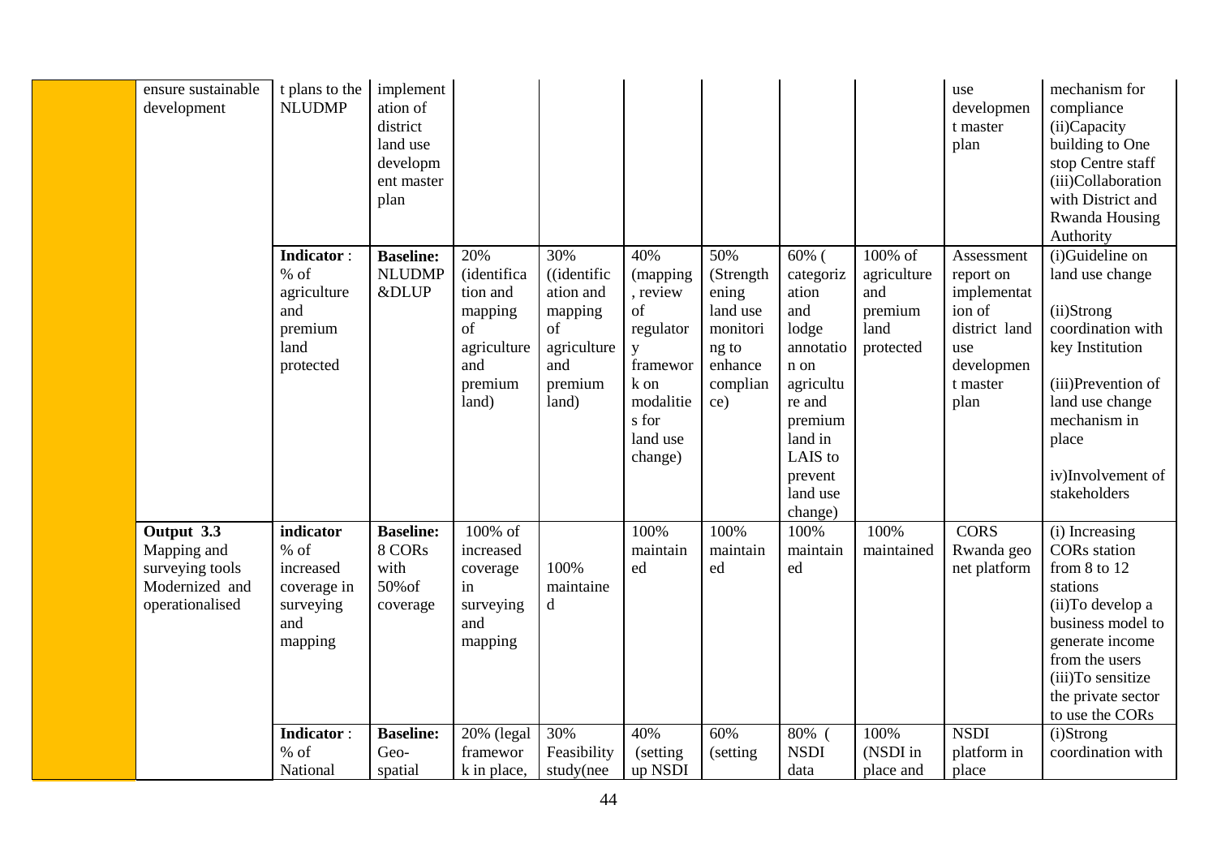| | | | | | | | | | | | |
|---|---|---|---|---|---|---|---|---|---|---|---|
| | ensure sustainable development | t plans to the NLUDMP | implementation of district land use development master plan | | | | | | | use development master plan | mechanism for compliance (ii)Capacity building to One stop Centre staff (iii)Collaboration with District and Rwanda Housing Authority |
| | | **Indicator** : % of agriculture and premium land protected | **Baseline:** NLUDMP &DLUP | 20% (identification and mapping of agriculture and premium land) | 30% ((identification and mapping of agriculture and premium land) | 40% (mapping, review of regulatory framework on modalities for land use change) | 50% (Strengthening land use monitoring to enhance compliance) | 60% ( categorization and lodge annotation on agriculture and premium land in LAIS to prevent land use change) | 100% of agriculture and premium land protected | Assessment report on implementation of district land use development master plan | (i)Guideline on land use change (ii)Strong coordination with key Institution (iii)Prevention of land use change mechanism in place iv)Involvement of stakeholders |
| | **Output 3.3** Mapping and surveying tools Modernized and operationalised | **indicator** % of increased coverage in surveying and mapping | **Baseline:** 8 CORs with 50%of coverage | 100% of increased coverage in surveying and mapping | 100% maintained | 100% maintained | 100% maintained | 100% maintained | 100% maintained | CORS Rwanda geo net platform | (i) Increasing CORs station from 8 to 12 stations (ii)To develop a business model to generate income from the users (iii)To sensitize the private sector to use the CORs |
| | | **Indicator** : % of National | **Baseline:** Geo-spatial | 20% (legal framework in place, | 30% Feasibility study(nee | 40% (setting up NSDI | 60% (setting | 80% ( NSDI data | 100% (NSDI in place and | NSDI platform in place | (i)Strong coordination with |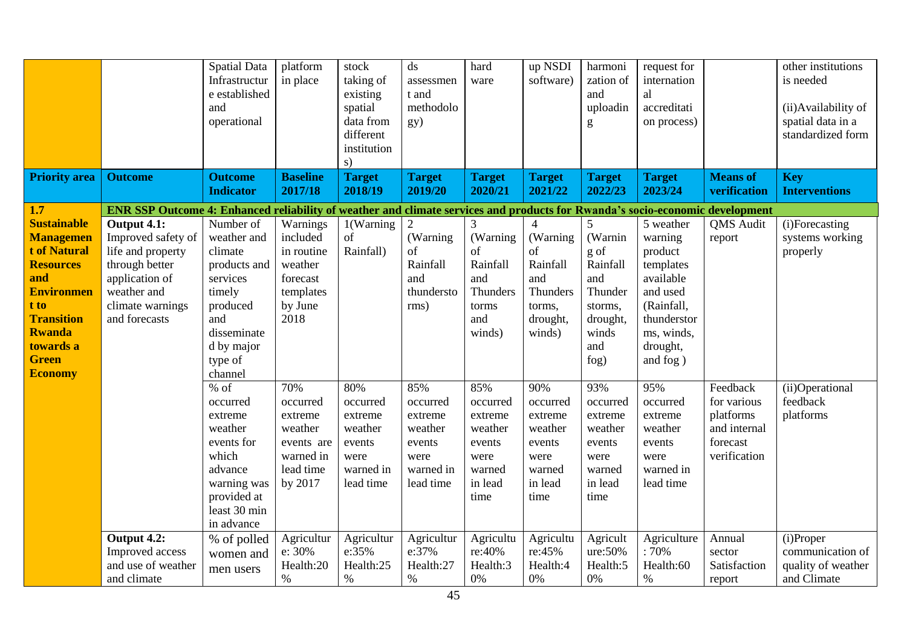| | | Spatial Data Infrastructure established and operational | platform in place | stock taking of existing spatial data from different institutions) | ds assessment and methodology) | hard ware | up NSDI software) | harmonization of and uploading | request for international accreditation process) | | other institutions is needed<br><br>(ii)Availability of spatial data in a standardized form |
|---|---|---|---|---|---|---|---|---|---|---|---|
| **Priority area** | **Outcome** | **Outcome Indicator** | **Baseline 2017/18** | **Target 2018/19** | **Target 2019/20** | **Target 2020/21** | **Target 2021/22** | **Target 2022/23** | **Target 2023/24** | **Means of verification** | **Key Interventions** |
| **1.7** | **ENR SSP Outcome 4: Enhanced reliability of weather and climate services and products for Rwanda's socio-economic development** | | | | | | | | | | |
| **Sustainable Management of Natural Resources and Environment to Transition Rwanda towards a Green Economy** | **Output 4.1:** Improved safety of life and property through better application of weather and climate warnings and forecasts | Number of weather and climate products and services timely produced and disseminated by major type of channel | Warnings included in routine weather forecast templates by June 2018 | 1(Warning of Rainfall) | 2 (Warning of Rainfall and thunderstorms) | 3 (Warning of Rainfall and Thunderstorms and winds) | 4 (Warning of Rainfall and Thunderstorms, drought, winds) | 5 (Warning of Rainfall and Thunderstorms, drought, winds and fog) | 5 weather warning product templates available and used (Rainfall, thunderstorms, winds, drought, and fog ) | QMS Audit report | (i)Forecasting systems working properly |
| | | % of occurred extreme weather events for which advance warning was provided at least 30 min in advance | 70% occurred extreme weather events are warned in lead time by 2017 | 80% occurred extreme weather events were warned in lead time | 85% occurred extreme weather events were warned in lead time | 85% occurred extreme weather events were warned in lead time | 90% occurred extreme weather events were warned in lead time | 93% occurred extreme weather events were warned in lead time | 95% occurred extreme weather events were warned in lead time | Feedback for various platforms and internal forecast verification | (ii)Operational feedback platforms |
| | **Output 4.2:** Improved access and use of weather and climate | % of polled women and men users | Agriculture: 30% Health:20 % | Agriculture:35% Health:25 % | Agriculture:37% Health:27 % | Agriculture:40% Health:30% | Agriculture:45% Health:40% | Agriculture:50% Health:50% | Agriculture : 70% Health:60 % | Annual sector Satisfaction report | (i)Proper communication of quality of weather and Climate |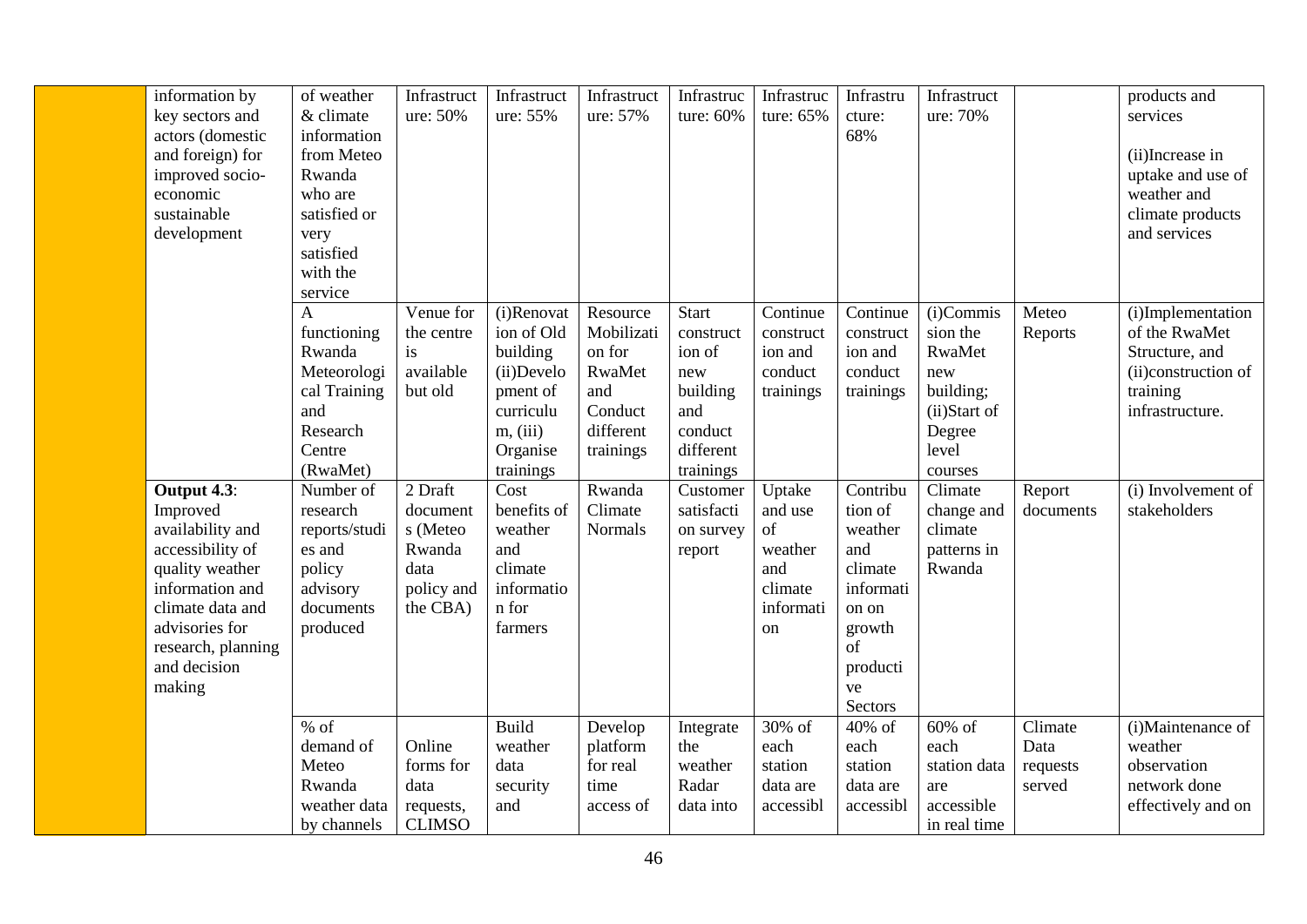| | | | | | | | | | | | |
|---|---|---|---|---|---|---|---|---|---|---|---|
| | information by key sectors and actors (domestic and foreign) for improved socio-economic sustainable development | of weather & climate information from Meteo Rwanda who are satisfied or very satisfied with the service | Infrastructure: 50% | Infrastructure: 55% | Infrastructure: 57% | Infrastructure: 60% | Infrastructure: 65% | Infrastructure: 68% | Infrastructure: 70% | | products and services<br><br>(ii)Increase in uptake and use of weather and climate products and services |
| | | A functioning Rwanda Meteorological Training and Research Centre (RwaMet) | Venue for the centre is available but old | (i)Renovation of Old building (ii)Development of curriculum, (iii) Organise trainings | Resource Mobilization for RwaMet and Conduct different trainings | Start construction of new building and conduct different trainings | Continue construction and conduct trainings | Continue construction and conduct trainings | (i)Commission the RwaMet new building; (ii)Start of Degree level courses | Meteo Reports | (i)Implementation of the RwaMet Structure, and (ii)construction of training infrastructure. |
| | **Output 4.3**: Improved availability and accessibility of quality weather information and climate data and advisories for research, planning and decision making | Number of research reports/studies and policy advisory documents produced | 2 Draft documents (Meteo Rwanda data policy and the CBA) | Cost benefits of weather and climate information for farmers | Rwanda Climate Normals | Customer satisfaction survey report | Uptake and use of weather and climate information | Contribution of weather and climate information on growth of productive Sectors | Climate change and climate patterns in Rwanda | Report documents | (i) Involvement of stakeholders |
| | | % of demand of Meteo Rwanda weather data by channels | Online forms for data requests, CLIMSO | Build weather data security and | Develop platform for real time access of | Integrate the weather Radar data into | 30% of each station data are accessibl | 40% of each station data are accessibl | 60% of each station data are accessible in real time | Climate Data requests served | (i)Maintenance of weather observation network done effectively and on |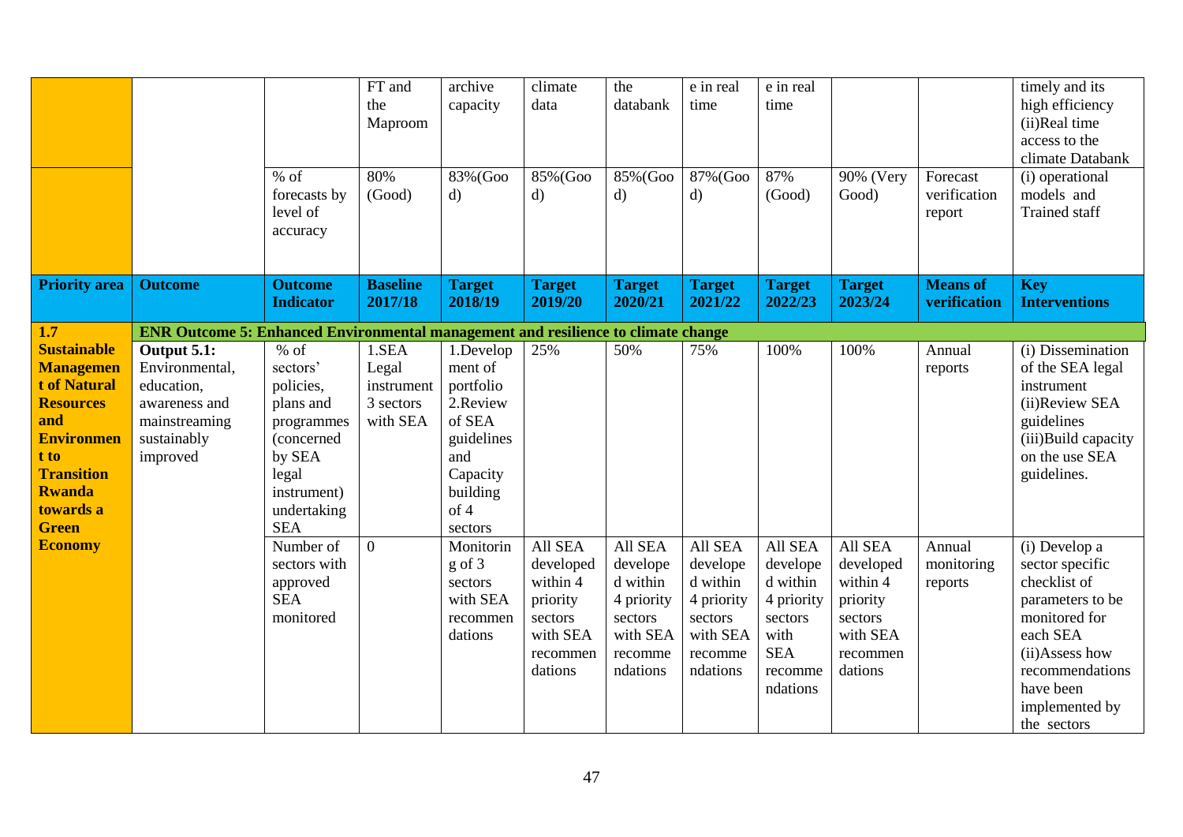| | | | FT and the Maproom | archive capacity | climate data | the databank | e in real time | e in real time | | | timely and its high efficiency (ii)Real time access to the climate Databank |
|---|---|---|---|---|---|---|---|---|---|---|---|
| | | % of forecasts by level of accuracy | 80% (Good) | 83%(Good) | 85%(Good) | 85%(Good) | 87%(Good) | 87% (Good) | 90% (Very Good) | Forecast verification report | (i) operational models and Trained staff |
| **Priority area** | **Outcome** | **Outcome Indicator** | **Baseline 2017/18** | **Target 2018/19** | **Target 2019/20** | **Target 2020/21** | **Target 2021/22** | **Target 2022/23** | **Target 2023/24** | **Means of verification** | **Key Interventions** |
| **1.7 Sustainable Management of Natural Resources and Environment to Transition Rwanda towards a Green Economy** | **ENR Outcome 5: Enhanced Environmental management and resilience to climate change** | | | | | | | | | | |
| | **Output 5.1:** Environmental, education, awareness and mainstreaming sustainably improved | % of sectors' policies, plans and programmes (concerned by SEA legal instrument) undertaking SEA | 1.SEA Legal instrument 3 sectors with SEA | 1.Development of portfolio 2.Review of SEA guidelines and Capacity building of 4 sectors | 25% | 50% | 75% | 100% | 100% | Annual reports | (i) Dissemination of the SEA legal instrument (ii)Review SEA guidelines (iii)Build capacity on the use SEA guidelines. |
| | | Number of sectors with approved SEA monitored | 0 | Monitoring of 3 sectors with SEA recommendations | All SEA developed within 4 priority sectors with SEA recommendations | All SEA developed within 4 priority sectors with SEA recommendations | All SEA developed within 4 priority sectors with SEA recommendations | All SEA developed within 4 priority sectors with SEA recommendations | All SEA developed within 4 priority sectors with SEA recommendations | Annual monitoring reports | (i) Develop a sector specific checklist of parameters to be monitored for each SEA (ii)Assess how recommendations have been implemented by the sectors |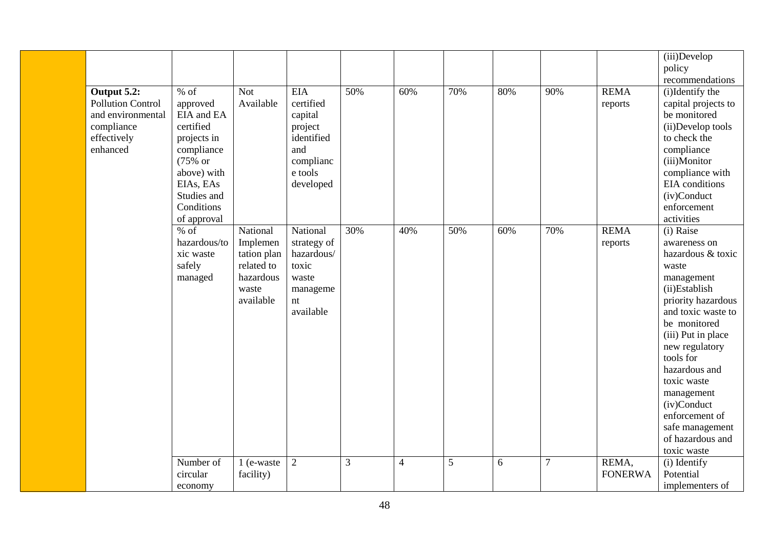| | | | | | | | | | | | |
|---|---|---|---|---|---|---|---|---|---|---|---|
| | | | | | | | | | | | (iii)Develop policy recommendations |
| | **Output 5.2:** Pollution Control and environmental compliance effectively enhanced | % of approved EIA and EA certified projects in compliance (75% or above) with EIAs, EAs Studies and Conditions of approval | Not Available | EIA certified capital project identified and compliance tools developed | 50% | 60% | 70% | 80% | 90% | REMA reports | (i)Identify the capital projects to be monitored (ii)Develop tools to check the compliance (iii)Monitor compliance with EIA conditions (iv)Conduct enforcement activities |
| | | % of hazardous/toxic waste safely managed | National Implementation plan related to hazardous waste available | National strategy of hazardous/toxic waste management available | 30% | 40% | 50% | 60% | 70% | REMA reports | (i) Raise awareness on hazardous & toxic waste management (ii)Establish priority hazardous and toxic waste to be monitored (iii) Put in place new regulatory tools for hazardous and toxic waste management (iv)Conduct enforcement of safe management of hazardous and toxic waste |
| | | Number of circular economy | 1 (e-waste facility) | 2 | 3 | 4 | 5 | 6 | 7 | REMA, FONERWA | (i) Identify Potential implementers of |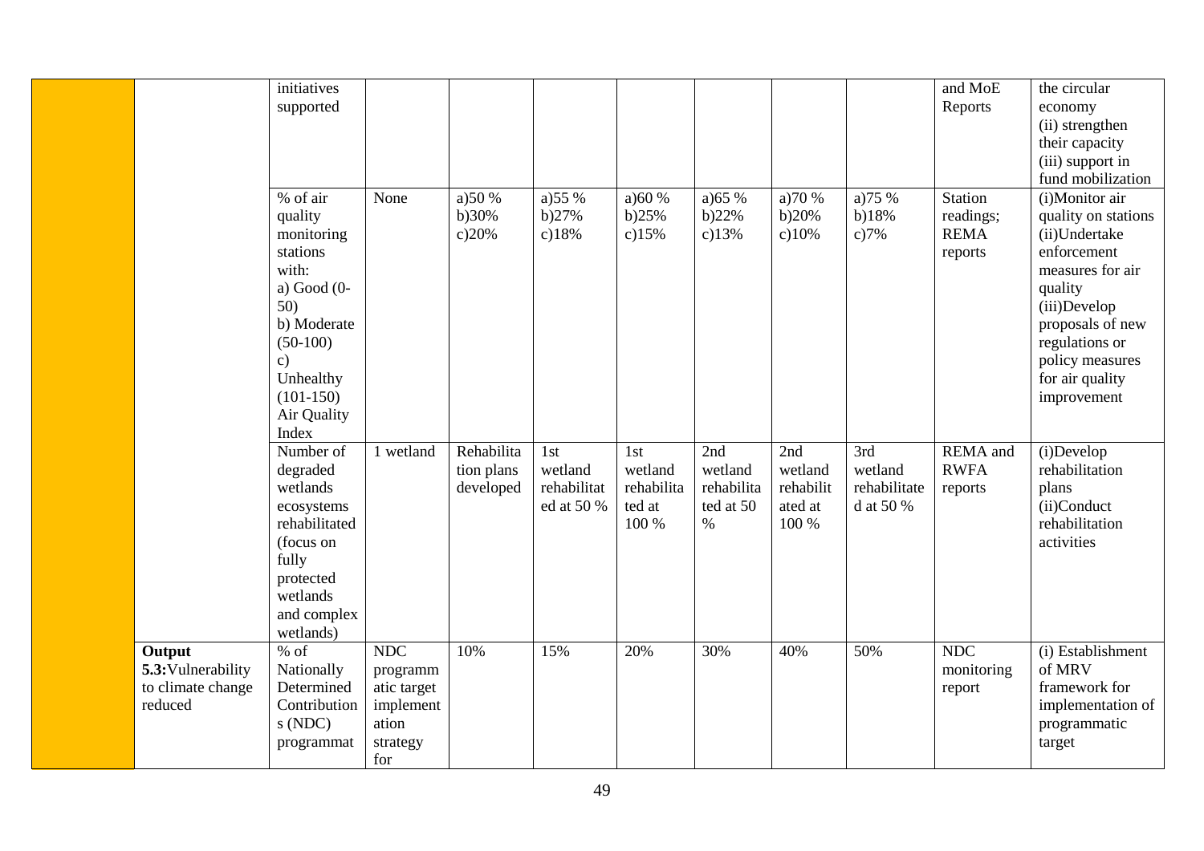| | | | | | | | | | | |
|---|---|---|---|---|---|---|---|---|---|---|
| | | initiatives supported | | | | | | | | and MoE Reports | the circular economy (ii) strengthen their capacity (iii) support in fund mobilization |
| | | % of air quality monitoring stations with: a) Good (0-50) b) Moderate (50-100) c) Unhealthy (101-150) Air Quality Index | None | a)50 % b)30% c)20% | a)55 % b)27% c)18% | a)60 % b)25% c)15% | a)65 % b)22% c)13% | a)70 % b)20% c)10% | a)75 % b)18% c)7% | Station readings; REMA reports | (i)Monitor air quality on stations (ii)Undertake enforcement measures for air quality (iii)Develop proposals of new regulations or policy measures for air quality improvement |
| | | Number of degraded wetlands ecosystems rehabilitated (focus on fully protected wetlands and complex wetlands) | 1 wetland | Rehabilitation plans developed | 1st wetland rehabilitated at 50 % | 1st wetland rehabilitated at 100 % | 2nd wetland rehabilitated at 50 % | 2nd wetland rehabilitated at 100 % | 3rd wetland rehabilitated at 50 % | REMA and RWFA reports | (i)Develop rehabilitation plans (ii)Conduct rehabilitation activities |
| | **Output 5.3:** Vulnerability to climate change reduced | % of Nationally Determined Contributions (NDC) programmat | NDC programmatic target implementation strategy for | 10% | 15% | 20% | 30% | 40% | 50% | NDC monitoring report | (i) Establishment of MRV framework for implementation of programmatic target |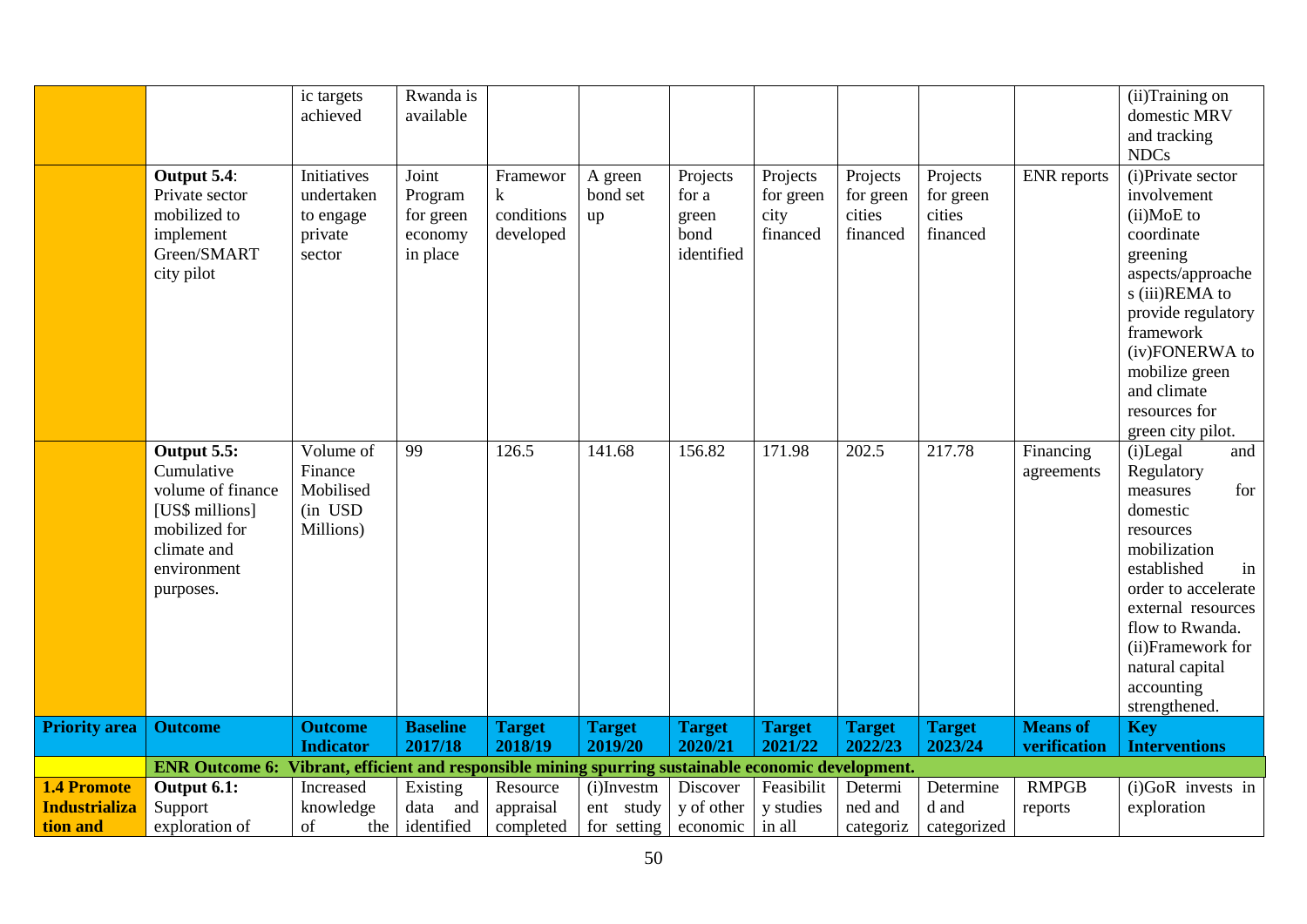| | | ic targets achieved | Rwanda is available | | | | | | | | (ii)Training on domestic MRV and tracking NDCs |
|---|---|---|---|---|---|---|---|---|---|---|---|
| | **Output 5.4**: Private sector mobilized to implement Green/SMART city pilot | Initiatives undertaken to engage private sector | Joint Program for green economy in place | Framework conditions developed | A green bond set up | Projects for a green bond identified | Projects for green city financed | Projects for green cities financed | Projects for green cities financed | ENR reports | (i)Private sector involvement (ii)MoE to coordinate greening aspects/approaches (iii)REMA to provide regulatory framework (iv)FONERWA to mobilize green and climate resources for green city pilot. |
| | **Output 5.5:** Cumulative volume of finance [US$ millions] mobilized for climate and environment purposes. | Volume of Finance Mobilised (in USD Millions) | 99 | 126.5 | 141.68 | 156.82 | 171.98 | 202.5 | 217.78 | Financing agreements | (i)Legal and Regulatory measures for domestic resources mobilization established in order to accelerate external resources flow to Rwanda. (ii)Framework for natural capital accounting strengthened. |
| **Priority area** | **Outcome** | **Outcome Indicator** | **Baseline 2017/18** | **Target 2018/19** | **Target 2019/20** | **Target 2020/21** | **Target 2021/22** | **Target 2022/23** | **Target 2023/24** | **Means of verification** | **Key Interventions** |
| | **ENR Outcome 6: Vibrant, efficient and responsible mining spurring sustainable economic development.** | | | | | | | | | | |
| **1.4 Promote Industrialization and** | **Output 6.1:** Support exploration of | Increased knowledge of the | Existing data and identified | Resource appraisal completed | (i)Investment study for setting | Discovery of other economic | Feasibility studies in all | Determined and categoriz | Determined and categorized | RMPGB reports | (i)GoR invests in exploration |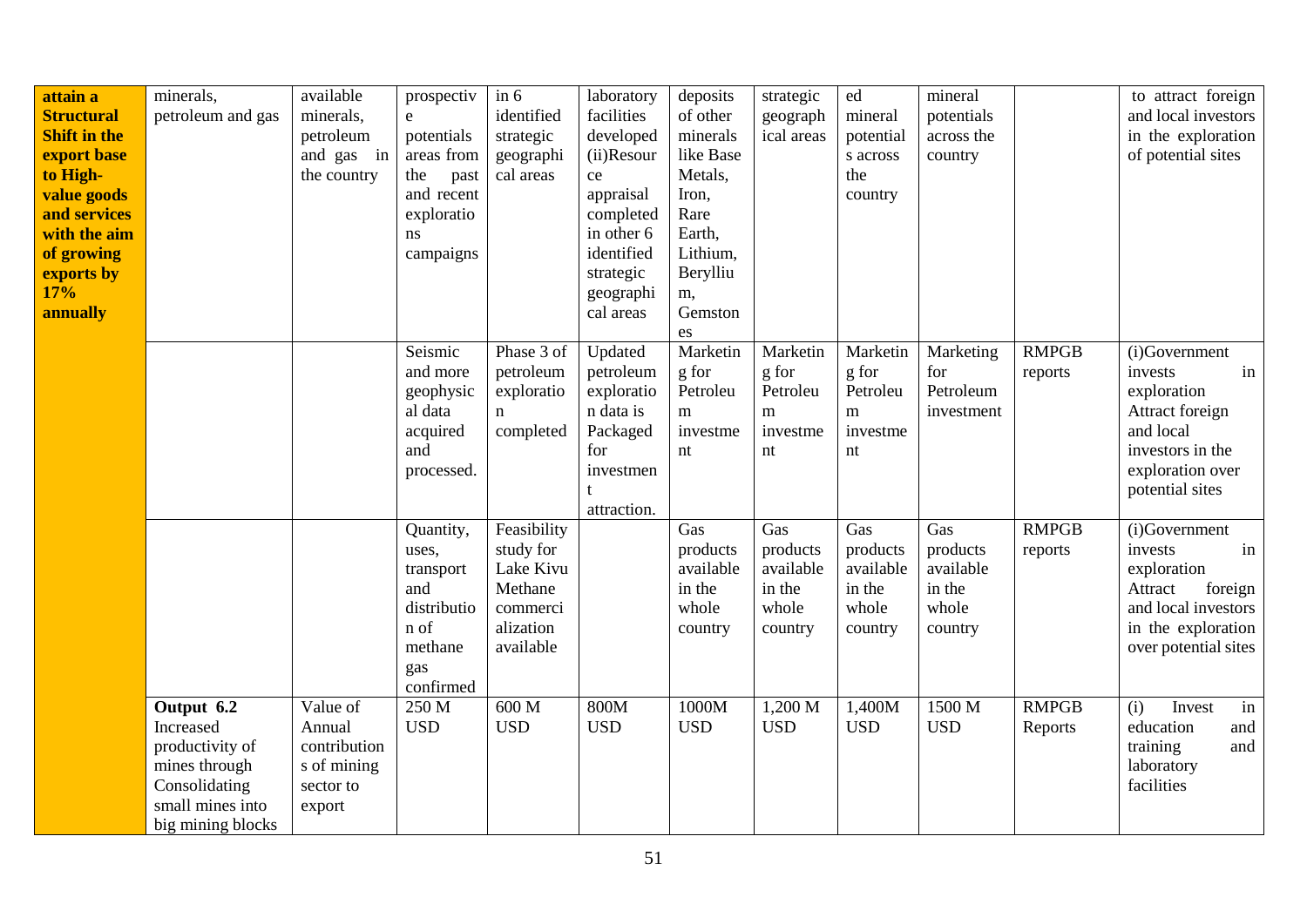| | | | | | | | | | | | |
|---|---|---|---|---|---|---|---|---|---|---|---|
| **attain a Structural Shift in the export base to High-value goods and services with the aim of growing exports by 17% annually** | minerals, petroleum and gas | available minerals, petroleum and gas in the country | prospective potentials areas from the past and recent explorations campaigns | in 6 identified strategic geographical areas | laboratory facilities developed (ii)Resource appraisal completed in other 6 identified strategic geographical areas | deposits of other minerals like Base Metals, Iron, Rare Earth, Lithium, Beryllium, Gemstones | strategic geographical areas | ed mineral potentials across the country | mineral potentials across the country | | to attract foreign and local investors in the exploration of potential sites |
| | | | Seismic and more geophysical data acquired and processed. | Phase 3 of petroleum exploration completed | Updated petroleum exploration data is Packaged for investment attraction. | Marketing for Petroleum investment | Marketing for Petroleum investment | Marketing for Petroleum investment | Marketing for Petroleum investment | RMPGB reports | (i)Government invests in exploration Attract foreign and local investors in the exploration over potential sites |
| | | | Quantity, uses, transport and distribution of methane gas confirmed | Feasibility study for Lake Kivu Methane commercialization available | | Gas products available in the whole country | Gas products available in the whole country | Gas products available in the whole country | Gas products available in the whole country | RMPGB reports | (i)Government invests in exploration Attract foreign and local investors in the exploration over potential sites |
| | **Output 6.2** Increased productivity of mines through Consolidating small mines into big mining blocks | Value of Annual contributions of mining sector to export | 250 M USD | 600 M USD | 800M USD | 1000M USD | 1,200 M USD | 1,400M USD | 1500 M USD | RMPGB Reports | (i) Invest in education and training and laboratory facilities |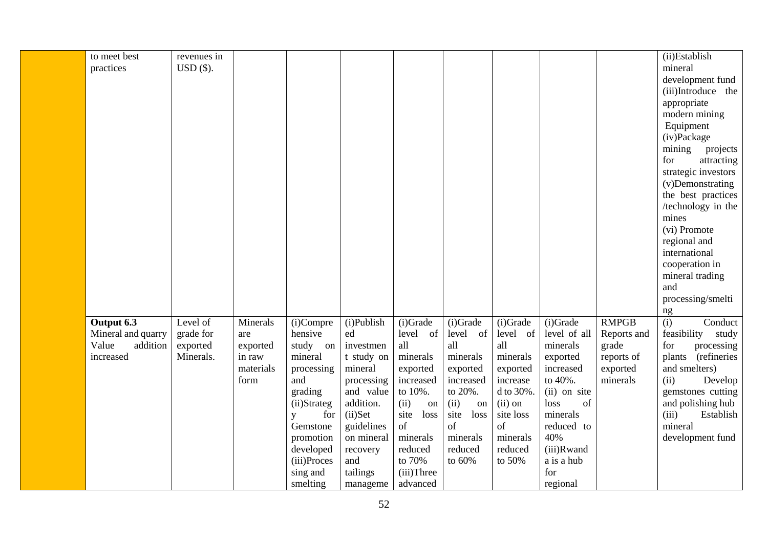| | | | | | | | | | | | |
|---|---|---|---|---|---|---|---|---|---|---|---|
| | to meet best practices | revenues in USD ($). | | | | | | | | | (ii)Establish mineral development fund (iii)Introduce the appropriate modern mining Equipment (iv)Package mining projects for attracting strategic investors (v)Demonstrating the best practices /technology in the mines (vi) Promote regional and international cooperation in mineral trading and processing/smelting |
| | **Output 6.3** Mineral and quarry Value addition increased | Level of grade for exported Minerals. | Minerals are exported in raw materials form | (i)Comprehensive study on mineral processing and grading (ii)Strategy for Gemstone promotion developed (iii)Processing and smelting | (i)Published investment study on mineral processing and value addition. (ii)Set guidelines on mineral recovery and tailings manageme | (i)Grade level of all minerals exported increased to 10%. (ii) on site loss of minerals reduced to 70% (iii)Three advanced | (i)Grade level of all minerals exported increased to 20%. (ii) on site loss of minerals reduced to 60% | (i)Grade level of all minerals exported increased to 30%. (ii) on site loss of minerals reduced to 50% | (i)Grade level of all minerals exported increased to 40%. (ii) on site loss of minerals reduced to 40% (iii)Rwanda is a hub for regional | RMPGB Reports and grade reports of exported minerals | (i) Conduct feasibility study for processing plants (refineries and smelters) (ii) Develop gemstones cutting and polishing hub (iii) Establish mineral development fund |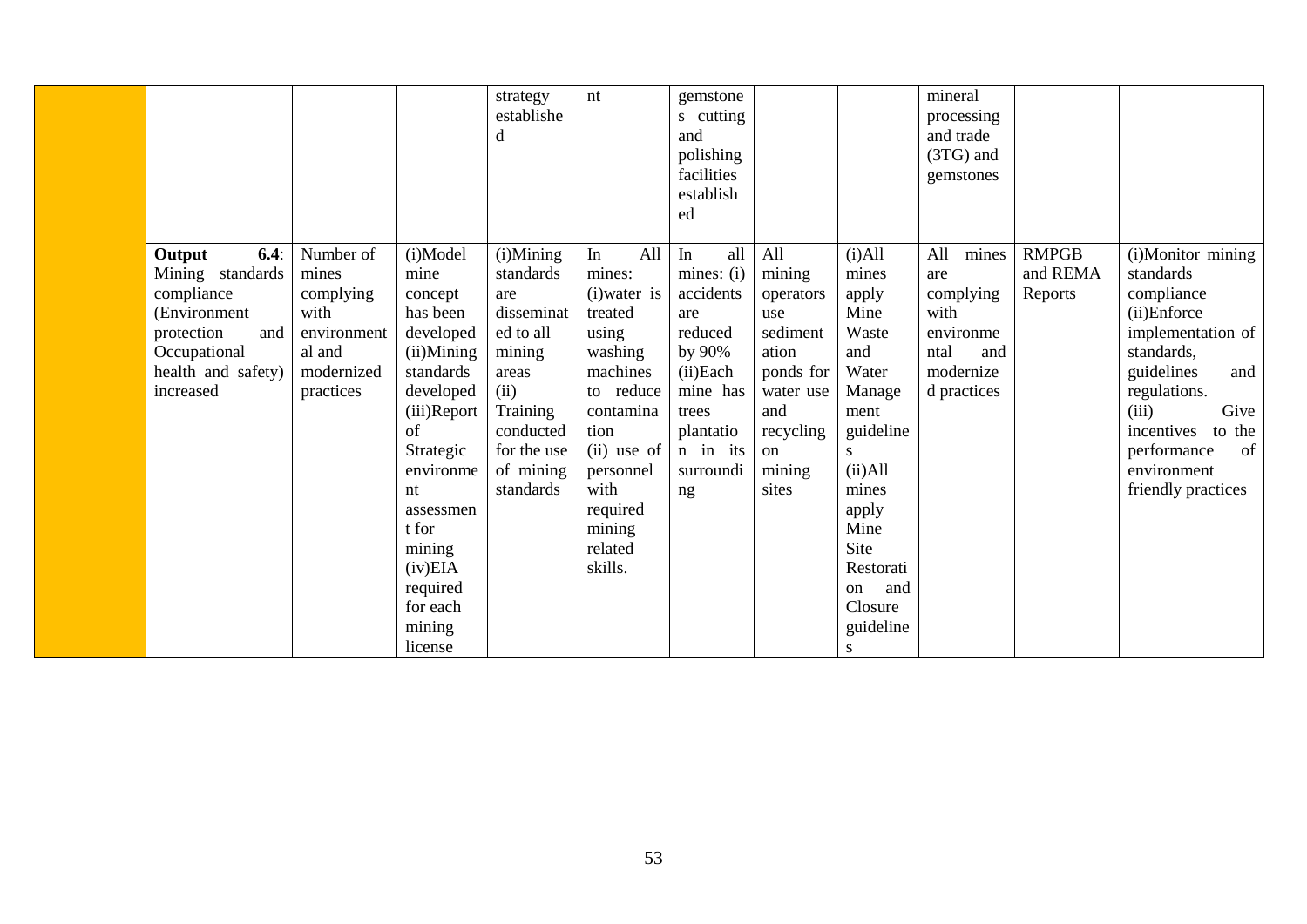| | | | | | | | | | | | |
|---|---|---|---|---|---|---|---|---|---|---|---|
| | | | | strategy established | nt | gemstones cutting and polishing facilities established | | | mineral processing and trade (3TG) and gemstones | | |
| | **Output 6.4**: Mining standards compliance (Environment protection and Occupational health and safety) increased | Number of mines complying with environmental and modernized practices | (i)Model mine concept has been developed (ii)Mining standards developed (iii)Report of Strategic environment assessment for mining (iv)EIA required for each mining license | (i)Mining standards are disseminated to all mining areas (ii) Training conducted for the use of mining standards | In All mines: (i)water is treated using washing machines to reduce contamination (ii) use of personnel with required mining related skills. | In all mines: (i) accidents are reduced by 90% (ii)Each mine has trees plantation in its surrounding | All mining operators use sedimentation ponds for water use and recycling on mining sites | (i)All mines apply Mine Waste and Water Management guidelines (ii)All mines apply Mine Site Restoration and Closure guidelines | All mines are complying with environmental and modernized practices | RMPGB and REMA Reports | (i)Monitor mining standards compliance (ii)Enforce implementation of standards, guidelines and regulations. (iii) Give incentives to the performance of environment friendly practices |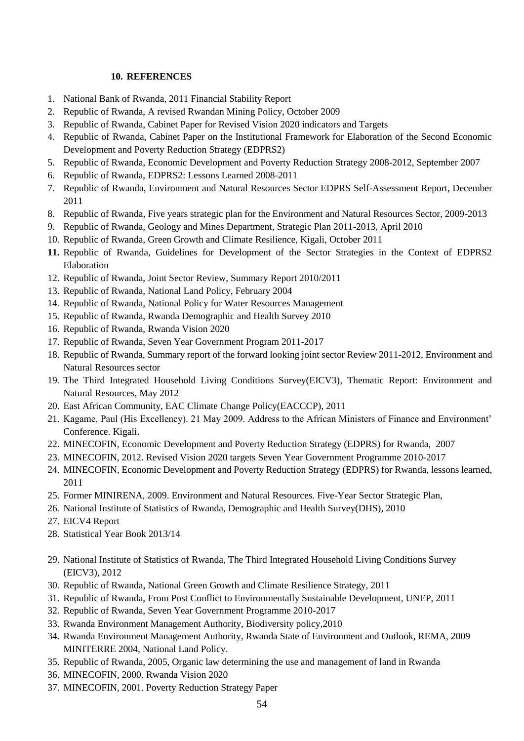## 10. REFERENCES

1. National Bank of Rwanda, 2011 Financial Stability Report
2. Republic of Rwanda, A revised Rwandan Mining Policy, October 2009
3. Republic of Rwanda, Cabinet Paper for Revised Vision 2020 indicators and Targets
4. Republic of Rwanda, Cabinet Paper on the Institutional Framework for Elaboration of the Second Economic Development and Poverty Reduction Strategy (EDPRS2)
5. Republic of Rwanda, Economic Development and Poverty Reduction Strategy 2008-2012, September 2007
6. Republic of Rwanda, EDPRS2: Lessons Learned 2008-2011
7. Republic of Rwanda, Environment and Natural Resources Sector EDPRS Self-Assessment Report, December 2011
8. Republic of Rwanda, Five years strategic plan for the Environment and Natural Resources Sector, 2009-2013
9. Republic of Rwanda, Geology and Mines Department, Strategic Plan 2011-2013, April 2010
10. Republic of Rwanda, Green Growth and Climate Resilience, Kigali, October 2011
11. Republic of Rwanda, Guidelines for Development of the Sector Strategies in the Context of EDPRS2 Elaboration
12. Republic of Rwanda, Joint Sector Review, Summary Report 2010/2011
13. Republic of Rwanda, National Land Policy, February 2004
14. Republic of Rwanda, National Policy for Water Resources Management
15. Republic of Rwanda, Rwanda Demographic and Health Survey 2010
16. Republic of Rwanda, Rwanda Vision 2020
17. Republic of Rwanda, Seven Year Government Program 2011-2017
18. Republic of Rwanda, Summary report of the forward looking joint sector Review 2011-2012, Environment and Natural Resources sector
19. The Third Integrated Household Living Conditions Survey(EICV3), Thematic Report: Environment and Natural Resources, May 2012
20. East African Community, EAC Climate Change Policy(EACCCP), 2011
21. Kagame, Paul (His Excellency). 21 May 2009. Address to the African Ministers of Finance and Environment' Conference. Kigali.
22. MINECOFIN, Economic Development and Poverty Reduction Strategy (EDPRS) for Rwanda, 2007
23. MINECOFIN, 2012. Revised Vision 2020 targets Seven Year Government Programme 2010-2017
24. MINECOFIN, Economic Development and Poverty Reduction Strategy (EDPRS) for Rwanda, lessons learned, 2011
25. Former MINIRENA, 2009. Environment and Natural Resources. Five-Year Sector Strategic Plan,
26. National Institute of Statistics of Rwanda, Demographic and Health Survey(DHS), 2010
27. EICV4 Report
28. Statistical Year Book 2013/14
29. National Institute of Statistics of Rwanda, The Third Integrated Household Living Conditions Survey (EICV3), 2012
30. Republic of Rwanda, National Green Growth and Climate Resilience Strategy, 2011
31. Republic of Rwanda, From Post Conflict to Environmentally Sustainable Development, UNEP, 2011
32. Republic of Rwanda, Seven Year Government Programme 2010-2017
33. Rwanda Environment Management Authority, Biodiversity policy,2010
34. Rwanda Environment Management Authority, Rwanda State of Environment and Outlook, REMA, 2009 MINITERRE 2004, National Land Policy.
35. Republic of Rwanda, 2005, Organic law determining the use and management of land in Rwanda
36. MINECOFIN, 2000. Rwanda Vision 2020
37. MINECOFIN, 2001. Poverty Reduction Strategy Paper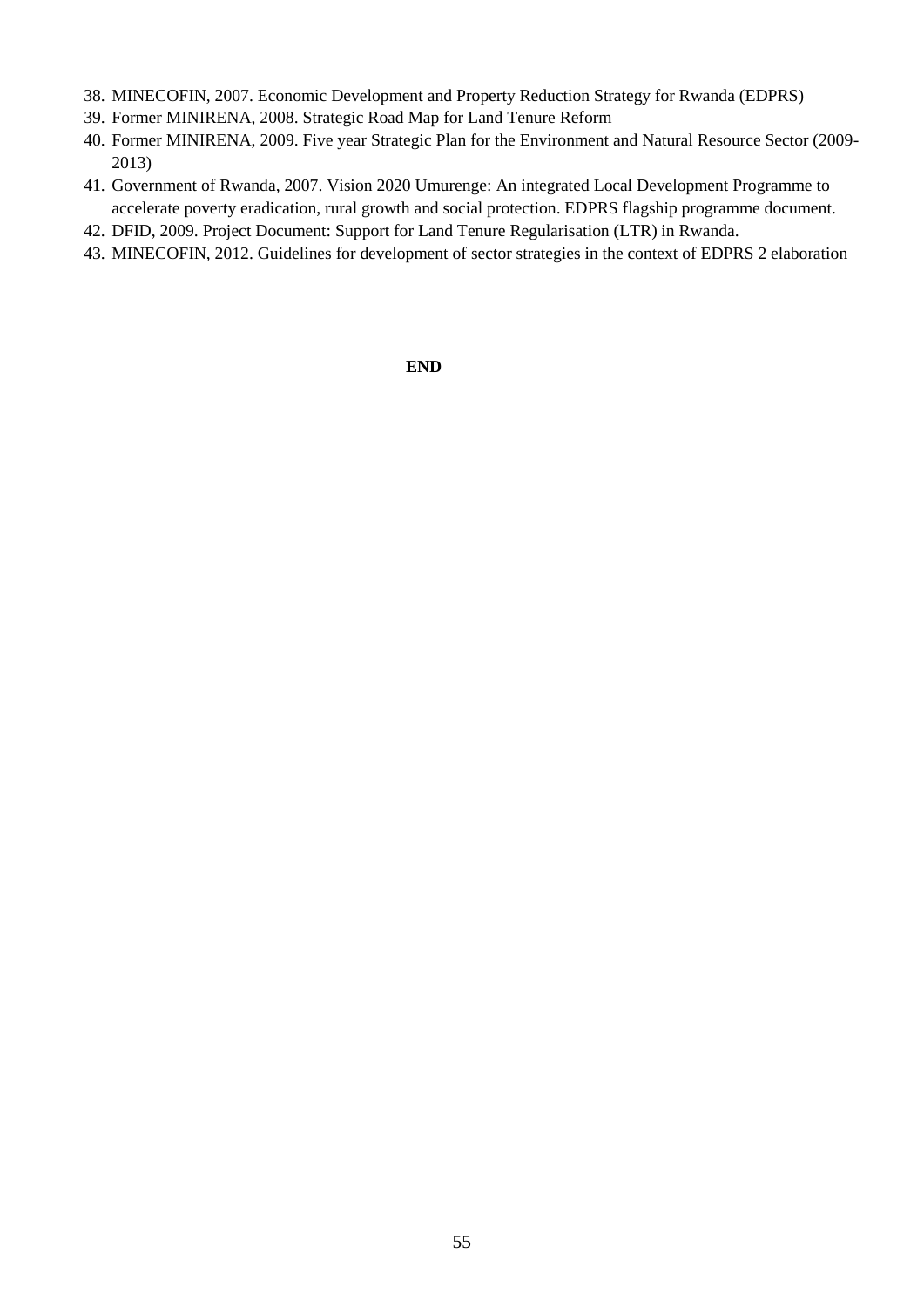38. MINECOFIN, 2007. Economic Development and Property Reduction Strategy for Rwanda (EDPRS)
39. Former MINIRENA, 2008. Strategic Road Map for Land Tenure Reform
40. Former MINIRENA, 2009. Five year Strategic Plan for the Environment and Natural Resource Sector (2009-2013)
41. Government of Rwanda, 2007. Vision 2020 Umurenge: An integrated Local Development Programme to accelerate poverty eradication, rural growth and social protection. EDPRS flagship programme document.
42. DFID, 2009. Project Document: Support for Land Tenure Regularisation (LTR) in Rwanda.
43. MINECOFIN, 2012. Guidelines for development of sector strategies in the context of EDPRS 2 elaboration

**END**